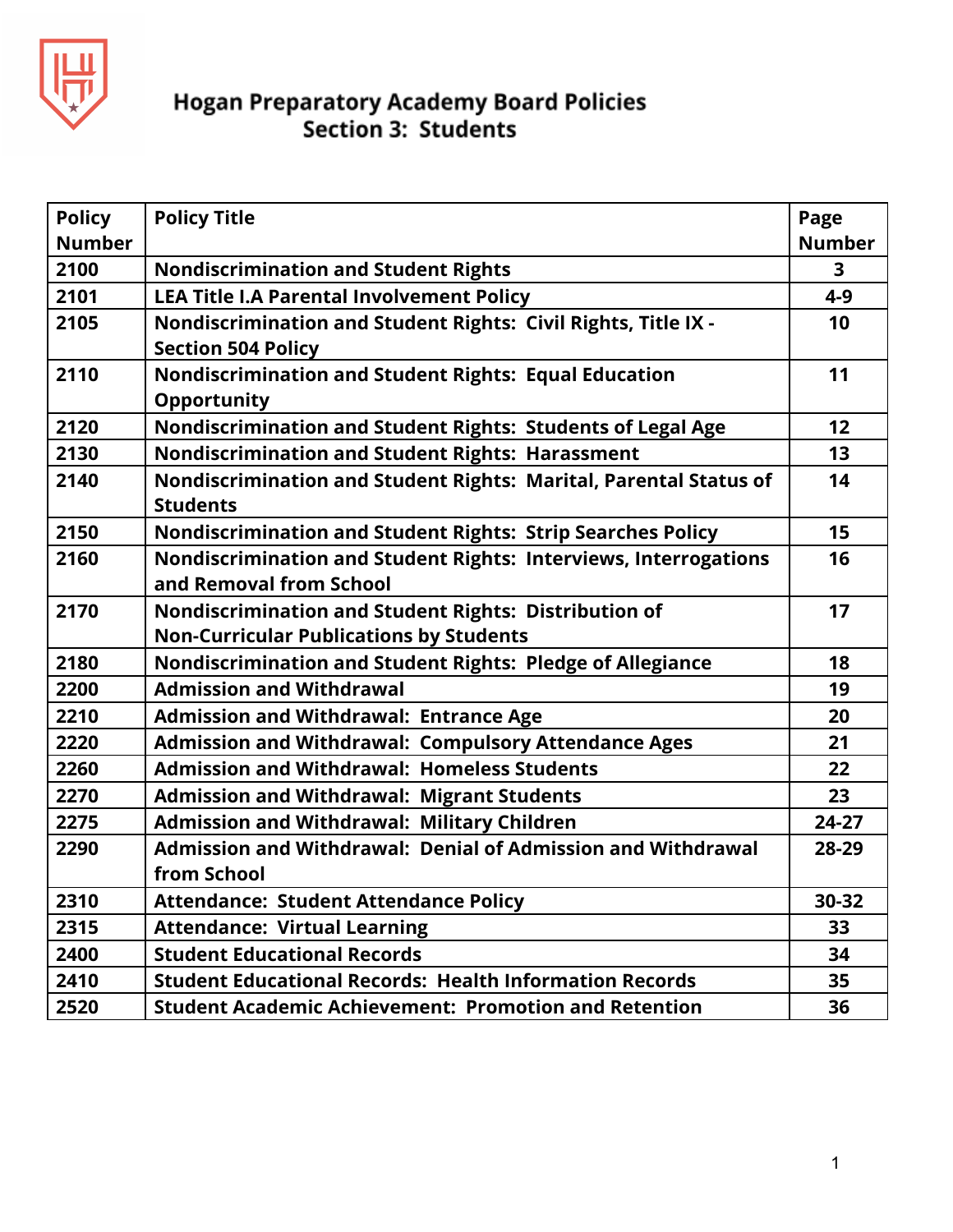# Hogan Preparatory Academy Board Policies
## Section 3: Students

| Policy Number | Policy Title | Page Number |
|---|---|---|
| 2100 | Nondiscrimination and Student Rights | 3 |
| 2101 | LEA Title I.A Parental Involvement Policy | 4-9 |
| 2105 | Nondiscrimination and Student Rights: Civil Rights, Title IX - Section 504 Policy | 10 |
| 2110 | Nondiscrimination and Student Rights: Equal Education Opportunity | 11 |
| 2120 | Nondiscrimination and Student Rights: Students of Legal Age | 12 |
| 2130 | Nondiscrimination and Student Rights: Harassment | 13 |
| 2140 | Nondiscrimination and Student Rights: Marital, Parental Status of Students | 14 |
| 2150 | Nondiscrimination and Student Rights: Strip Searches Policy | 15 |
| 2160 | Nondiscrimination and Student Rights: Interviews, Interrogations and Removal from School | 16 |
| 2170 | Nondiscrimination and Student Rights: Distribution of Non-Curricular Publications by Students | 17 |
| 2180 | Nondiscrimination and Student Rights: Pledge of Allegiance | 18 |
| 2200 | Admission and Withdrawal | 19 |
| 2210 | Admission and Withdrawal: Entrance Age | 20 |
| 2220 | Admission and Withdrawal: Compulsory Attendance Ages | 21 |
| 2260 | Admission and Withdrawal: Homeless Students | 22 |
| 2270 | Admission and Withdrawal: Migrant Students | 23 |
| 2275 | Admission and Withdrawal: Military Children | 24-27 |
| 2290 | Admission and Withdrawal: Denial of Admission and Withdrawal from School | 28-29 |
| 2310 | Attendance: Student Attendance Policy | 30-32 |
| 2315 | Attendance: Virtual Learning | 33 |
| 2400 | Student Educational Records | 34 |
| 2410 | Student Educational Records: Health Information Records | 35 |
| 2520 | Student Academic Achievement: Promotion and Retention | 36 |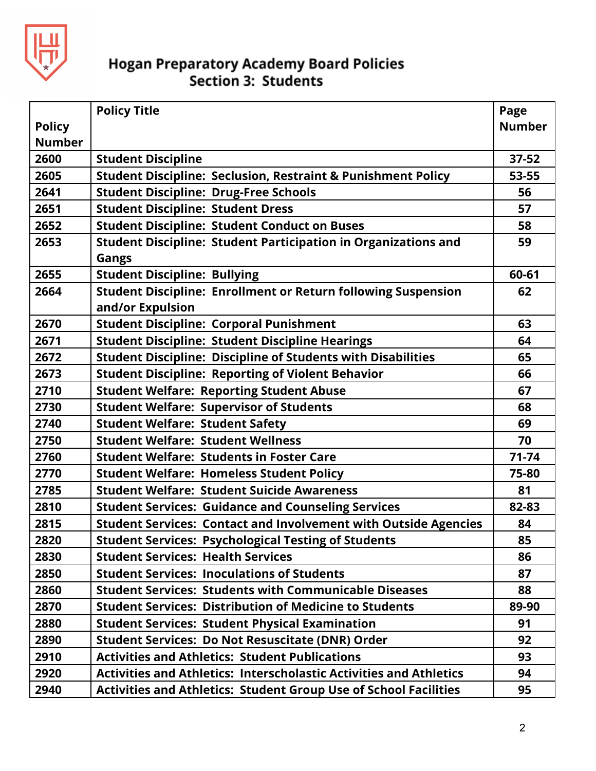# Hogan Preparatory Academy Board Policies
## Section 3: Students

| Policy Number | Policy Title | Page Number |
|---|---|---|
| 2600 | Student Discipline | 37-52 |
| 2605 | Student Discipline: Seclusion, Restraint & Punishment Policy | 53-55 |
| 2641 | Student Discipline: Drug-Free Schools | 56 |
| 2651 | Student Discipline: Student Dress | 57 |
| 2652 | Student Discipline: Student Conduct on Buses | 58 |
| 2653 | Student Discipline: Student Participation in Organizations and Gangs | 59 |
| 2655 | Student Discipline: Bullying | 60-61 |
| 2664 | Student Discipline: Enrollment or Return following Suspension and/or Expulsion | 62 |
| 2670 | Student Discipline: Corporal Punishment | 63 |
| 2671 | Student Discipline: Student Discipline Hearings | 64 |
| 2672 | Student Discipline: Discipline of Students with Disabilities | 65 |
| 2673 | Student Discipline: Reporting of Violent Behavior | 66 |
| 2710 | Student Welfare: Reporting Student Abuse | 67 |
| 2730 | Student Welfare: Supervisor of Students | 68 |
| 2740 | Student Welfare: Student Safety | 69 |
| 2750 | Student Welfare: Student Wellness | 70 |
| 2760 | Student Welfare: Students in Foster Care | 71-74 |
| 2770 | Student Welfare: Homeless Student Policy | 75-80 |
| 2785 | Student Welfare: Student Suicide Awareness | 81 |
| 2810 | Student Services: Guidance and Counseling Services | 82-83 |
| 2815 | Student Services: Contact and Involvement with Outside Agencies | 84 |
| 2820 | Student Services: Psychological Testing of Students | 85 |
| 2830 | Student Services: Health Services | 86 |
| 2850 | Student Services: Inoculations of Students | 87 |
| 2860 | Student Services: Students with Communicable Diseases | 88 |
| 2870 | Student Services: Distribution of Medicine to Students | 89-90 |
| 2880 | Student Services: Student Physical Examination | 91 |
| 2890 | Student Services: Do Not Resuscitate (DNR) Order | 92 |
| 2910 | Activities and Athletics: Student Publications | 93 |
| 2920 | Activities and Athletics: Interscholastic Activities and Athletics | 94 |
| 2940 | Activities and Athletics: Student Group Use of School Facilities | 95 |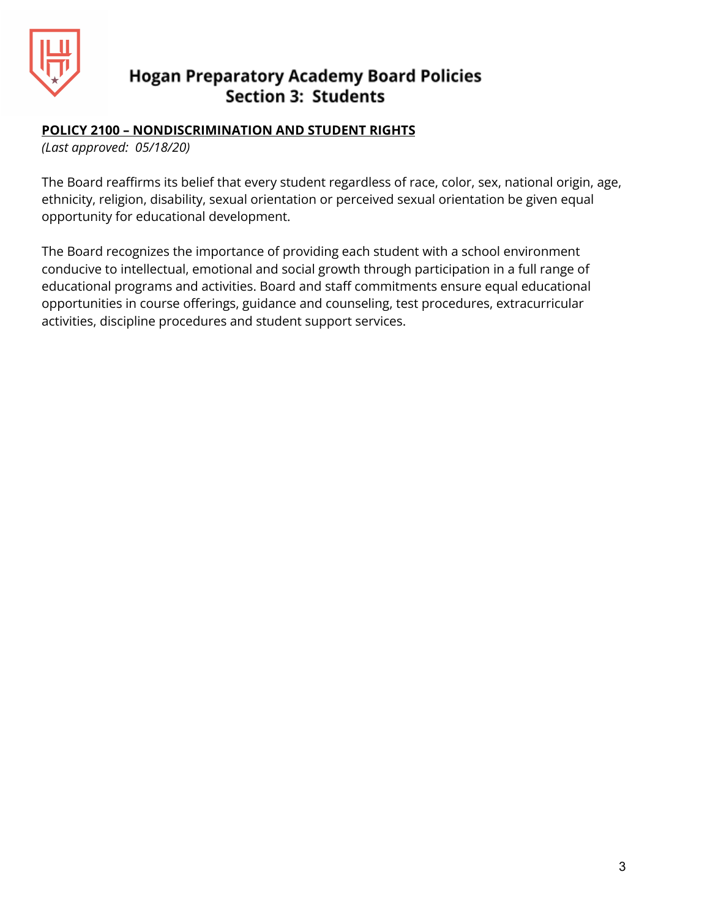# Hogan Preparatory Academy Board Policies
## Section 3: Students

**POLICY 2100 – NONDISCRIMINATION AND STUDENT RIGHTS**

*(Last approved: 05/18/20)*

The Board reaffirms its belief that every student regardless of race, color, sex, national origin, age, ethnicity, religion, disability, sexual orientation or perceived sexual orientation be given equal opportunity for educational development.

The Board recognizes the importance of providing each student with a school environment conducive to intellectual, emotional and social growth through participation in a full range of educational programs and activities. Board and staff commitments ensure equal educational opportunities in course offerings, guidance and counseling, test procedures, extracurricular activities, discipline procedures and student support services.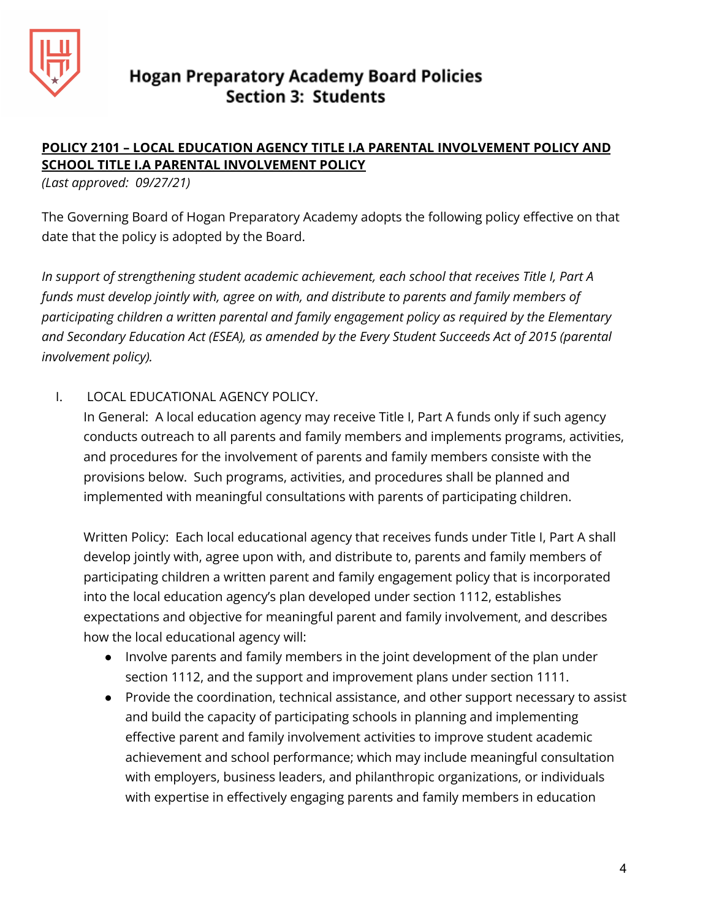# Hogan Preparatory Academy Board Policies
## Section 3: Students

**POLICY 2101 – LOCAL EDUCATION AGENCY TITLE I.A PARENTAL INVOLVEMENT POLICY AND SCHOOL TITLE I.A PARENTAL INVOLVEMENT POLICY**

*(Last approved: 09/27/21)*

The Governing Board of Hogan Preparatory Academy adopts the following policy effective on that date that the policy is adopted by the Board.

*In support of strengthening student academic achievement, each school that receives Title I, Part A funds must develop jointly with, agree on with, and distribute to parents and family members of participating children a written parental and family engagement policy as required by the Elementary and Secondary Education Act (ESEA), as amended by the Every Student Succeeds Act of 2015 (parental involvement policy).*

I. LOCAL EDUCATIONAL AGENCY POLICY.

In General: A local education agency may receive Title I, Part A funds only if such agency conducts outreach to all parents and family members and implements programs, activities, and procedures for the involvement of parents and family members consiste with the provisions below. Such programs, activities, and procedures shall be planned and implemented with meaningful consultations with parents of participating children.

Written Policy: Each local educational agency that receives funds under Title I, Part A shall develop jointly with, agree upon with, and distribute to, parents and family members of participating children a written parent and family engagement policy that is incorporated into the local education agency's plan developed under section 1112, establishes expectations and objective for meaningful parent and family involvement, and describes how the local educational agency will:

- Involve parents and family members in the joint development of the plan under section 1112, and the support and improvement plans under section 1111.
- Provide the coordination, technical assistance, and other support necessary to assist and build the capacity of participating schools in planning and implementing effective parent and family involvement activities to improve student academic achievement and school performance; which may include meaningful consultation with employers, business leaders, and philanthropic organizations, or individuals with expertise in effectively engaging parents and family members in education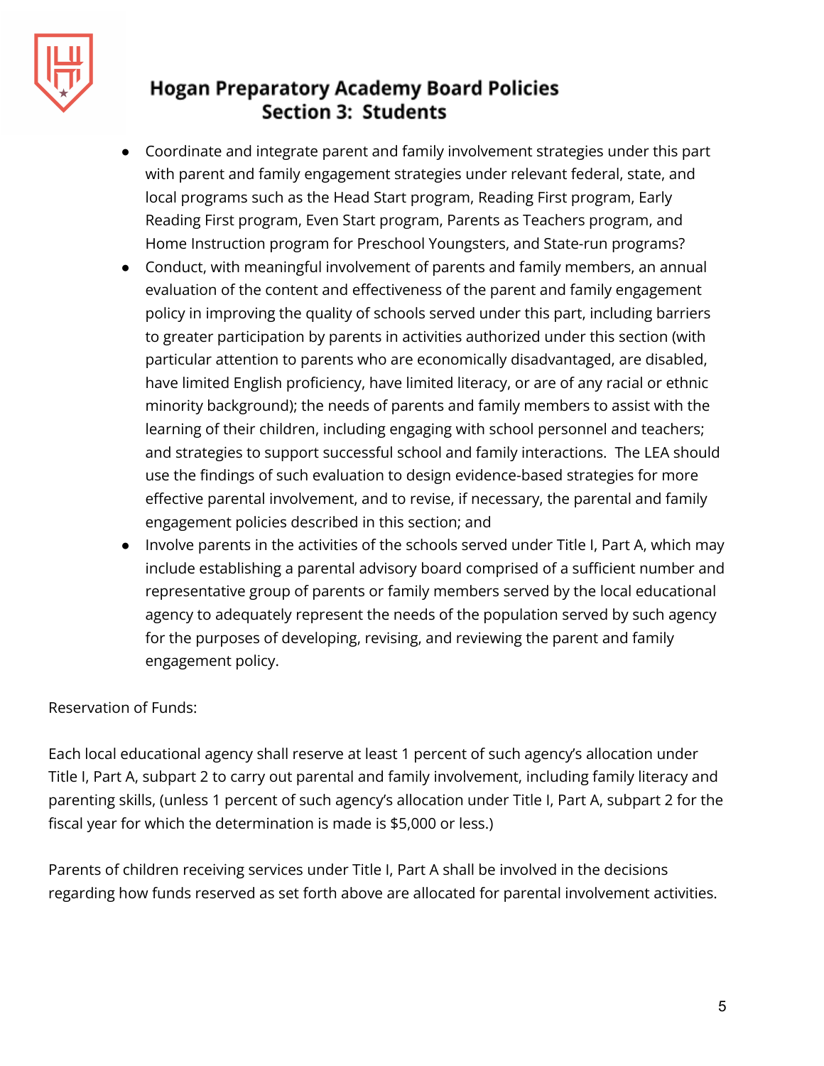- Coordinate and integrate parent and family involvement strategies under this part with parent and family engagement strategies under relevant federal, state, and local programs such as the Head Start program, Reading First program, Early Reading First program, Even Start program, Parents as Teachers program, and Home Instruction program for Preschool Youngsters, and State-run programs?
- Conduct, with meaningful involvement of parents and family members, an annual evaluation of the content and effectiveness of the parent and family engagement policy in improving the quality of schools served under this part, including barriers to greater participation by parents in activities authorized under this section (with particular attention to parents who are economically disadvantaged, are disabled, have limited English proficiency, have limited literacy, or are of any racial or ethnic minority background); the needs of parents and family members to assist with the learning of their children, including engaging with school personnel and teachers; and strategies to support successful school and family interactions. The LEA should use the findings of such evaluation to design evidence-based strategies for more effective parental involvement, and to revise, if necessary, the parental and family engagement policies described in this section; and
- Involve parents in the activities of the schools served under Title I, Part A, which may include establishing a parental advisory board comprised of a sufficient number and representative group of parents or family members served by the local educational agency to adequately represent the needs of the population served by such agency for the purposes of developing, revising, and reviewing the parent and family engagement policy.

Reservation of Funds:

Each local educational agency shall reserve at least 1 percent of such agency's allocation under Title I, Part A, subpart 2 to carry out parental and family involvement, including family literacy and parenting skills, (unless 1 percent of such agency's allocation under Title I, Part A, subpart 2 for the fiscal year for which the determination is made is $5,000 or less.)

Parents of children receiving services under Title I, Part A shall be involved in the decisions regarding how funds reserved as set forth above are allocated for parental involvement activities.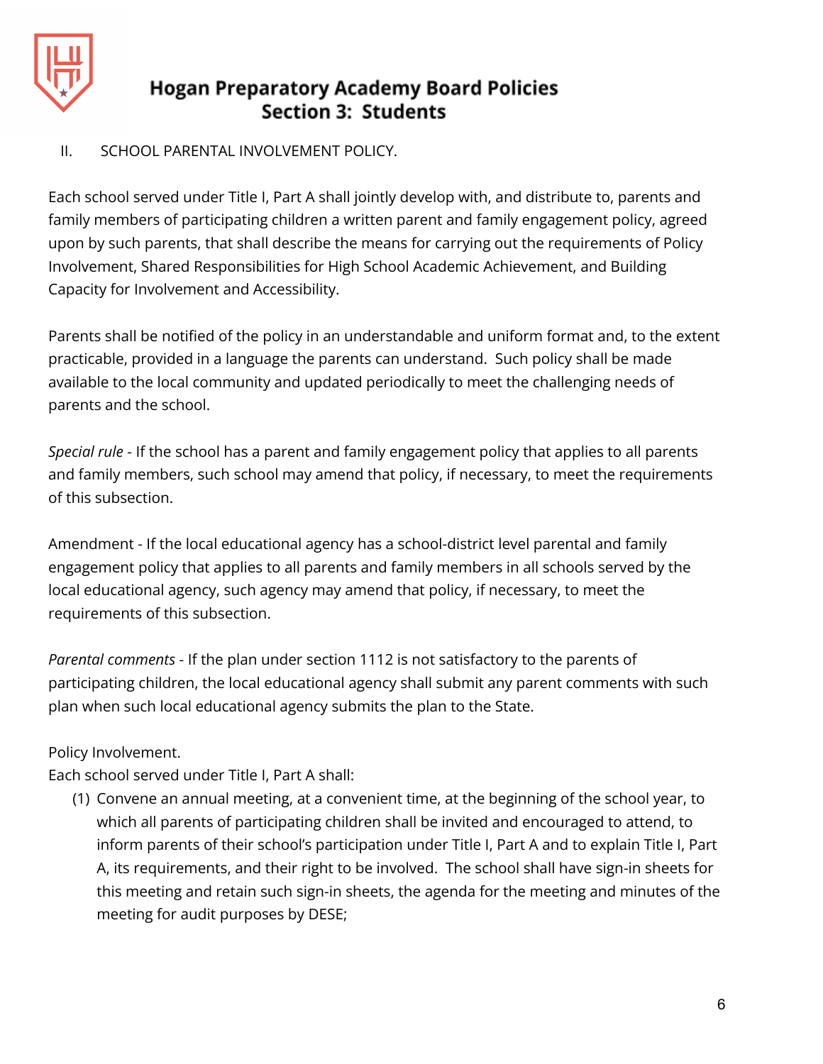II. SCHOOL PARENTAL INVOLVEMENT POLICY.

Each school served under Title I, Part A shall jointly develop with, and distribute to, parents and family members of participating children a written parent and family engagement policy, agreed upon by such parents, that shall describe the means for carrying out the requirements of Policy Involvement, Shared Responsibilities for High School Academic Achievement, and Building Capacity for Involvement and Accessibility.

Parents shall be notified of the policy in an understandable and uniform format and, to the extent practicable, provided in a language the parents can understand. Such policy shall be made available to the local community and updated periodically to meet the challenging needs of parents and the school.

*Special rule* - If the school has a parent and family engagement policy that applies to all parents and family members, such school may amend that policy, if necessary, to meet the requirements of this subsection.

Amendment - If the local educational agency has a school-district level parental and family engagement policy that applies to all parents and family members in all schools served by the local educational agency, such agency may amend that policy, if necessary, to meet the requirements of this subsection.

*Parental comments* - If the plan under section 1112 is not satisfactory to the parents of participating children, the local educational agency shall submit any parent comments with such plan when such local educational agency submits the plan to the State.

Policy Involvement.
Each school served under Title I, Part A shall:

(1) Convene an annual meeting, at a convenient time, at the beginning of the school year, to which all parents of participating children shall be invited and encouraged to attend, to inform parents of their school's participation under Title I, Part A and to explain Title I, Part A, its requirements, and their right to be involved. The school shall have sign-in sheets for this meeting and retain such sign-in sheets, the agenda for the meeting and minutes of the meeting for audit purposes by DESE;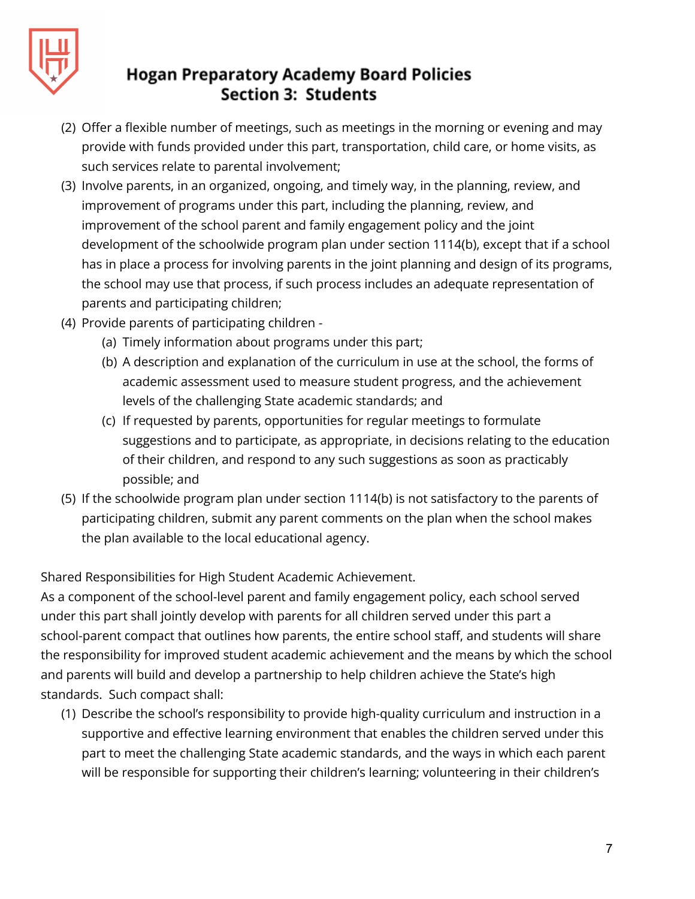(2) Offer a flexible number of meetings, such as meetings in the morning or evening and may provide with funds provided under this part, transportation, child care, or home visits, as such services relate to parental involvement;

(3) Involve parents, in an organized, ongoing, and timely way, in the planning, review, and improvement of programs under this part, including the planning, review, and improvement of the school parent and family engagement policy and the joint development of the schoolwide program plan under section 1114(b), except that if a school has in place a process for involving parents in the joint planning and design of its programs, the school may use that process, if such process includes an adequate representation of parents and participating children;

(4) Provide parents of participating children -

   (a) Timely information about programs under this part;

   (b) A description and explanation of the curriculum in use at the school, the forms of academic assessment used to measure student progress, and the achievement levels of the challenging State academic standards; and

   (c) If requested by parents, opportunities for regular meetings to formulate suggestions and to participate, as appropriate, in decisions relating to the education of their children, and respond to any such suggestions as soon as practicably possible; and

(5) If the schoolwide program plan under section 1114(b) is not satisfactory to the parents of participating children, submit any parent comments on the plan when the school makes the plan available to the local educational agency.

Shared Responsibilities for High Student Academic Achievement.

As a component of the school-level parent and family engagement policy, each school served under this part shall jointly develop with parents for all children served under this part a school-parent compact that outlines how parents, the entire school staff, and students will share the responsibility for improved student academic achievement and the means by which the school and parents will build and develop a partnership to help children achieve the State's high standards. Such compact shall:

(1) Describe the school's responsibility to provide high-quality curriculum and instruction in a supportive and effective learning environment that enables the children served under this part to meet the challenging State academic standards, and the ways in which each parent will be responsible for supporting their children's learning; volunteering in their children's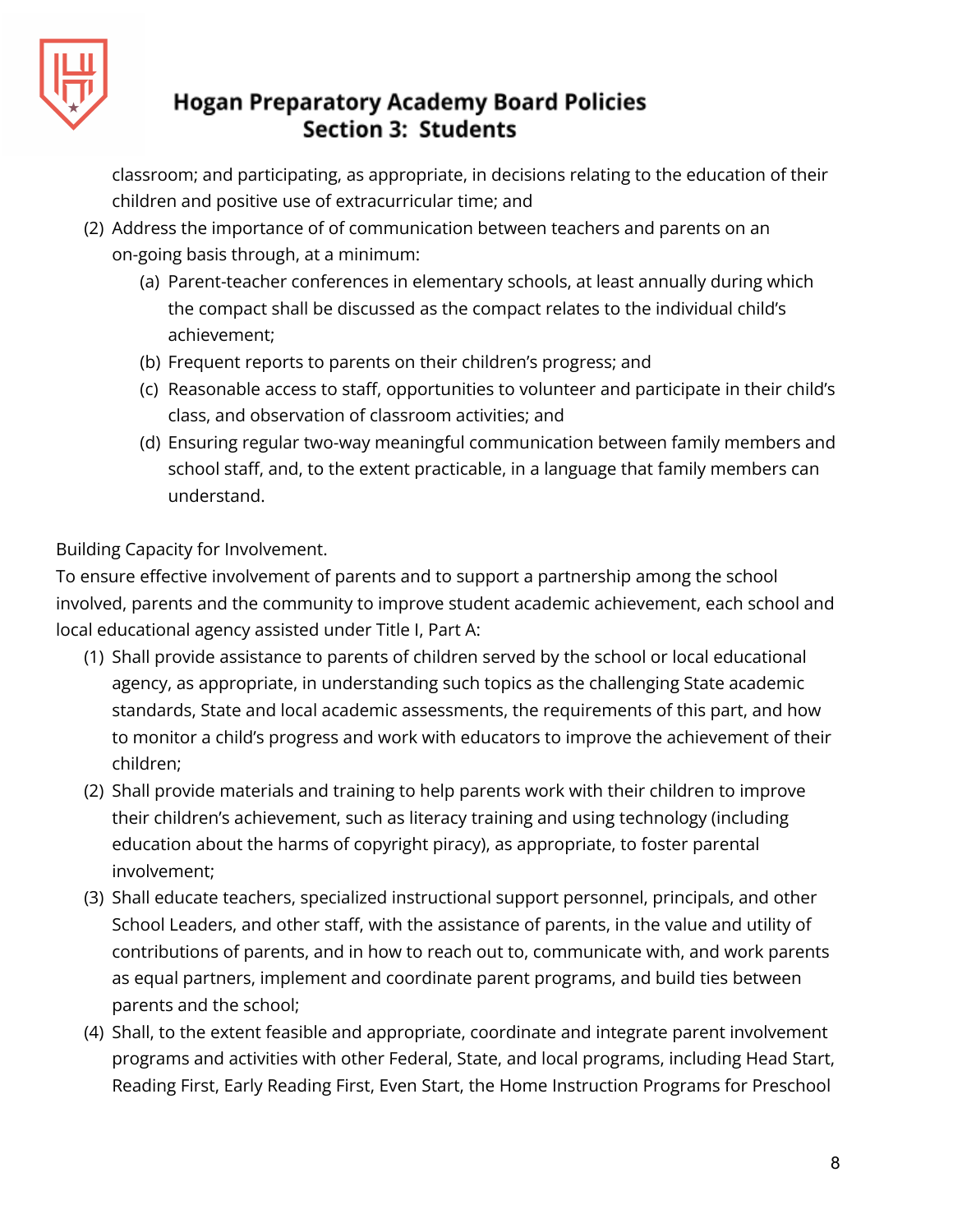classroom; and participating, as appropriate, in decisions relating to the education of their children and positive use of extracurricular time; and

(2) Address the importance of of communication between teachers and parents on an on-going basis through, at a minimum:
   (a) Parent-teacher conferences in elementary schools, at least annually during which the compact shall be discussed as the compact relates to the individual child's achievement;
   (b) Frequent reports to parents on their children's progress; and
   (c) Reasonable access to staff, opportunities to volunteer and participate in their child's class, and observation of classroom activities; and
   (d) Ensuring regular two-way meaningful communication between family members and school staff, and, to the extent practicable, in a language that family members can understand.

Building Capacity for Involvement.

To ensure effective involvement of parents and to support a partnership among the school involved, parents and the community to improve student academic achievement, each school and local educational agency assisted under Title I, Part A:

(1) Shall provide assistance to parents of children served by the school or local educational agency, as appropriate, in understanding such topics as the challenging State academic standards, State and local academic assessments, the requirements of this part, and how to monitor a child's progress and work with educators to improve the achievement of their children;
(2) Shall provide materials and training to help parents work with their children to improve their children's achievement, such as literacy training and using technology (including education about the harms of copyright piracy), as appropriate, to foster parental involvement;
(3) Shall educate teachers, specialized instructional support personnel, principals, and other School Leaders, and other staff, with the assistance of parents, in the value and utility of contributions of parents, and in how to reach out to, communicate with, and work parents as equal partners, implement and coordinate parent programs, and build ties between parents and the school;
(4) Shall, to the extent feasible and appropriate, coordinate and integrate parent involvement programs and activities with other Federal, State, and local programs, including Head Start, Reading First, Early Reading First, Even Start, the Home Instruction Programs for Preschool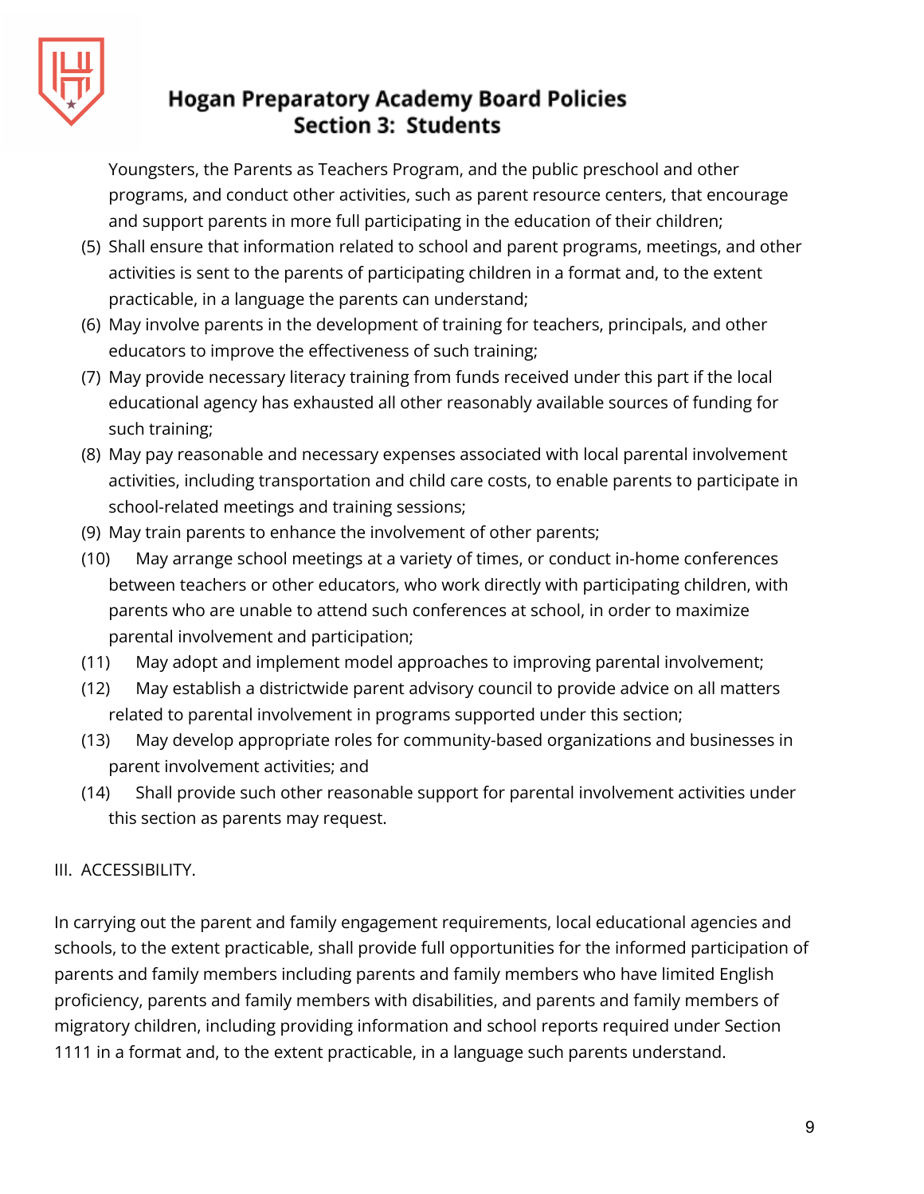Youngsters, the Parents as Teachers Program, and the public preschool and other programs, and conduct other activities, such as parent resource centers, that encourage and support parents in more full participating in the education of their children;

(5) Shall ensure that information related to school and parent programs, meetings, and other activities is sent to the parents of participating children in a format and, to the extent practicable, in a language the parents can understand;

(6) May involve parents in the development of training for teachers, principals, and other educators to improve the effectiveness of such training;

(7) May provide necessary literacy training from funds received under this part if the local educational agency has exhausted all other reasonably available sources of funding for such training;

(8) May pay reasonable and necessary expenses associated with local parental involvement activities, including transportation and child care costs, to enable parents to participate in school-related meetings and training sessions;

(9) May train parents to enhance the involvement of other parents;

(10) May arrange school meetings at a variety of times, or conduct in-home conferences between teachers or other educators, who work directly with participating children, with parents who are unable to attend such conferences at school, in order to maximize parental involvement and participation;

(11) May adopt and implement model approaches to improving parental involvement;

(12) May establish a districtwide parent advisory council to provide advice on all matters related to parental involvement in programs supported under this section;

(13) May develop appropriate roles for community-based organizations and businesses in parent involvement activities; and

(14) Shall provide such other reasonable support for parental involvement activities under this section as parents may request.

III. ACCESSIBILITY.

In carrying out the parent and family engagement requirements, local educational agencies and schools, to the extent practicable, shall provide full opportunities for the informed participation of parents and family members including parents and family members who have limited English proficiency, parents and family members with disabilities, and parents and family members of migratory children, including providing information and school reports required under Section 1111 in a format and, to the extent practicable, in a language such parents understand.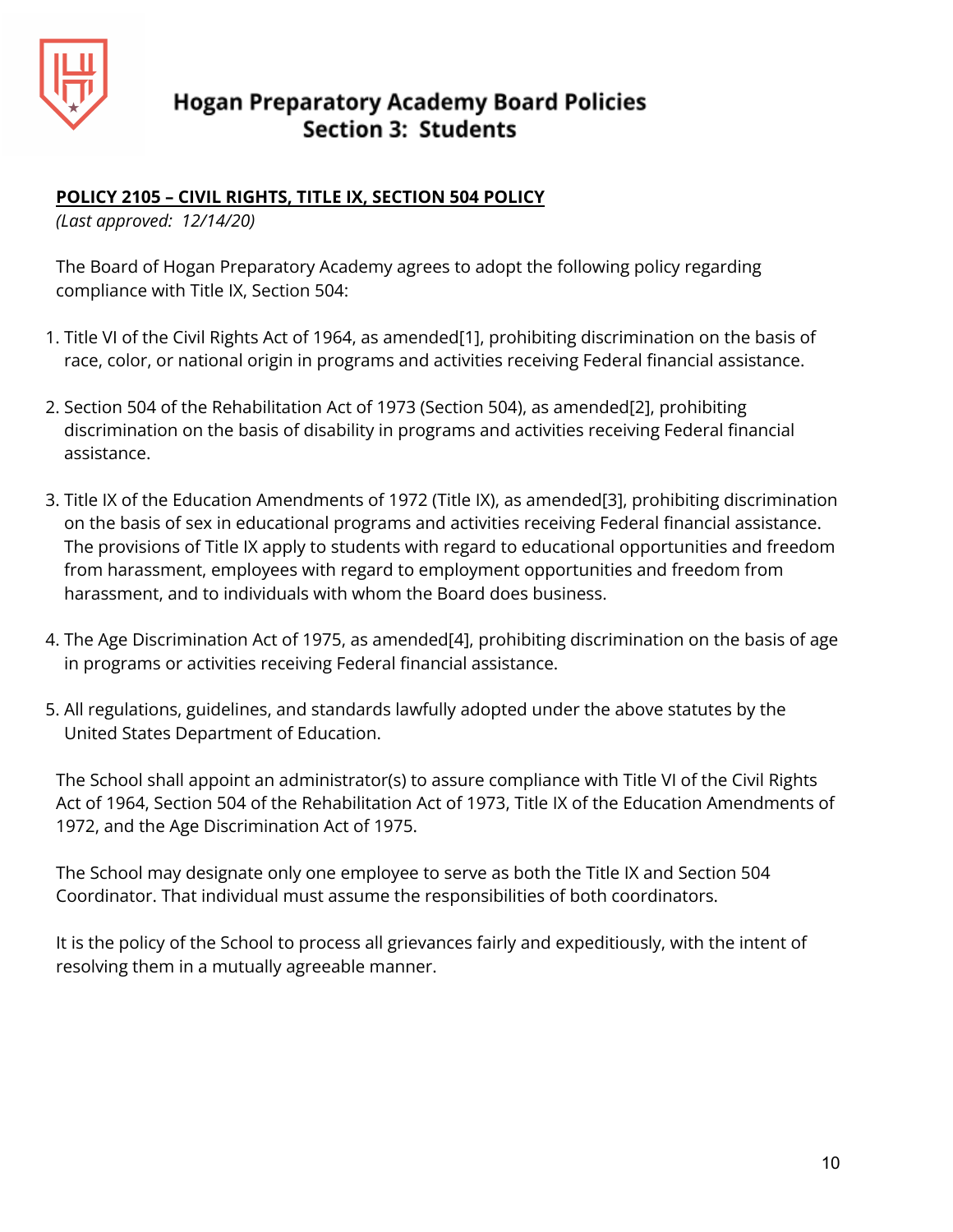# Hogan Preparatory Academy Board Policies
## Section 3: Students

**<u>POLICY 2105 – CIVIL RIGHTS, TITLE IX, SECTION 504 POLICY</u>**

*(Last approved: 12/14/20)*

The Board of Hogan Preparatory Academy agrees to adopt the following policy regarding compliance with Title IX, Section 504:

1. Title VI of the Civil Rights Act of 1964, as amended[1], prohibiting discrimination on the basis of race, color, or national origin in programs and activities receiving Federal financial assistance.

2. Section 504 of the Rehabilitation Act of 1973 (Section 504), as amended[2], prohibiting discrimination on the basis of disability in programs and activities receiving Federal financial assistance.

3. Title IX of the Education Amendments of 1972 (Title IX), as amended[3], prohibiting discrimination on the basis of sex in educational programs and activities receiving Federal financial assistance. The provisions of Title IX apply to students with regard to educational opportunities and freedom from harassment, employees with regard to employment opportunities and freedom from harassment, and to individuals with whom the Board does business.

4. The Age Discrimination Act of 1975, as amended[4], prohibiting discrimination on the basis of age in programs or activities receiving Federal financial assistance.

5. All regulations, guidelines, and standards lawfully adopted under the above statutes by the United States Department of Education.

The School shall appoint an administrator(s) to assure compliance with Title VI of the Civil Rights Act of 1964, Section 504 of the Rehabilitation Act of 1973, Title IX of the Education Amendments of 1972, and the Age Discrimination Act of 1975.

The School may designate only one employee to serve as both the Title IX and Section 504 Coordinator. That individual must assume the responsibilities of both coordinators.

It is the policy of the School to process all grievances fairly and expeditiously, with the intent of resolving them in a mutually agreeable manner.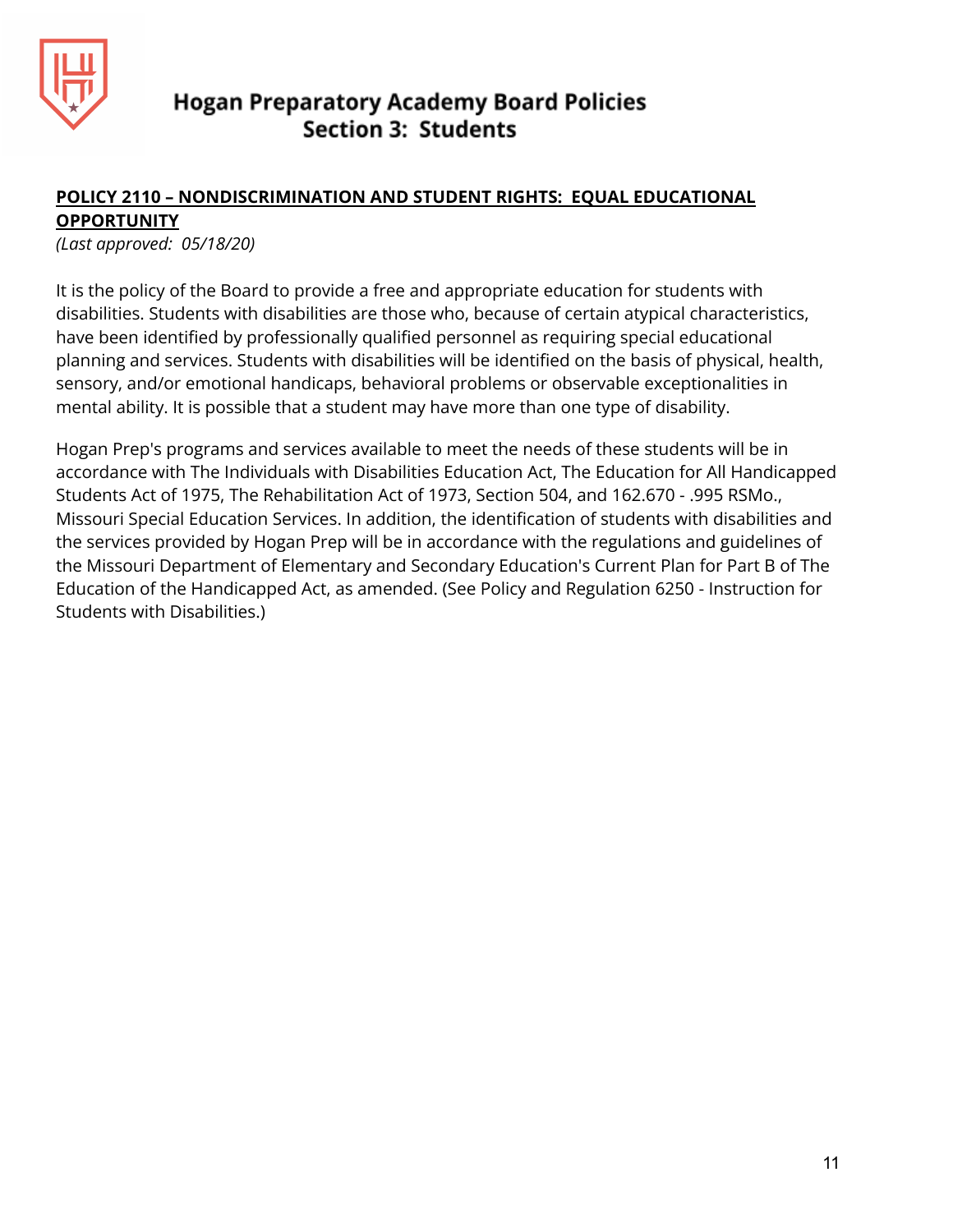**POLICY 2110 – NONDISCRIMINATION AND STUDENT RIGHTS: EQUAL EDUCATIONAL OPPORTUNITY**

*(Last approved: 05/18/20)*

It is the policy of the Board to provide a free and appropriate education for students with disabilities. Students with disabilities are those who, because of certain atypical characteristics, have been identified by professionally qualified personnel as requiring special educational planning and services. Students with disabilities will be identified on the basis of physical, health, sensory, and/or emotional handicaps, behavioral problems or observable exceptionalities in mental ability. It is possible that a student may have more than one type of disability.

Hogan Prep's programs and services available to meet the needs of these students will be in accordance with The Individuals with Disabilities Education Act, The Education for All Handicapped Students Act of 1975, The Rehabilitation Act of 1973, Section 504, and 162.670 - .995 RSMo., Missouri Special Education Services. In addition, the identification of students with disabilities and the services provided by Hogan Prep will be in accordance with the regulations and guidelines of the Missouri Department of Elementary and Secondary Education's Current Plan for Part B of The Education of the Handicapped Act, as amended. (See Policy and Regulation 6250 - Instruction for Students with Disabilities.)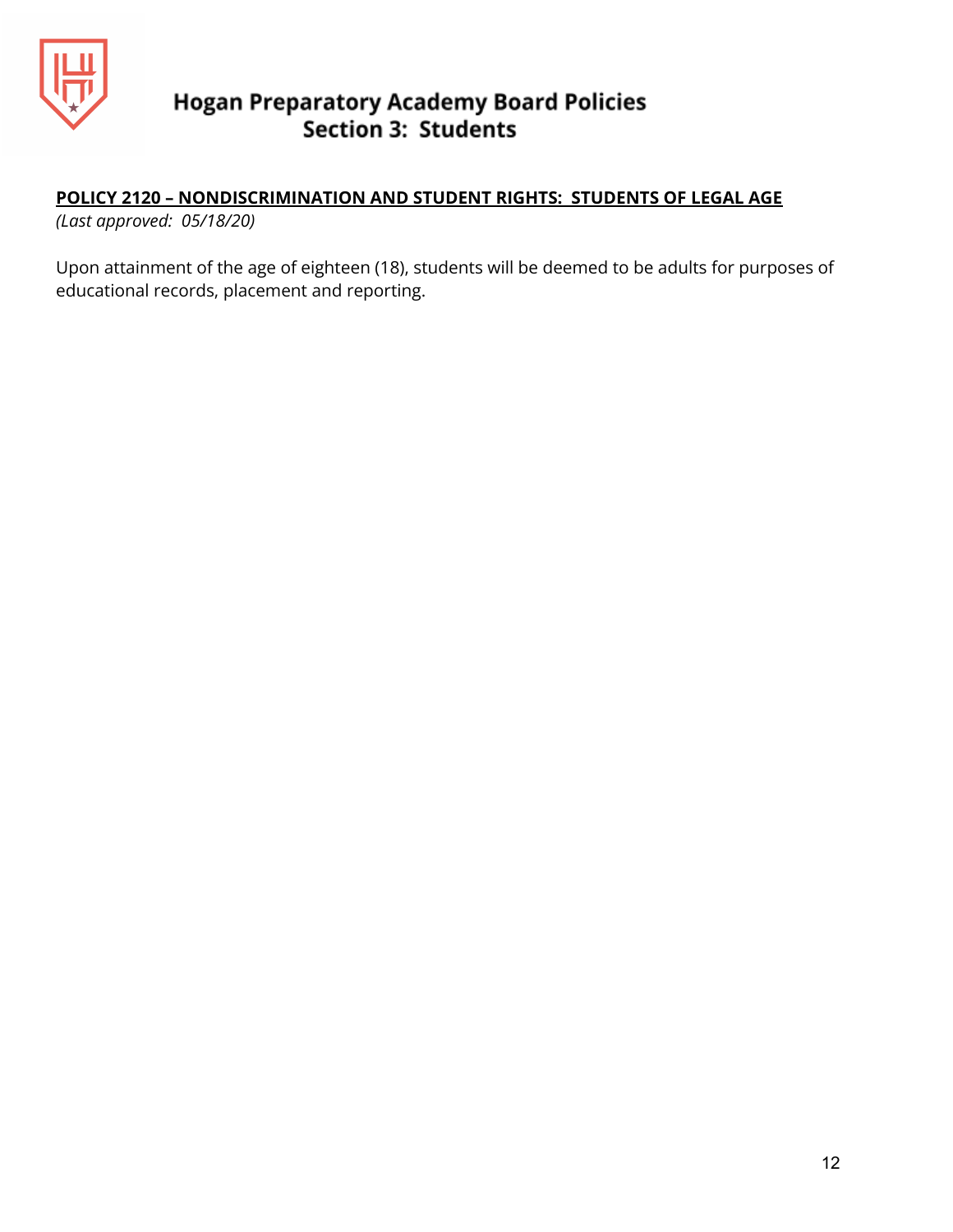# Hogan Preparatory Academy Board Policies
## Section 3: Students

**POLICY 2120 – NONDISCRIMINATION AND STUDENT RIGHTS: STUDENTS OF LEGAL AGE**

*(Last approved: 05/18/20)*

Upon attainment of the age of eighteen (18), students will be deemed to be adults for purposes of educational records, placement and reporting.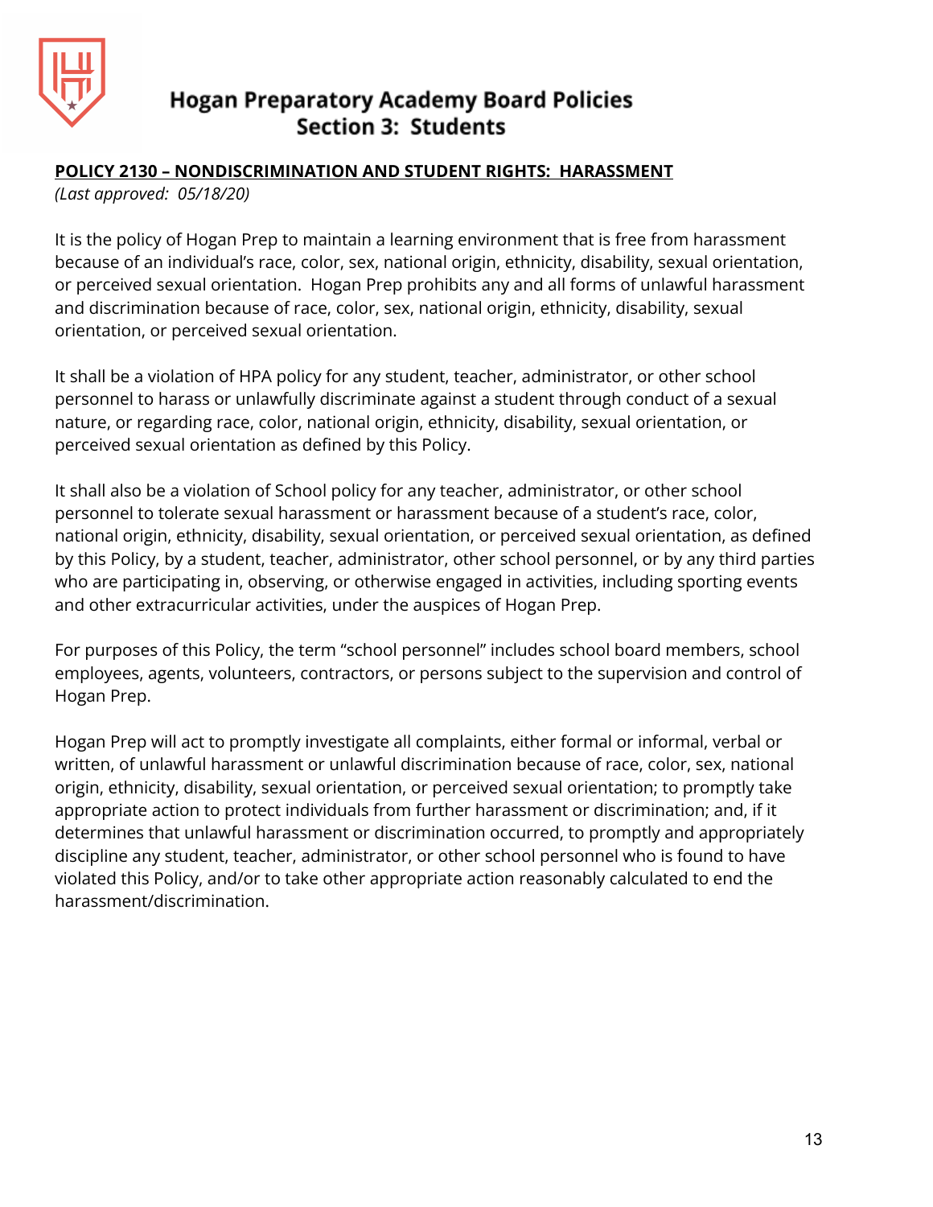# Hogan Preparatory Academy Board Policies
## Section 3: Students

**POLICY 2130 – NONDISCRIMINATION AND STUDENT RIGHTS: HARASSMENT**

*(Last approved: 05/18/20)*

It is the policy of Hogan Prep to maintain a learning environment that is free from harassment because of an individual's race, color, sex, national origin, ethnicity, disability, sexual orientation, or perceived sexual orientation. Hogan Prep prohibits any and all forms of unlawful harassment and discrimination because of race, color, sex, national origin, ethnicity, disability, sexual orientation, or perceived sexual orientation.

It shall be a violation of HPA policy for any student, teacher, administrator, or other school personnel to harass or unlawfully discriminate against a student through conduct of a sexual nature, or regarding race, color, national origin, ethnicity, disability, sexual orientation, or perceived sexual orientation as defined by this Policy.

It shall also be a violation of School policy for any teacher, administrator, or other school personnel to tolerate sexual harassment or harassment because of a student's race, color, national origin, ethnicity, disability, sexual orientation, or perceived sexual orientation, as defined by this Policy, by a student, teacher, administrator, other school personnel, or by any third parties who are participating in, observing, or otherwise engaged in activities, including sporting events and other extracurricular activities, under the auspices of Hogan Prep.

For purposes of this Policy, the term "school personnel" includes school board members, school employees, agents, volunteers, contractors, or persons subject to the supervision and control of Hogan Prep.

Hogan Prep will act to promptly investigate all complaints, either formal or informal, verbal or written, of unlawful harassment or unlawful discrimination because of race, color, sex, national origin, ethnicity, disability, sexual orientation, or perceived sexual orientation; to promptly take appropriate action to protect individuals from further harassment or discrimination; and, if it determines that unlawful harassment or discrimination occurred, to promptly and appropriately discipline any student, teacher, administrator, or other school personnel who is found to have violated this Policy, and/or to take other appropriate action reasonably calculated to end the harassment/discrimination.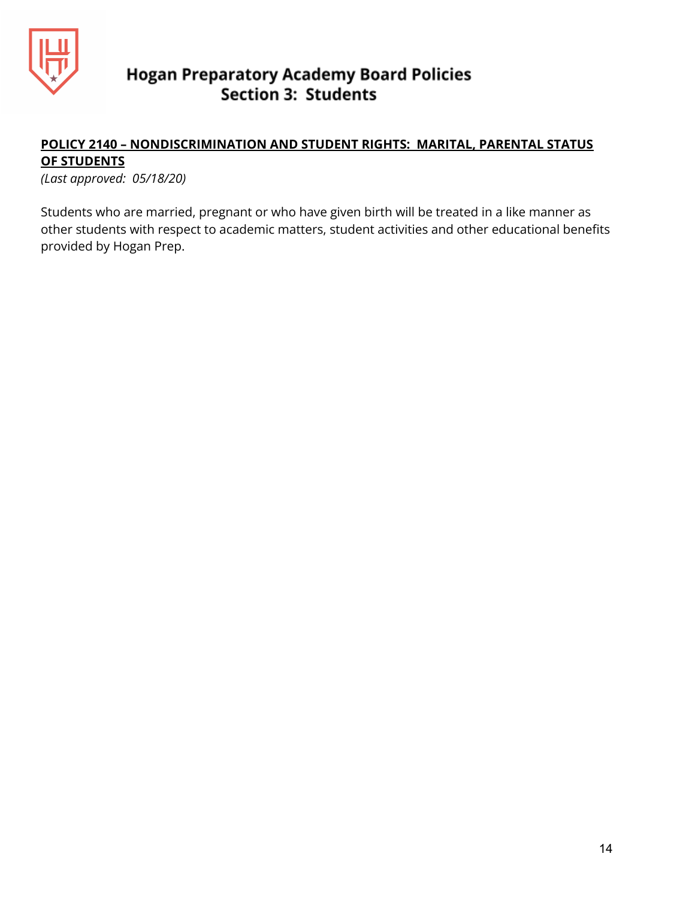**POLICY 2140 – NONDISCRIMINATION AND STUDENT RIGHTS: MARITAL, PARENTAL STATUS OF STUDENTS**

*(Last approved: 05/18/20)*

Students who are married, pregnant or who have given birth will be treated in a like manner as other students with respect to academic matters, student activities and other educational benefits provided by Hogan Prep.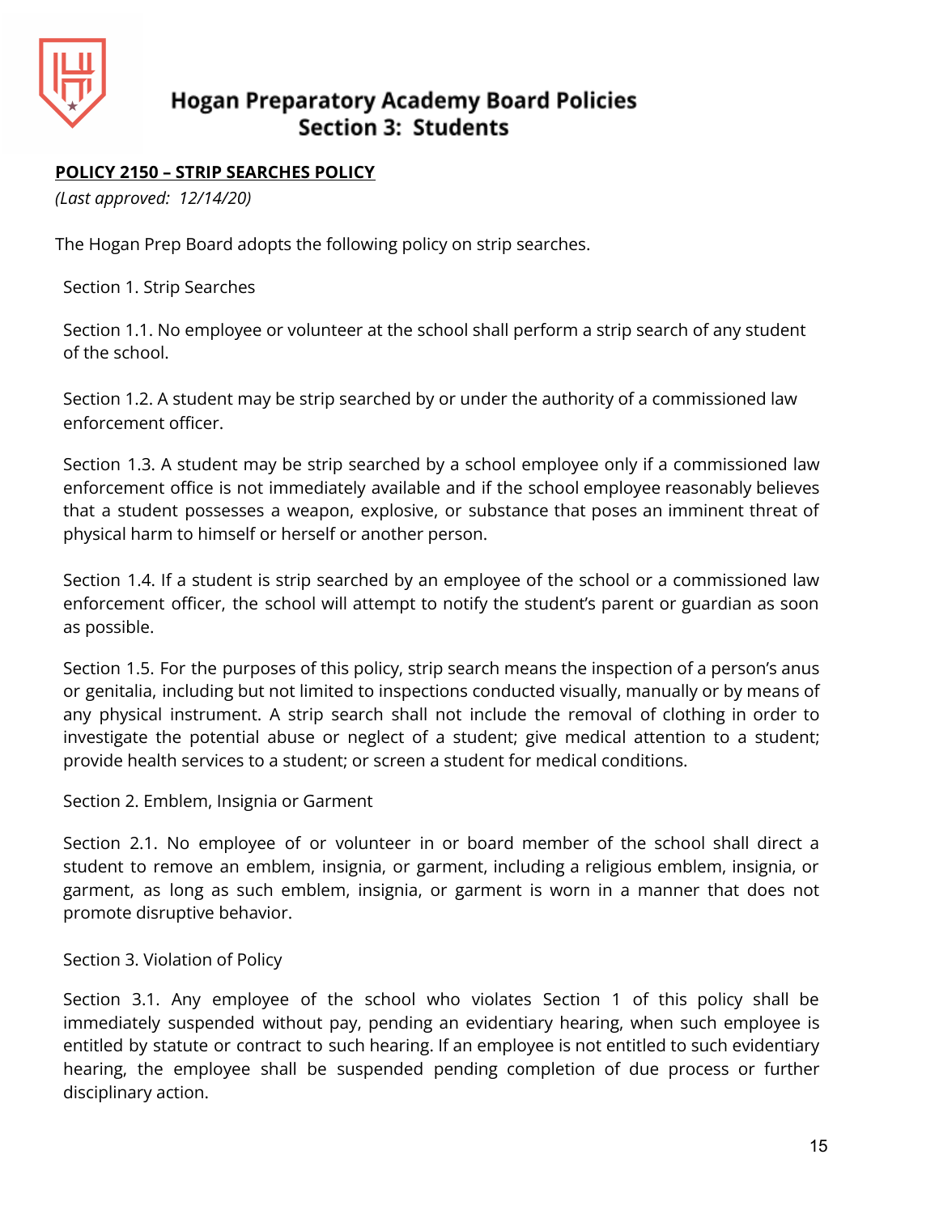# Hogan Preparatory Academy Board Policies
## Section 3: Students

**POLICY 2150 – STRIP SEARCHES POLICY**

*(Last approved: 12/14/20)*

The Hogan Prep Board adopts the following policy on strip searches.

Section 1. Strip Searches

Section 1.1. No employee or volunteer at the school shall perform a strip search of any student of the school.

Section 1.2. A student may be strip searched by or under the authority of a commissioned law enforcement officer.

Section 1.3. A student may be strip searched by a school employee only if a commissioned law enforcement office is not immediately available and if the school employee reasonably believes that a student possesses a weapon, explosive, or substance that poses an imminent threat of physical harm to himself or herself or another person.

Section 1.4. If a student is strip searched by an employee of the school or a commissioned law enforcement officer, the school will attempt to notify the student's parent or guardian as soon as possible.

Section 1.5. For the purposes of this policy, strip search means the inspection of a person's anus or genitalia, including but not limited to inspections conducted visually, manually or by means of any physical instrument. A strip search shall not include the removal of clothing in order to investigate the potential abuse or neglect of a student; give medical attention to a student; provide health services to a student; or screen a student for medical conditions.

Section 2. Emblem, Insignia or Garment

Section 2.1. No employee of or volunteer in or board member of the school shall direct a student to remove an emblem, insignia, or garment, including a religious emblem, insignia, or garment, as long as such emblem, insignia, or garment is worn in a manner that does not promote disruptive behavior.

Section 3. Violation of Policy

Section 3.1. Any employee of the school who violates Section 1 of this policy shall be immediately suspended without pay, pending an evidentiary hearing, when such employee is entitled by statute or contract to such hearing. If an employee is not entitled to such evidentiary hearing, the employee shall be suspended pending completion of due process or further disciplinary action.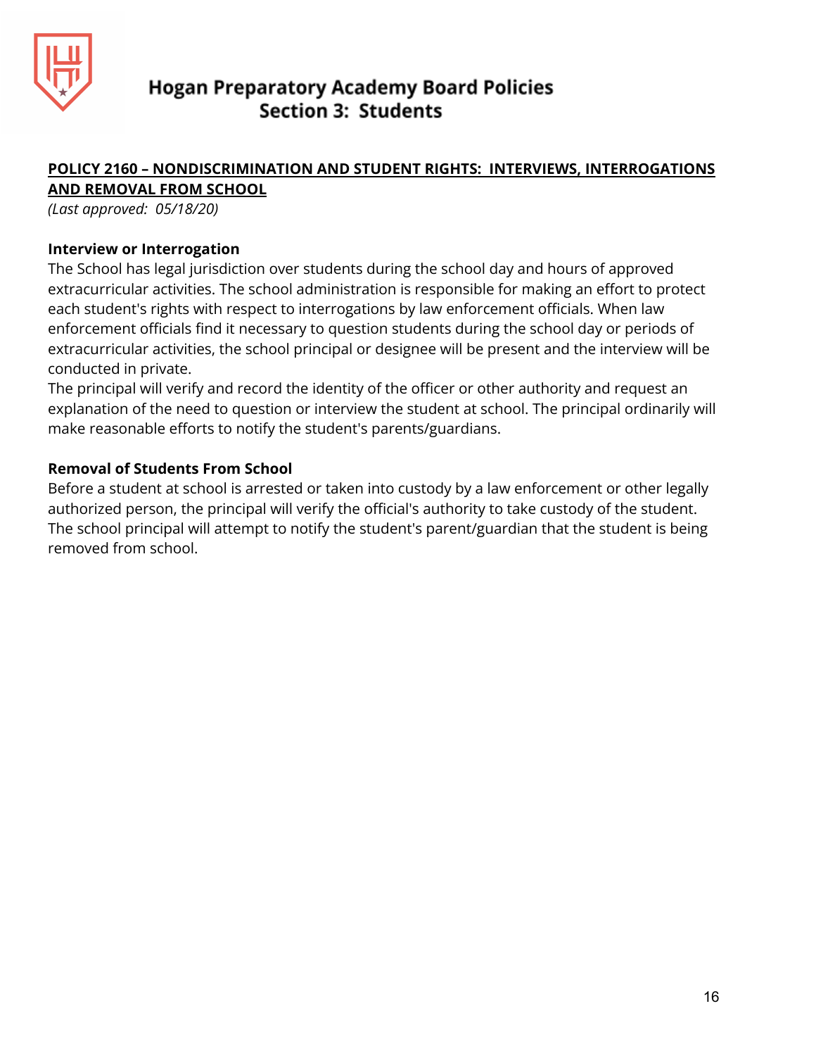# Hogan Preparatory Academy Board Policies
## Section 3: Students

**POLICY 2160 – NONDISCRIMINATION AND STUDENT RIGHTS: INTERVIEWS, INTERROGATIONS AND REMOVAL FROM SCHOOL**

*(Last approved: 05/18/20)*

**Interview or Interrogation**

The School has legal jurisdiction over students during the school day and hours of approved extracurricular activities. The school administration is responsible for making an effort to protect each student's rights with respect to interrogations by law enforcement officials. When law enforcement officials find it necessary to question students during the school day or periods of extracurricular activities, the school principal or designee will be present and the interview will be conducted in private.

The principal will verify and record the identity of the officer or other authority and request an explanation of the need to question or interview the student at school. The principal ordinarily will make reasonable efforts to notify the student's parents/guardians.

**Removal of Students From School**

Before a student at school is arrested or taken into custody by a law enforcement or other legally authorized person, the principal will verify the official's authority to take custody of the student. The school principal will attempt to notify the student's parent/guardian that the student is being removed from school.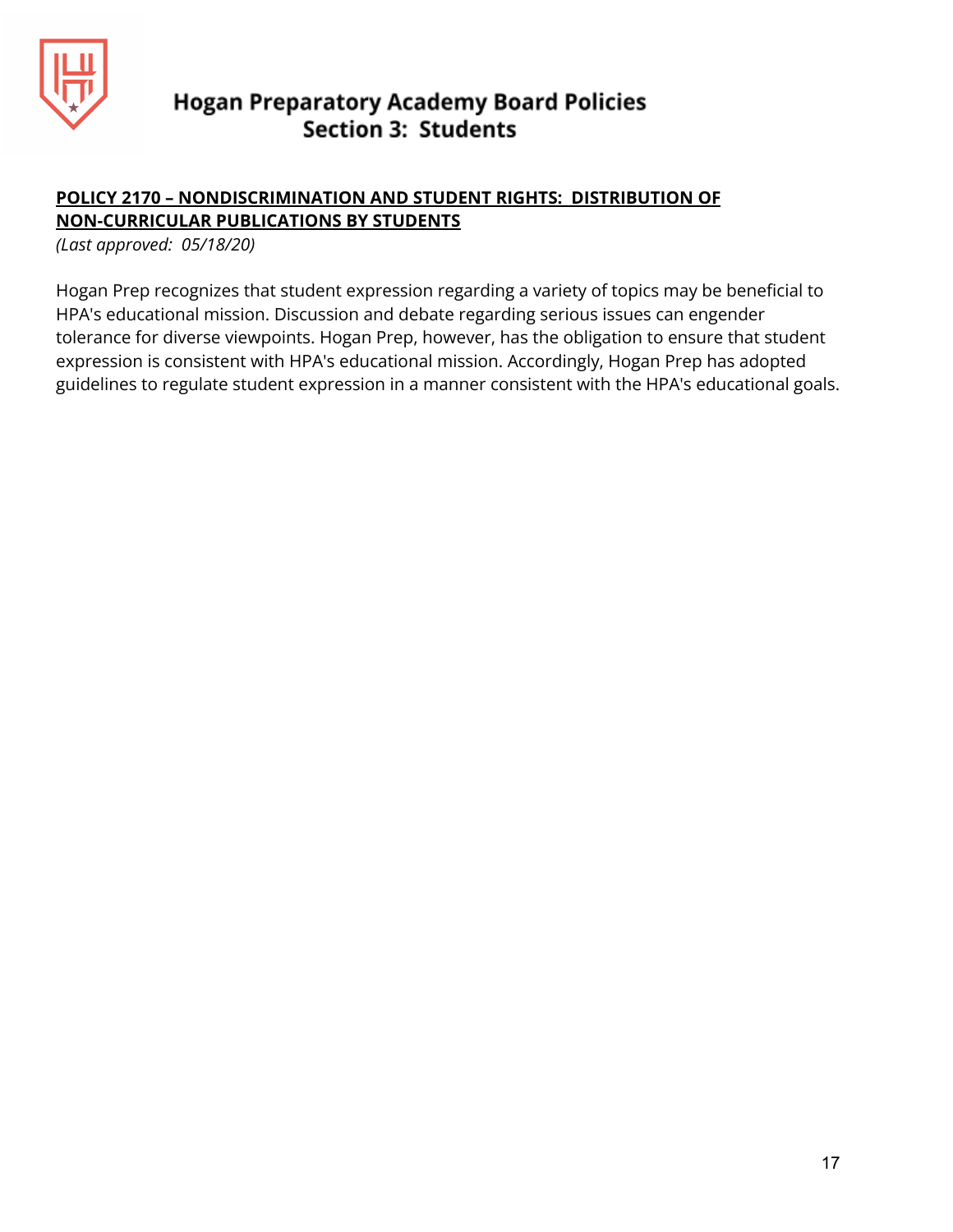**POLICY 2170 – NONDISCRIMINATION AND STUDENT RIGHTS: DISTRIBUTION OF NON-CURRICULAR PUBLICATIONS BY STUDENTS**

*(Last approved: 05/18/20)*

Hogan Prep recognizes that student expression regarding a variety of topics may be beneficial to HPA's educational mission. Discussion and debate regarding serious issues can engender tolerance for diverse viewpoints. Hogan Prep, however, has the obligation to ensure that student expression is consistent with HPA's educational mission. Accordingly, Hogan Prep has adopted guidelines to regulate student expression in a manner consistent with the HPA's educational goals.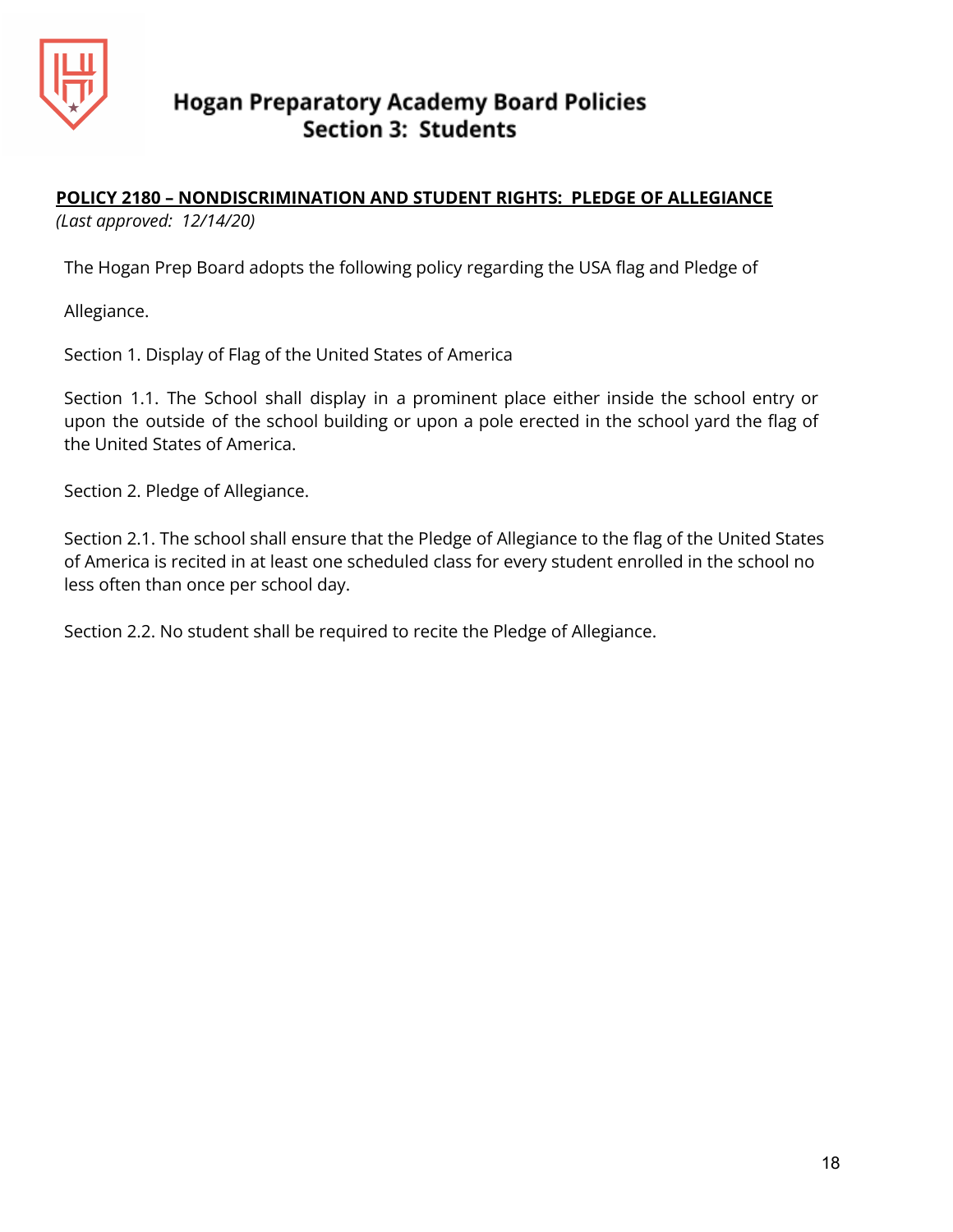# Hogan Preparatory Academy Board Policies
## Section 3: Students

**POLICY 2180 – NONDISCRIMINATION AND STUDENT RIGHTS: PLEDGE OF ALLEGIANCE**

*(Last approved: 12/14/20)*

The Hogan Prep Board adopts the following policy regarding the USA flag and Pledge of Allegiance.

Section 1. Display of Flag of the United States of America

Section 1.1. The School shall display in a prominent place either inside the school entry or upon the outside of the school building or upon a pole erected in the school yard the flag of the United States of America.

Section 2. Pledge of Allegiance.

Section 2.1. The school shall ensure that the Pledge of Allegiance to the flag of the United States of America is recited in at least one scheduled class for every student enrolled in the school no less often than once per school day.

Section 2.2. No student shall be required to recite the Pledge of Allegiance.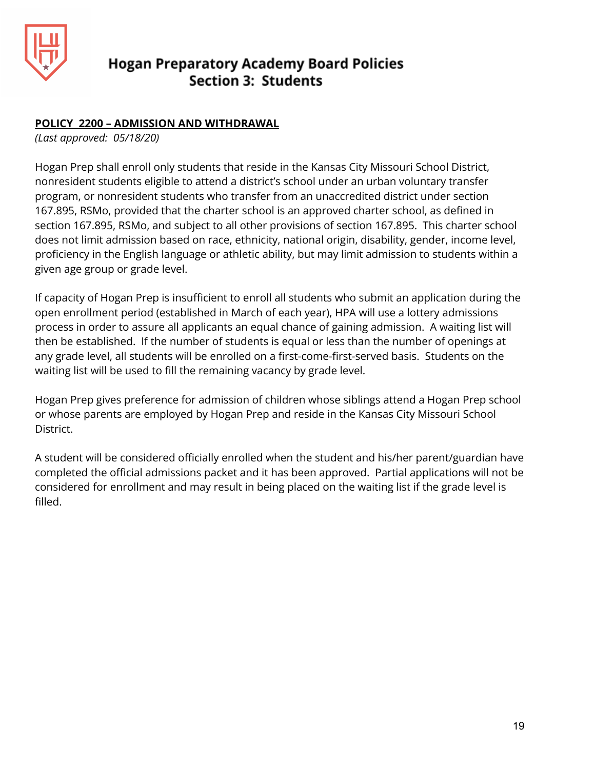# Hogan Preparatory Academy Board Policies
## Section 3: Students

**POLICY 2200 – ADMISSION AND WITHDRAWAL**

*(Last approved: 05/18/20)*

Hogan Prep shall enroll only students that reside in the Kansas City Missouri School District, nonresident students eligible to attend a district's school under an urban voluntary transfer program, or nonresident students who transfer from an unaccredited district under section 167.895, RSMo, provided that the charter school is an approved charter school, as defined in section 167.895, RSMo, and subject to all other provisions of section 167.895. This charter school does not limit admission based on race, ethnicity, national origin, disability, gender, income level, proficiency in the English language or athletic ability, but may limit admission to students within a given age group or grade level.

If capacity of Hogan Prep is insufficient to enroll all students who submit an application during the open enrollment period (established in March of each year), HPA will use a lottery admissions process in order to assure all applicants an equal chance of gaining admission. A waiting list will then be established. If the number of students is equal or less than the number of openings at any grade level, all students will be enrolled on a first-come-first-served basis. Students on the waiting list will be used to fill the remaining vacancy by grade level.

Hogan Prep gives preference for admission of children whose siblings attend a Hogan Prep school or whose parents are employed by Hogan Prep and reside in the Kansas City Missouri School District.

A student will be considered officially enrolled when the student and his/her parent/guardian have completed the official admissions packet and it has been approved. Partial applications will not be considered for enrollment and may result in being placed on the waiting list if the grade level is filled.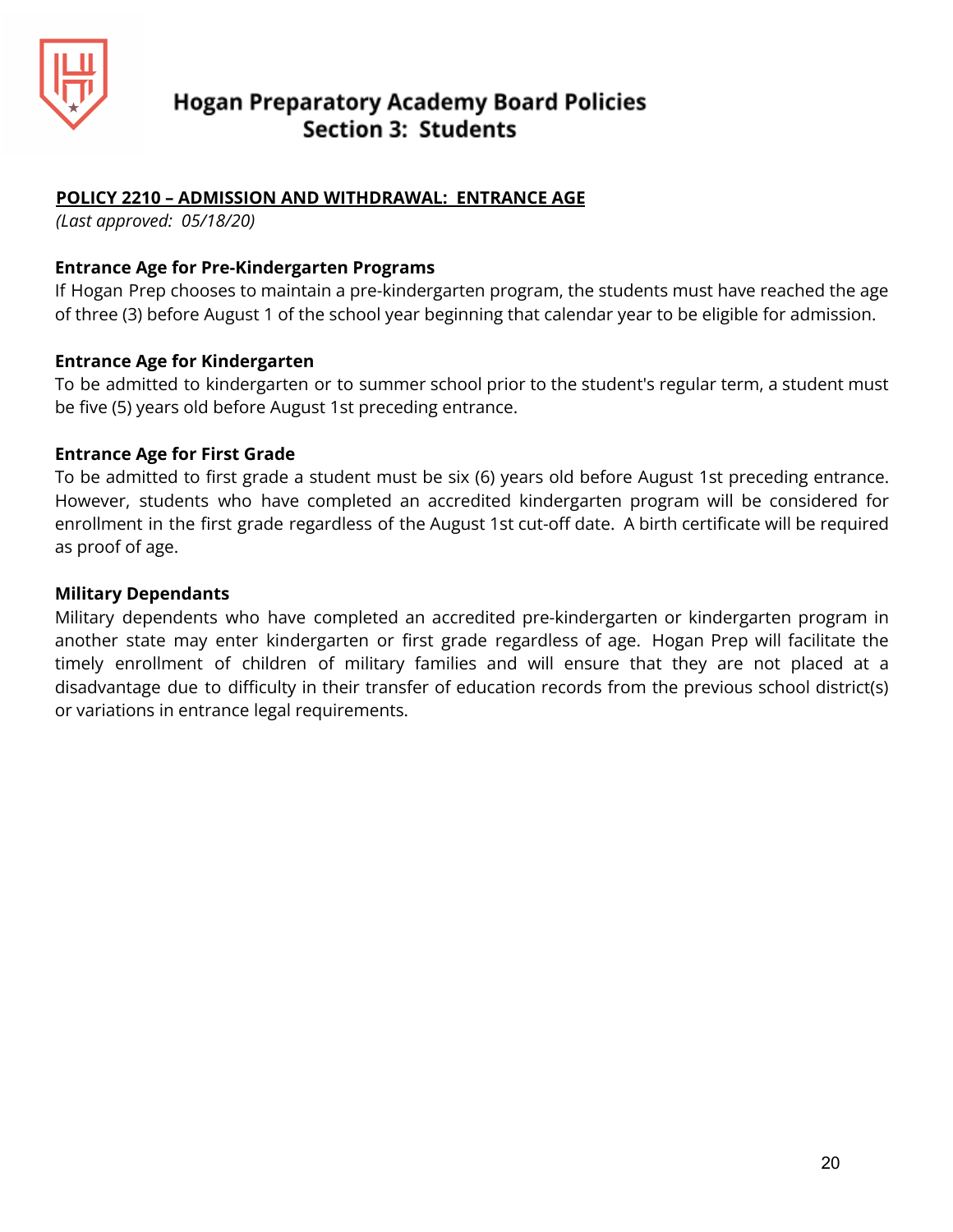# Hogan Preparatory Academy Board Policies
## Section 3: Students

**POLICY 2210 – ADMISSION AND WITHDRAWAL: ENTRANCE AGE**

*(Last approved: 05/18/20)*

### Entrance Age for Pre-Kindergarten Programs

If Hogan Prep chooses to maintain a pre-kindergarten program, the students must have reached the age of three (3) before August 1 of the school year beginning that calendar year to be eligible for admission.

### Entrance Age for Kindergarten

To be admitted to kindergarten or to summer school prior to the student's regular term, a student must be five (5) years old before August 1st preceding entrance.

### Entrance Age for First Grade

To be admitted to first grade a student must be six (6) years old before August 1st preceding entrance. However, students who have completed an accredited kindergarten program will be considered for enrollment in the first grade regardless of the August 1st cut-off date. A birth certificate will be required as proof of age.

### Military Dependants

Military dependents who have completed an accredited pre-kindergarten or kindergarten program in another state may enter kindergarten or first grade regardless of age. Hogan Prep will facilitate the timely enrollment of children of military families and will ensure that they are not placed at a disadvantage due to difficulty in their transfer of education records from the previous school district(s) or variations in entrance legal requirements.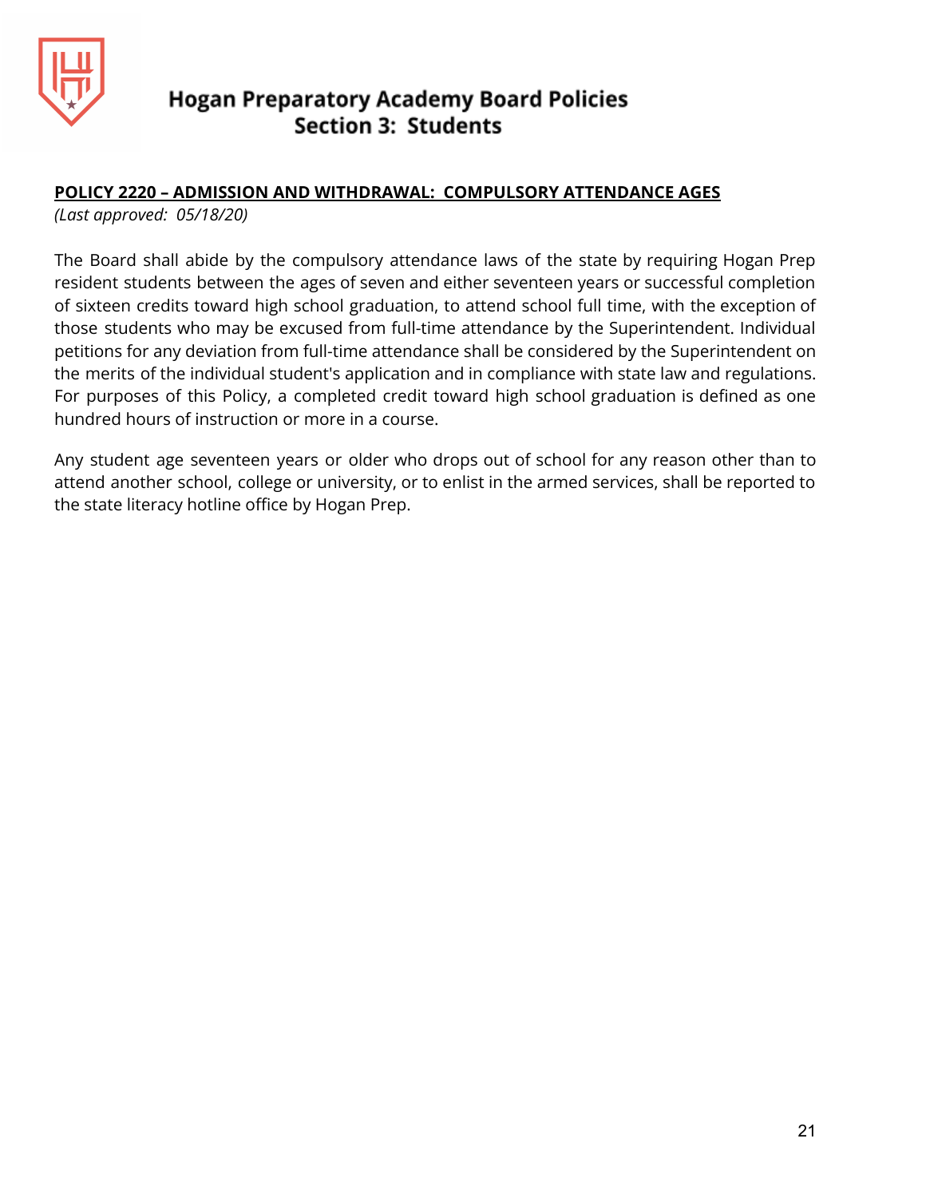# Hogan Preparatory Academy Board Policies
## Section 3: Students

**POLICY 2220 – ADMISSION AND WITHDRAWAL: COMPULSORY ATTENDANCE AGES**

*(Last approved: 05/18/20)*

The Board shall abide by the compulsory attendance laws of the state by requiring Hogan Prep resident students between the ages of seven and either seventeen years or successful completion of sixteen credits toward high school graduation, to attend school full time, with the exception of those students who may be excused from full-time attendance by the Superintendent. Individual petitions for any deviation from full-time attendance shall be considered by the Superintendent on the merits of the individual student's application and in compliance with state law and regulations. For purposes of this Policy, a completed credit toward high school graduation is defined as one hundred hours of instruction or more in a course.

Any student age seventeen years or older who drops out of school for any reason other than to attend another school, college or university, or to enlist in the armed services, shall be reported to the state literacy hotline office by Hogan Prep.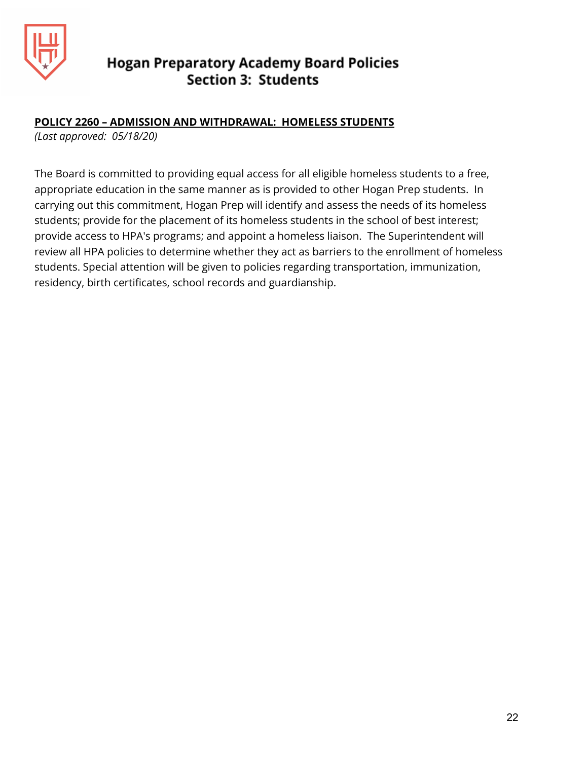**POLICY 2260 – ADMISSION AND WITHDRAWAL: HOMELESS STUDENTS**

*(Last approved: 05/18/20)*

The Board is committed to providing equal access for all eligible homeless students to a free, appropriate education in the same manner as is provided to other Hogan Prep students. In carrying out this commitment, Hogan Prep will identify and assess the needs of its homeless students; provide for the placement of its homeless students in the school of best interest; provide access to HPA's programs; and appoint a homeless liaison. The Superintendent will review all HPA policies to determine whether they act as barriers to the enrollment of homeless students. Special attention will be given to policies regarding transportation, immunization, residency, birth certificates, school records and guardianship.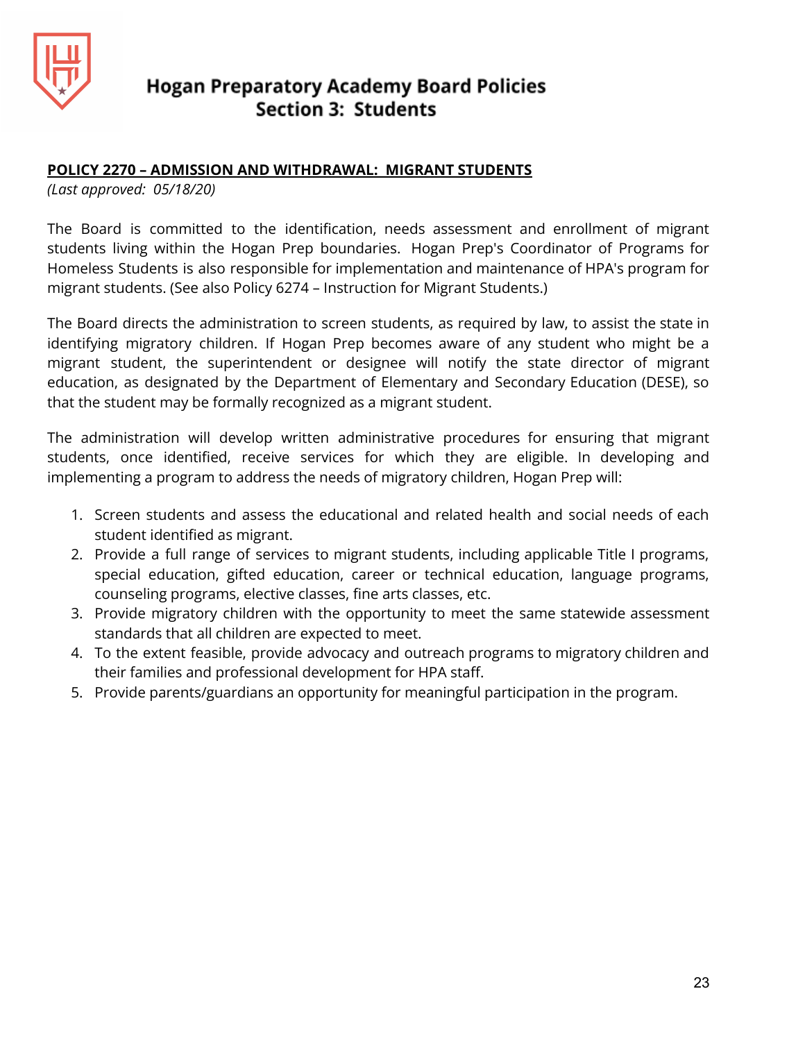**POLICY 2270 – ADMISSION AND WITHDRAWAL: MIGRANT STUDENTS**

*(Last approved: 05/18/20)*

The Board is committed to the identification, needs assessment and enrollment of migrant students living within the Hogan Prep boundaries. Hogan Prep's Coordinator of Programs for Homeless Students is also responsible for implementation and maintenance of HPA's program for migrant students. (See also Policy 6274 – Instruction for Migrant Students.)

The Board directs the administration to screen students, as required by law, to assist the state in identifying migratory children. If Hogan Prep becomes aware of any student who might be a migrant student, the superintendent or designee will notify the state director of migrant education, as designated by the Department of Elementary and Secondary Education (DESE), so that the student may be formally recognized as a migrant student.

The administration will develop written administrative procedures for ensuring that migrant students, once identified, receive services for which they are eligible. In developing and implementing a program to address the needs of migratory children, Hogan Prep will:

1. Screen students and assess the educational and related health and social needs of each student identified as migrant.
2. Provide a full range of services to migrant students, including applicable Title I programs, special education, gifted education, career or technical education, language programs, counseling programs, elective classes, fine arts classes, etc.
3. Provide migratory children with the opportunity to meet the same statewide assessment standards that all children are expected to meet.
4. To the extent feasible, provide advocacy and outreach programs to migratory children and their families and professional development for HPA staff.
5. Provide parents/guardians an opportunity for meaningful participation in the program.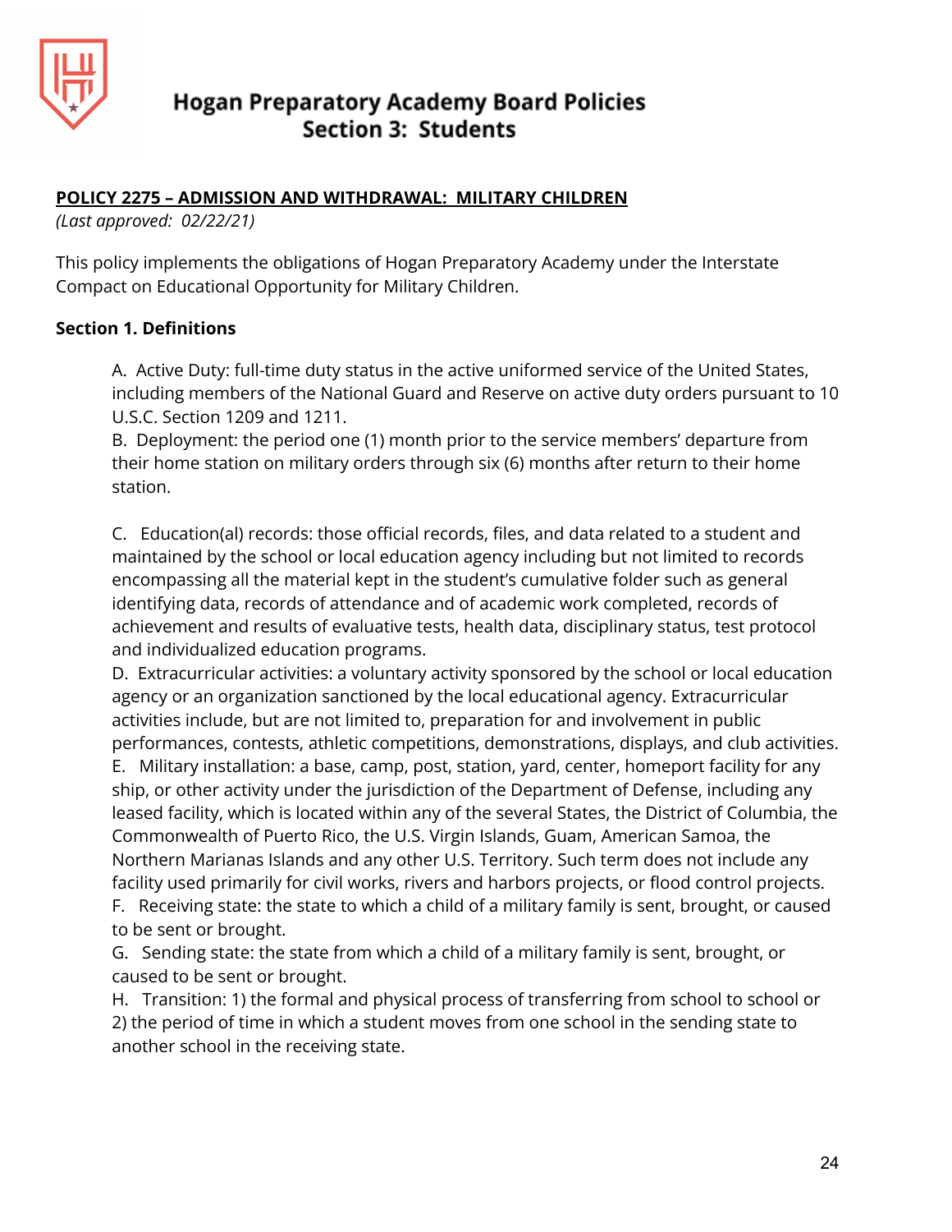# Hogan Preparatory Academy Board Policies
## Section 3: Students

**POLICY 2275 – ADMISSION AND WITHDRAWAL: MILITARY CHILDREN**

*(Last approved: 02/22/21)*

This policy implements the obligations of Hogan Preparatory Academy under the Interstate Compact on Educational Opportunity for Military Children.

**Section 1. Definitions**

A. Active Duty: full-time duty status in the active uniformed service of the United States, including members of the National Guard and Reserve on active duty orders pursuant to 10 U.S.C. Section 1209 and 1211.

B. Deployment: the period one (1) month prior to the service members' departure from their home station on military orders through six (6) months after return to their home station.

C. Education(al) records: those official records, files, and data related to a student and maintained by the school or local education agency including but not limited to records encompassing all the material kept in the student's cumulative folder such as general identifying data, records of attendance and of academic work completed, records of achievement and results of evaluative tests, health data, disciplinary status, test protocol and individualized education programs.

D. Extracurricular activities: a voluntary activity sponsored by the school or local education agency or an organization sanctioned by the local educational agency. Extracurricular activities include, but are not limited to, preparation for and involvement in public performances, contests, athletic competitions, demonstrations, displays, and club activities.

E. Military installation: a base, camp, post, station, yard, center, homeport facility for any ship, or other activity under the jurisdiction of the Department of Defense, including any leased facility, which is located within any of the several States, the District of Columbia, the Commonwealth of Puerto Rico, the U.S. Virgin Islands, Guam, American Samoa, the Northern Marianas Islands and any other U.S. Territory. Such term does not include any facility used primarily for civil works, rivers and harbors projects, or flood control projects.

F. Receiving state: the state to which a child of a military family is sent, brought, or caused to be sent or brought.

G. Sending state: the state from which a child of a military family is sent, brought, or caused to be sent or brought.

H. Transition: 1) the formal and physical process of transferring from school to school or 2) the period of time in which a student moves from one school in the sending state to another school in the receiving state.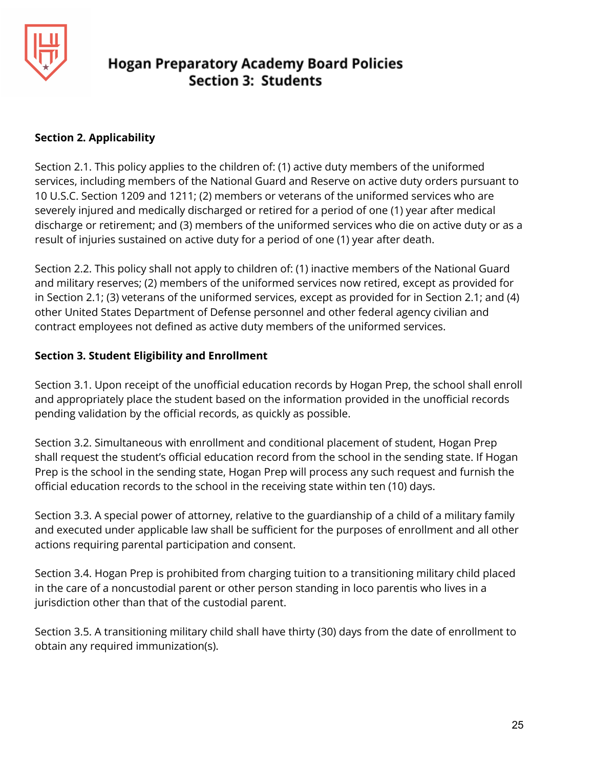**Section 2. Applicability**

Section 2.1. This policy applies to the children of: (1) active duty members of the uniformed services, including members of the National Guard and Reserve on active duty orders pursuant to 10 U.S.C. Section 1209 and 1211; (2) members or veterans of the uniformed services who are severely injured and medically discharged or retired for a period of one (1) year after medical discharge or retirement; and (3) members of the uniformed services who die on active duty or as a result of injuries sustained on active duty for a period of one (1) year after death.

Section 2.2. This policy shall not apply to children of: (1) inactive members of the National Guard and military reserves; (2) members of the uniformed services now retired, except as provided for in Section 2.1; (3) veterans of the uniformed services, except as provided for in Section 2.1; and (4) other United States Department of Defense personnel and other federal agency civilian and contract employees not defined as active duty members of the uniformed services.

**Section 3. Student Eligibility and Enrollment**

Section 3.1. Upon receipt of the unofficial education records by Hogan Prep, the school shall enroll and appropriately place the student based on the information provided in the unofficial records pending validation by the official records, as quickly as possible.

Section 3.2. Simultaneous with enrollment and conditional placement of student, Hogan Prep shall request the student's official education record from the school in the sending state. If Hogan Prep is the school in the sending state, Hogan Prep will process any such request and furnish the official education records to the school in the receiving state within ten (10) days.

Section 3.3. A special power of attorney, relative to the guardianship of a child of a military family and executed under applicable law shall be sufficient for the purposes of enrollment and all other actions requiring parental participation and consent.

Section 3.4. Hogan Prep is prohibited from charging tuition to a transitioning military child placed in the care of a noncustodial parent or other person standing in loco parentis who lives in a jurisdiction other than that of the custodial parent.

Section 3.5. A transitioning military child shall have thirty (30) days from the date of enrollment to obtain any required immunization(s).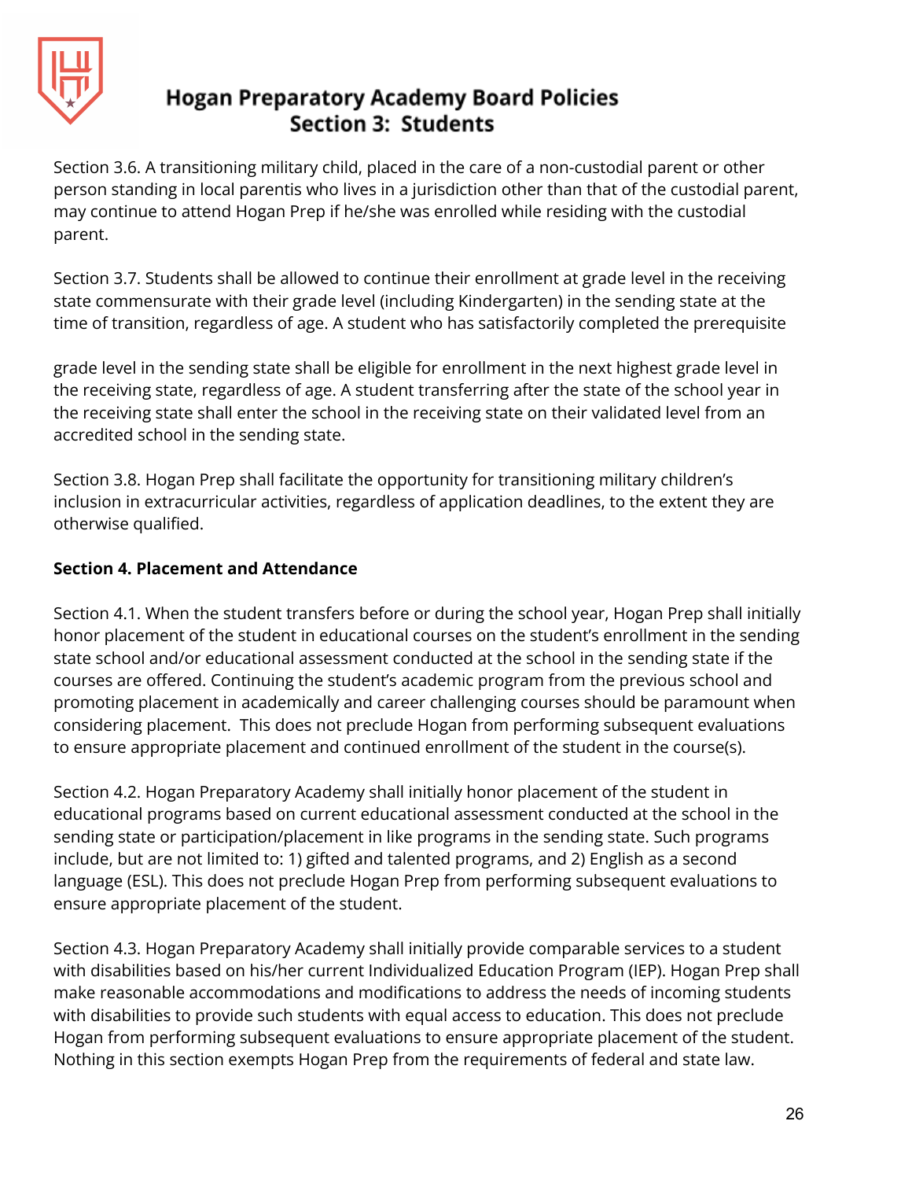Section 3.6. A transitioning military child, placed in the care of a non-custodial parent or other person standing in local parentis who lives in a jurisdiction other than that of the custodial parent, may continue to attend Hogan Prep if he/she was enrolled while residing with the custodial parent.

Section 3.7. Students shall be allowed to continue their enrollment at grade level in the receiving state commensurate with their grade level (including Kindergarten) in the sending state at the time of transition, regardless of age. A student who has satisfactorily completed the prerequisite

grade level in the sending state shall be eligible for enrollment in the next highest grade level in the receiving state, regardless of age. A student transferring after the state of the school year in the receiving state shall enter the school in the receiving state on their validated level from an accredited school in the sending state.

Section 3.8. Hogan Prep shall facilitate the opportunity for transitioning military children's inclusion in extracurricular activities, regardless of application deadlines, to the extent they are otherwise qualified.

**Section 4. Placement and Attendance**

Section 4.1. When the student transfers before or during the school year, Hogan Prep shall initially honor placement of the student in educational courses on the student's enrollment in the sending state school and/or educational assessment conducted at the school in the sending state if the courses are offered. Continuing the student's academic program from the previous school and promoting placement in academically and career challenging courses should be paramount when considering placement. This does not preclude Hogan from performing subsequent evaluations to ensure appropriate placement and continued enrollment of the student in the course(s).

Section 4.2. Hogan Preparatory Academy shall initially honor placement of the student in educational programs based on current educational assessment conducted at the school in the sending state or participation/placement in like programs in the sending state. Such programs include, but are not limited to: 1) gifted and talented programs, and 2) English as a second language (ESL). This does not preclude Hogan Prep from performing subsequent evaluations to ensure appropriate placement of the student.

Section 4.3. Hogan Preparatory Academy shall initially provide comparable services to a student with disabilities based on his/her current Individualized Education Program (IEP). Hogan Prep shall make reasonable accommodations and modifications to address the needs of incoming students with disabilities to provide such students with equal access to education. This does not preclude Hogan from performing subsequent evaluations to ensure appropriate placement of the student. Nothing in this section exempts Hogan Prep from the requirements of federal and state law.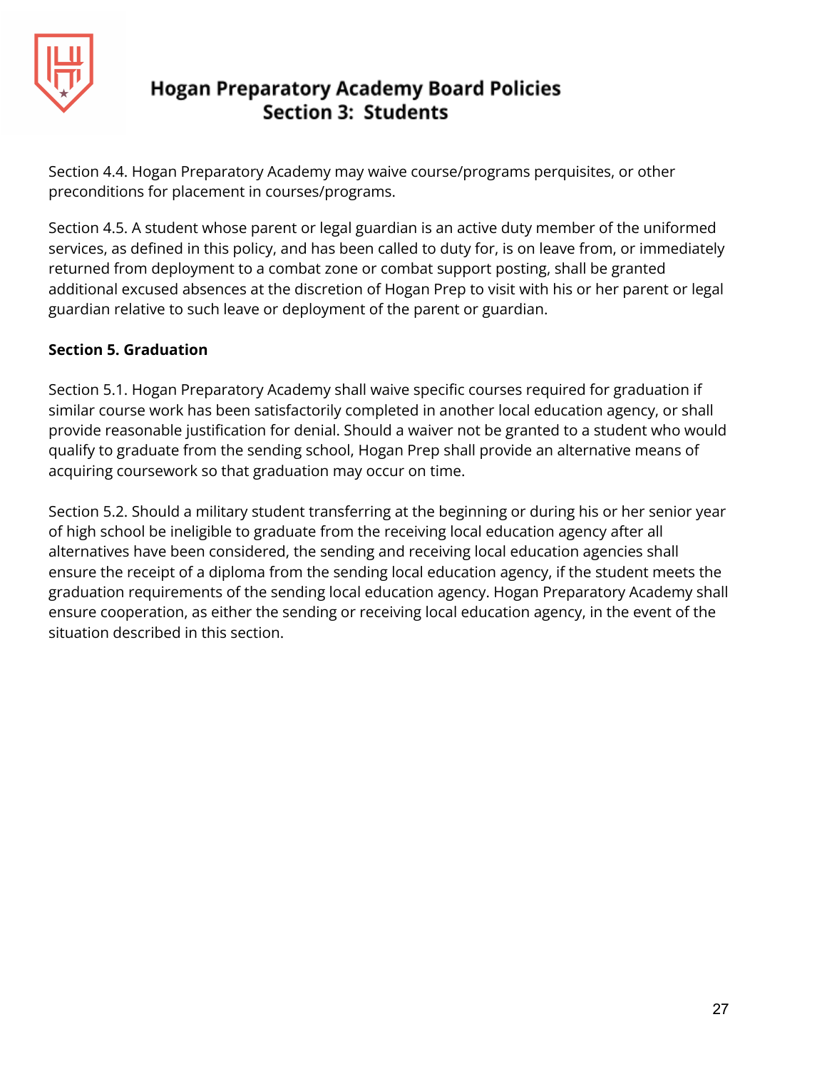Section 4.4. Hogan Preparatory Academy may waive course/programs perquisites, or other preconditions for placement in courses/programs.

Section 4.5. A student whose parent or legal guardian is an active duty member of the uniformed services, as defined in this policy, and has been called to duty for, is on leave from, or immediately returned from deployment to a combat zone or combat support posting, shall be granted additional excused absences at the discretion of Hogan Prep to visit with his or her parent or legal guardian relative to such leave or deployment of the parent or guardian.

**Section 5. Graduation**

Section 5.1. Hogan Preparatory Academy shall waive specific courses required for graduation if similar course work has been satisfactorily completed in another local education agency, or shall provide reasonable justification for denial. Should a waiver not be granted to a student who would qualify to graduate from the sending school, Hogan Prep shall provide an alternative means of acquiring coursework so that graduation may occur on time.

Section 5.2. Should a military student transferring at the beginning or during his or her senior year of high school be ineligible to graduate from the receiving local education agency after all alternatives have been considered, the sending and receiving local education agencies shall ensure the receipt of a diploma from the sending local education agency, if the student meets the graduation requirements of the sending local education agency. Hogan Preparatory Academy shall ensure cooperation, as either the sending or receiving local education agency, in the event of the situation described in this section.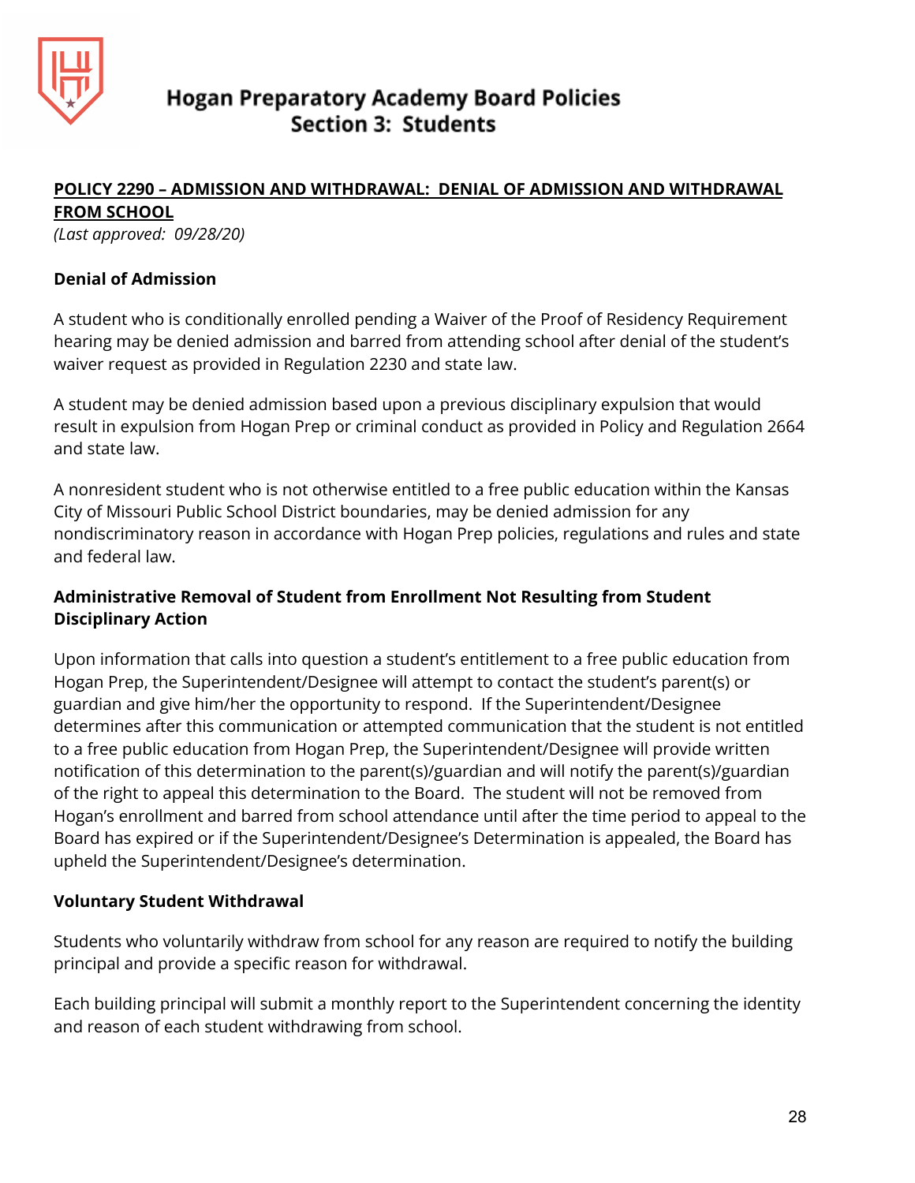# Hogan Preparatory Academy Board Policies
## Section 3: Students

**POLICY 2290 – ADMISSION AND WITHDRAWAL: DENIAL OF ADMISSION AND WITHDRAWAL FROM SCHOOL**

*(Last approved: 09/28/20)*

### Denial of Admission

A student who is conditionally enrolled pending a Waiver of the Proof of Residency Requirement hearing may be denied admission and barred from attending school after denial of the student's waiver request as provided in Regulation 2230 and state law.

A student may be denied admission based upon a previous disciplinary expulsion that would result in expulsion from Hogan Prep or criminal conduct as provided in Policy and Regulation 2664 and state law.

A nonresident student who is not otherwise entitled to a free public education within the Kansas City of Missouri Public School District boundaries, may be denied admission for any nondiscriminatory reason in accordance with Hogan Prep policies, regulations and rules and state and federal law.

### Administrative Removal of Student from Enrollment Not Resulting from Student Disciplinary Action

Upon information that calls into question a student's entitlement to a free public education from Hogan Prep, the Superintendent/Designee will attempt to contact the student's parent(s) or guardian and give him/her the opportunity to respond. If the Superintendent/Designee determines after this communication or attempted communication that the student is not entitled to a free public education from Hogan Prep, the Superintendent/Designee will provide written notification of this determination to the parent(s)/guardian and will notify the parent(s)/guardian of the right to appeal this determination to the Board. The student will not be removed from Hogan's enrollment and barred from school attendance until after the time period to appeal to the Board has expired or if the Superintendent/Designee's Determination is appealed, the Board has upheld the Superintendent/Designee's determination.

### Voluntary Student Withdrawal

Students who voluntarily withdraw from school for any reason are required to notify the building principal and provide a specific reason for withdrawal.

Each building principal will submit a monthly report to the Superintendent concerning the identity and reason of each student withdrawing from school.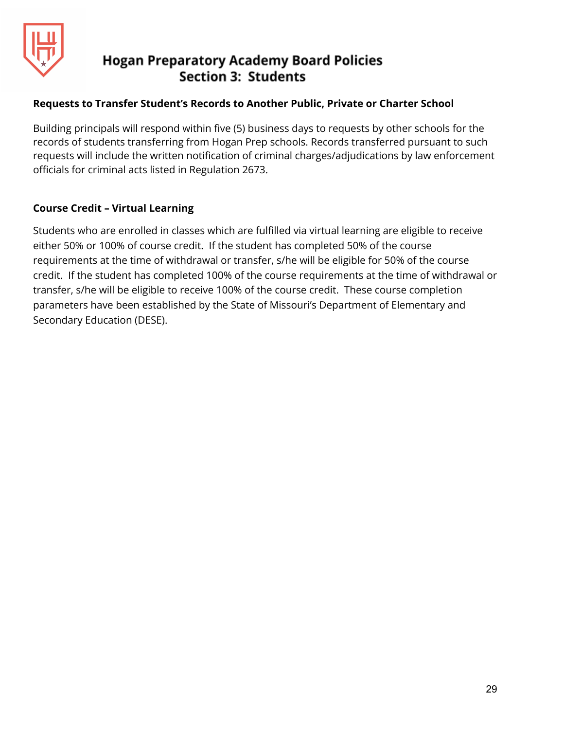**Requests to Transfer Student's Records to Another Public, Private or Charter School**

Building principals will respond within five (5) business days to requests by other schools for the records of students transferring from Hogan Prep schools. Records transferred pursuant to such requests will include the written notification of criminal charges/adjudications by law enforcement officials for criminal acts listed in Regulation 2673.

**Course Credit – Virtual Learning**

Students who are enrolled in classes which are fulfilled via virtual learning are eligible to receive either 50% or 100% of course credit. If the student has completed 50% of the course requirements at the time of withdrawal or transfer, s/he will be eligible for 50% of the course credit. If the student has completed 100% of the course requirements at the time of withdrawal or transfer, s/he will be eligible to receive 100% of the course credit. These course completion parameters have been established by the State of Missouri's Department of Elementary and Secondary Education (DESE).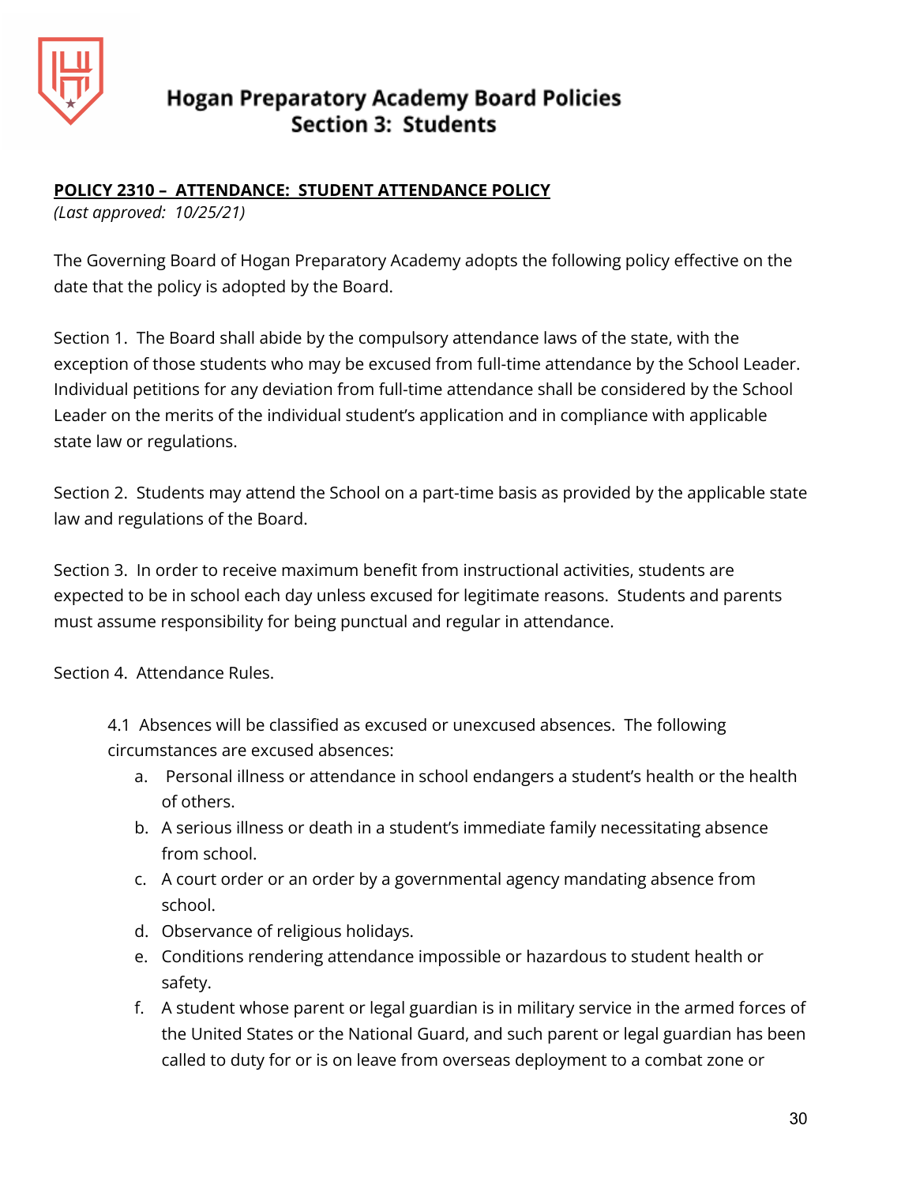# Hogan Preparatory Academy Board Policies
## Section 3: Students

**POLICY 2310 – ATTENDANCE: STUDENT ATTENDANCE POLICY**
*(Last approved: 10/25/21)*

The Governing Board of Hogan Preparatory Academy adopts the following policy effective on the date that the policy is adopted by the Board.

Section 1. The Board shall abide by the compulsory attendance laws of the state, with the exception of those students who may be excused from full-time attendance by the School Leader. Individual petitions for any deviation from full-time attendance shall be considered by the School Leader on the merits of the individual student's application and in compliance with applicable state law or regulations.

Section 2. Students may attend the School on a part-time basis as provided by the applicable state law and regulations of the Board.

Section 3. In order to receive maximum benefit from instructional activities, students are expected to be in school each day unless excused for legitimate reasons. Students and parents must assume responsibility for being punctual and regular in attendance.

Section 4. Attendance Rules.

4.1 Absences will be classified as excused or unexcused absences. The following circumstances are excused absences:

a. Personal illness or attendance in school endangers a student's health or the health of others.
b. A serious illness or death in a student's immediate family necessitating absence from school.
c. A court order or an order by a governmental agency mandating absence from school.
d. Observance of religious holidays.
e. Conditions rendering attendance impossible or hazardous to student health or safety.
f. A student whose parent or legal guardian is in military service in the armed forces of the United States or the National Guard, and such parent or legal guardian has been called to duty for or is on leave from overseas deployment to a combat zone or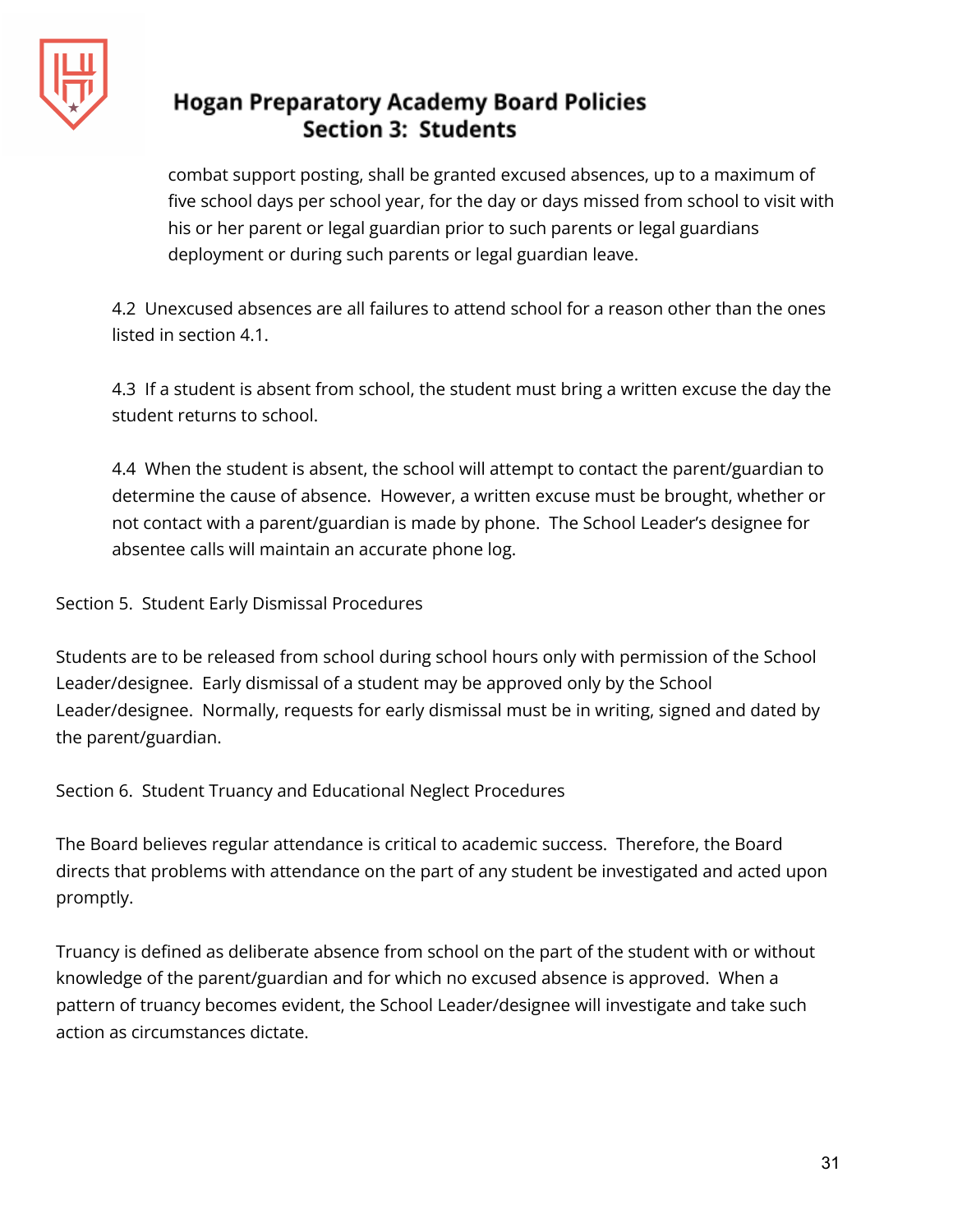combat support posting, shall be granted excused absences, up to a maximum of five school days per school year, for the day or days missed from school to visit with his or her parent or legal guardian prior to such parents or legal guardians deployment or during such parents or legal guardian leave.

4.2 Unexcused absences are all failures to attend school for a reason other than the ones listed in section 4.1.

4.3 If a student is absent from school, the student must bring a written excuse the day the student returns to school.

4.4 When the student is absent, the school will attempt to contact the parent/guardian to determine the cause of absence. However, a written excuse must be brought, whether or not contact with a parent/guardian is made by phone. The School Leader's designee for absentee calls will maintain an accurate phone log.

Section 5. Student Early Dismissal Procedures

Students are to be released from school during school hours only with permission of the School Leader/designee. Early dismissal of a student may be approved only by the School Leader/designee. Normally, requests for early dismissal must be in writing, signed and dated by the parent/guardian.

Section 6. Student Truancy and Educational Neglect Procedures

The Board believes regular attendance is critical to academic success. Therefore, the Board directs that problems with attendance on the part of any student be investigated and acted upon promptly.

Truancy is defined as deliberate absence from school on the part of the student with or without knowledge of the parent/guardian and for which no excused absence is approved. When a pattern of truancy becomes evident, the School Leader/designee will investigate and take such action as circumstances dictate.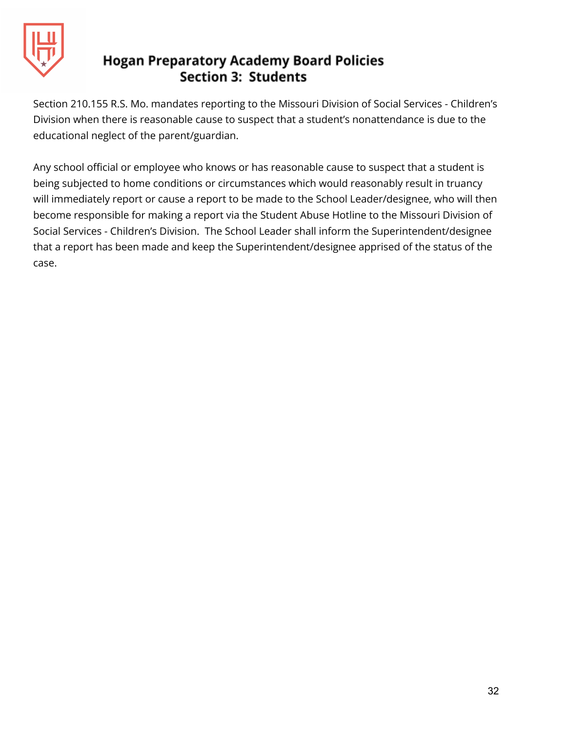Section 210.155 R.S. Mo. mandates reporting to the Missouri Division of Social Services - Children's Division when there is reasonable cause to suspect that a student's nonattendance is due to the educational neglect of the parent/guardian.

Any school official or employee who knows or has reasonable cause to suspect that a student is being subjected to home conditions or circumstances which would reasonably result in truancy will immediately report or cause a report to be made to the School Leader/designee, who will then become responsible for making a report via the Student Abuse Hotline to the Missouri Division of Social Services - Children's Division. The School Leader shall inform the Superintendent/designee that a report has been made and keep the Superintendent/designee apprised of the status of the case.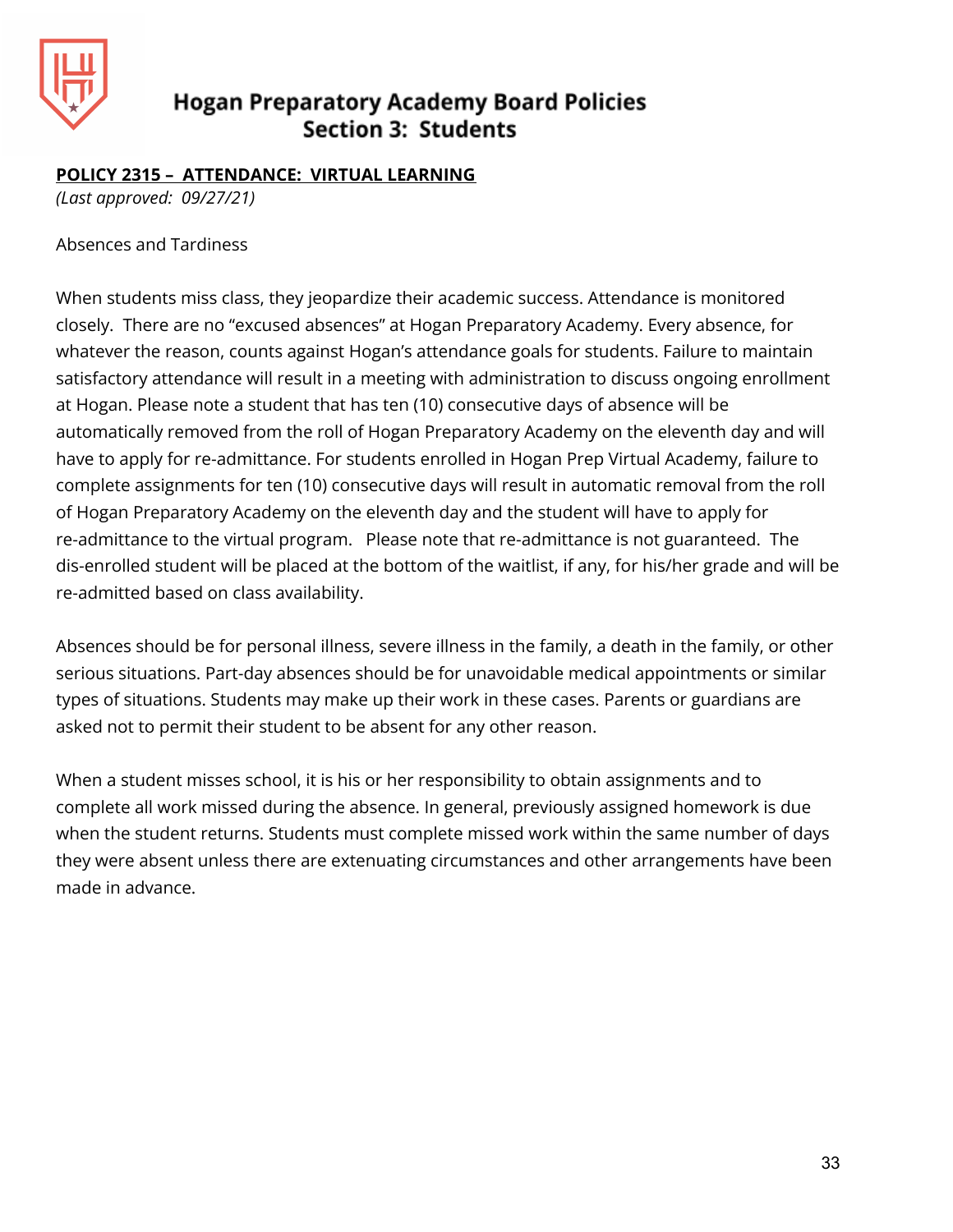# Hogan Preparatory Academy Board Policies
## Section 3: Students

**POLICY 2315 – ATTENDANCE: VIRTUAL LEARNING**
*(Last approved: 09/27/21)*

Absences and Tardiness

When students miss class, they jeopardize their academic success. Attendance is monitored closely. There are no "excused absences" at Hogan Preparatory Academy. Every absence, for whatever the reason, counts against Hogan's attendance goals for students. Failure to maintain satisfactory attendance will result in a meeting with administration to discuss ongoing enrollment at Hogan. Please note a student that has ten (10) consecutive days of absence will be automatically removed from the roll of Hogan Preparatory Academy on the eleventh day and will have to apply for re-admittance. For students enrolled in Hogan Prep Virtual Academy, failure to complete assignments for ten (10) consecutive days will result in automatic removal from the roll of Hogan Preparatory Academy on the eleventh day and the student will have to apply for re-admittance to the virtual program. Please note that re-admittance is not guaranteed. The dis-enrolled student will be placed at the bottom of the waitlist, if any, for his/her grade and will be re-admitted based on class availability.

Absences should be for personal illness, severe illness in the family, a death in the family, or other serious situations. Part-day absences should be for unavoidable medical appointments or similar types of situations. Students may make up their work in these cases. Parents or guardians are asked not to permit their student to be absent for any other reason.

When a student misses school, it is his or her responsibility to obtain assignments and to complete all work missed during the absence. In general, previously assigned homework is due when the student returns. Students must complete missed work within the same number of days they were absent unless there are extenuating circumstances and other arrangements have been made in advance.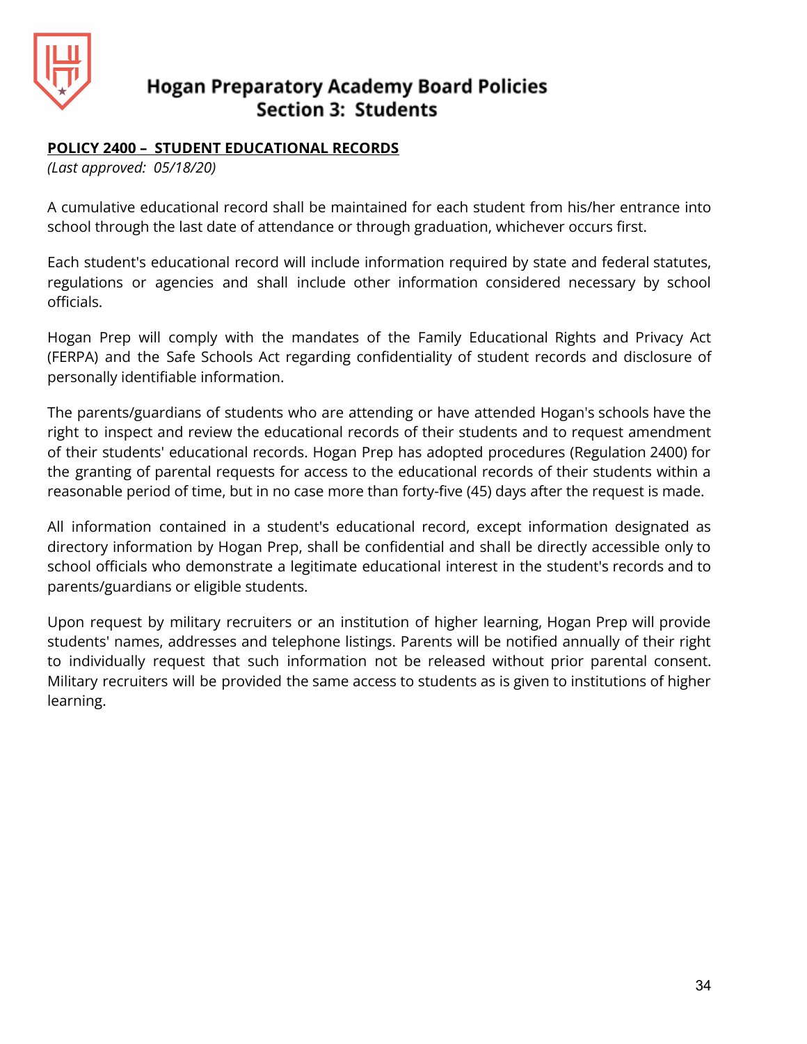# Hogan Preparatory Academy Board Policies
## Section 3: Students

**POLICY 2400 – STUDENT EDUCATIONAL RECORDS**

*(Last approved: 05/18/20)*

A cumulative educational record shall be maintained for each student from his/her entrance into school through the last date of attendance or through graduation, whichever occurs first.

Each student's educational record will include information required by state and federal statutes, regulations or agencies and shall include other information considered necessary by school officials.

Hogan Prep will comply with the mandates of the Family Educational Rights and Privacy Act (FERPA) and the Safe Schools Act regarding confidentiality of student records and disclosure of personally identifiable information.

The parents/guardians of students who are attending or have attended Hogan's schools have the right to inspect and review the educational records of their students and to request amendment of their students' educational records. Hogan Prep has adopted procedures (Regulation 2400) for the granting of parental requests for access to the educational records of their students within a reasonable period of time, but in no case more than forty-five (45) days after the request is made.

All information contained in a student's educational record, except information designated as directory information by Hogan Prep, shall be confidential and shall be directly accessible only to school officials who demonstrate a legitimate educational interest in the student's records and to parents/guardians or eligible students.

Upon request by military recruiters or an institution of higher learning, Hogan Prep will provide students' names, addresses and telephone listings. Parents will be notified annually of their right to individually request that such information not be released without prior parental consent. Military recruiters will be provided the same access to students as is given to institutions of higher learning.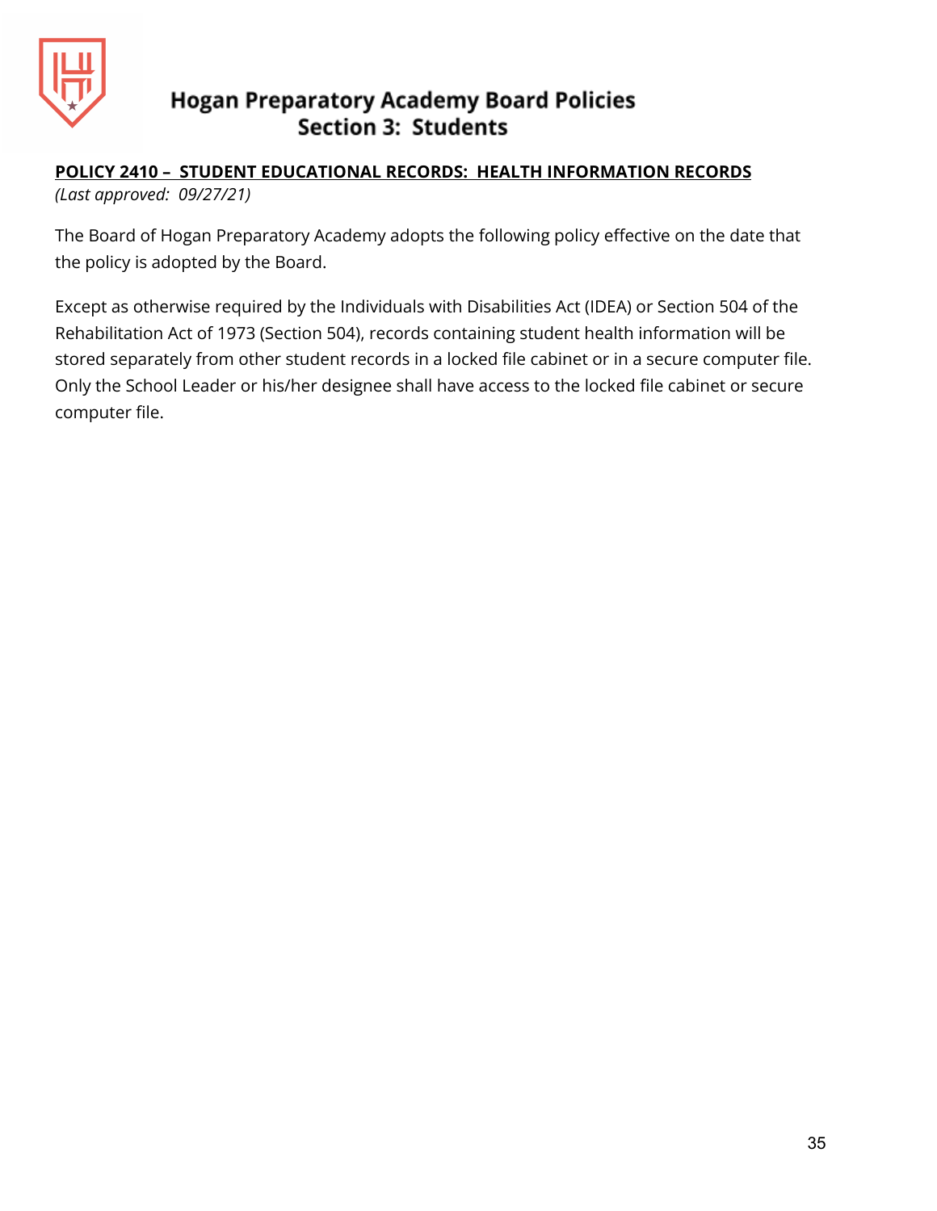# Hogan Preparatory Academy Board Policies
## Section 3: Students

**POLICY 2410 – STUDENT EDUCATIONAL RECORDS: HEALTH INFORMATION RECORDS**

*(Last approved: 09/27/21)*

The Board of Hogan Preparatory Academy adopts the following policy effective on the date that the policy is adopted by the Board.

Except as otherwise required by the Individuals with Disabilities Act (IDEA) or Section 504 of the Rehabilitation Act of 1973 (Section 504), records containing student health information will be stored separately from other student records in a locked file cabinet or in a secure computer file. Only the School Leader or his/her designee shall have access to the locked file cabinet or secure computer file.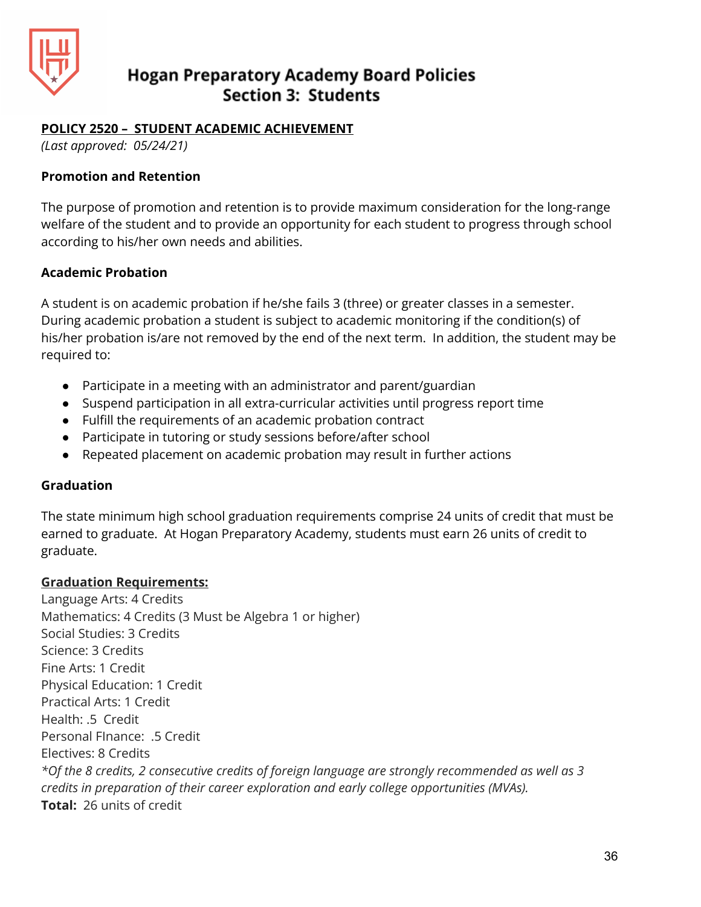# Hogan Preparatory Academy Board Policies
## Section 3: Students

**POLICY 2520 – STUDENT ACADEMIC ACHIEVEMENT**

*(Last approved: 05/24/21)*

**Promotion and Retention**

The purpose of promotion and retention is to provide maximum consideration for the long-range welfare of the student and to provide an opportunity for each student to progress through school according to his/her own needs and abilities.

**Academic Probation**

A student is on academic probation if he/she fails 3 (three) or greater classes in a semester. During academic probation a student is subject to academic monitoring if the condition(s) of his/her probation is/are not removed by the end of the next term. In addition, the student may be required to:

- Participate in a meeting with an administrator and parent/guardian
- Suspend participation in all extra-curricular activities until progress report time
- Fulfill the requirements of an academic probation contract
- Participate in tutoring or study sessions before/after school
- Repeated placement on academic probation may result in further actions

**Graduation**

The state minimum high school graduation requirements comprise 24 units of credit that must be earned to graduate. At Hogan Preparatory Academy, students must earn 26 units of credit to graduate.

**Graduation Requirements:**

Language Arts: 4 Credits
Mathematics: 4 Credits (3 Must be Algebra 1 or higher)
Social Studies: 3 Credits
Science: 3 Credits
Fine Arts: 1 Credit
Physical Education: 1 Credit
Practical Arts: 1 Credit
Health: .5 Credit
Personal FInance: .5 Credit
Electives: 8 Credits
*\*Of the 8 credits, 2 consecutive credits of foreign language are strongly recommended as well as 3 credits in preparation of their career exploration and early college opportunities (MVAs).*
**Total:** 26 units of credit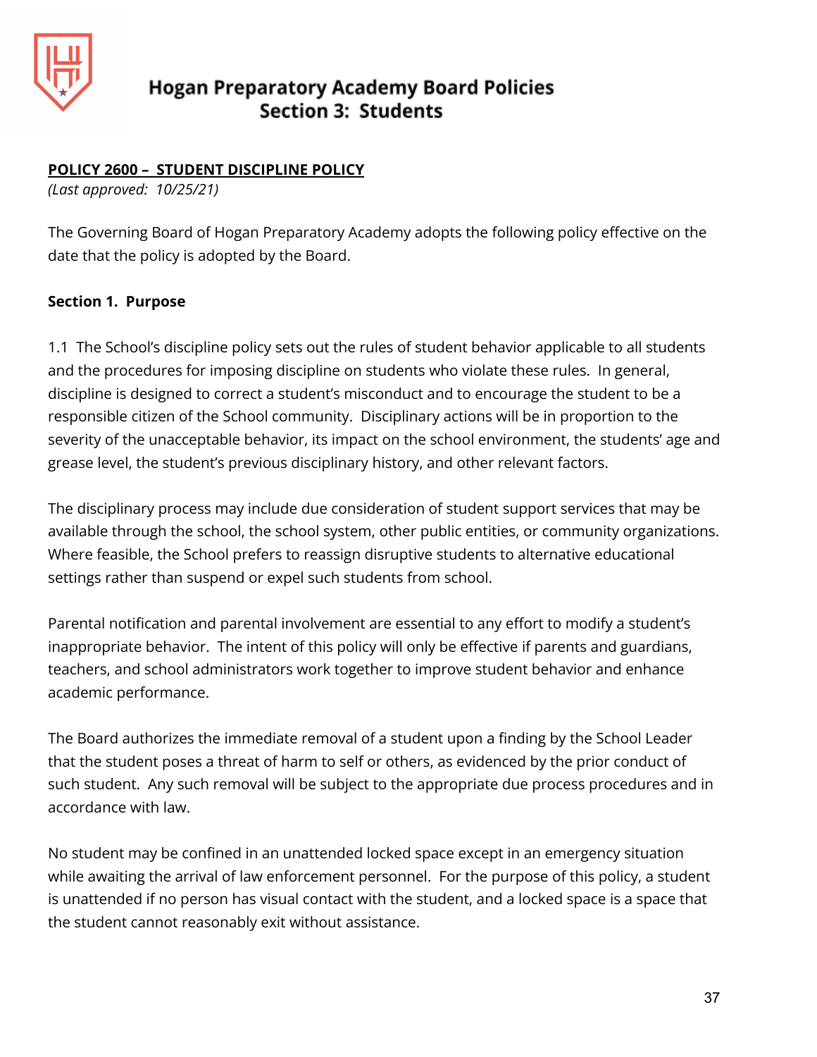# Hogan Preparatory Academy Board Policies
## Section 3: Students

**POLICY 2600 – STUDENT DISCIPLINE POLICY**
*(Last approved: 10/25/21)*

The Governing Board of Hogan Preparatory Academy adopts the following policy effective on the date that the policy is adopted by the Board.

**Section 1. Purpose**

1.1 The School's discipline policy sets out the rules of student behavior applicable to all students and the procedures for imposing discipline on students who violate these rules. In general, discipline is designed to correct a student's misconduct and to encourage the student to be a responsible citizen of the School community. Disciplinary actions will be in proportion to the severity of the unacceptable behavior, its impact on the school environment, the students' age and grease level, the student's previous disciplinary history, and other relevant factors.

The disciplinary process may include due consideration of student support services that may be available through the school, the school system, other public entities, or community organizations. Where feasible, the School prefers to reassign disruptive students to alternative educational settings rather than suspend or expel such students from school.

Parental notification and parental involvement are essential to any effort to modify a student's inappropriate behavior. The intent of this policy will only be effective if parents and guardians, teachers, and school administrators work together to improve student behavior and enhance academic performance.

The Board authorizes the immediate removal of a student upon a finding by the School Leader that the student poses a threat of harm to self or others, as evidenced by the prior conduct of such student. Any such removal will be subject to the appropriate due process procedures and in accordance with law.

No student may be confined in an unattended locked space except in an emergency situation while awaiting the arrival of law enforcement personnel. For the purpose of this policy, a student is unattended if no person has visual contact with the student, and a locked space is a space that the student cannot reasonably exit without assistance.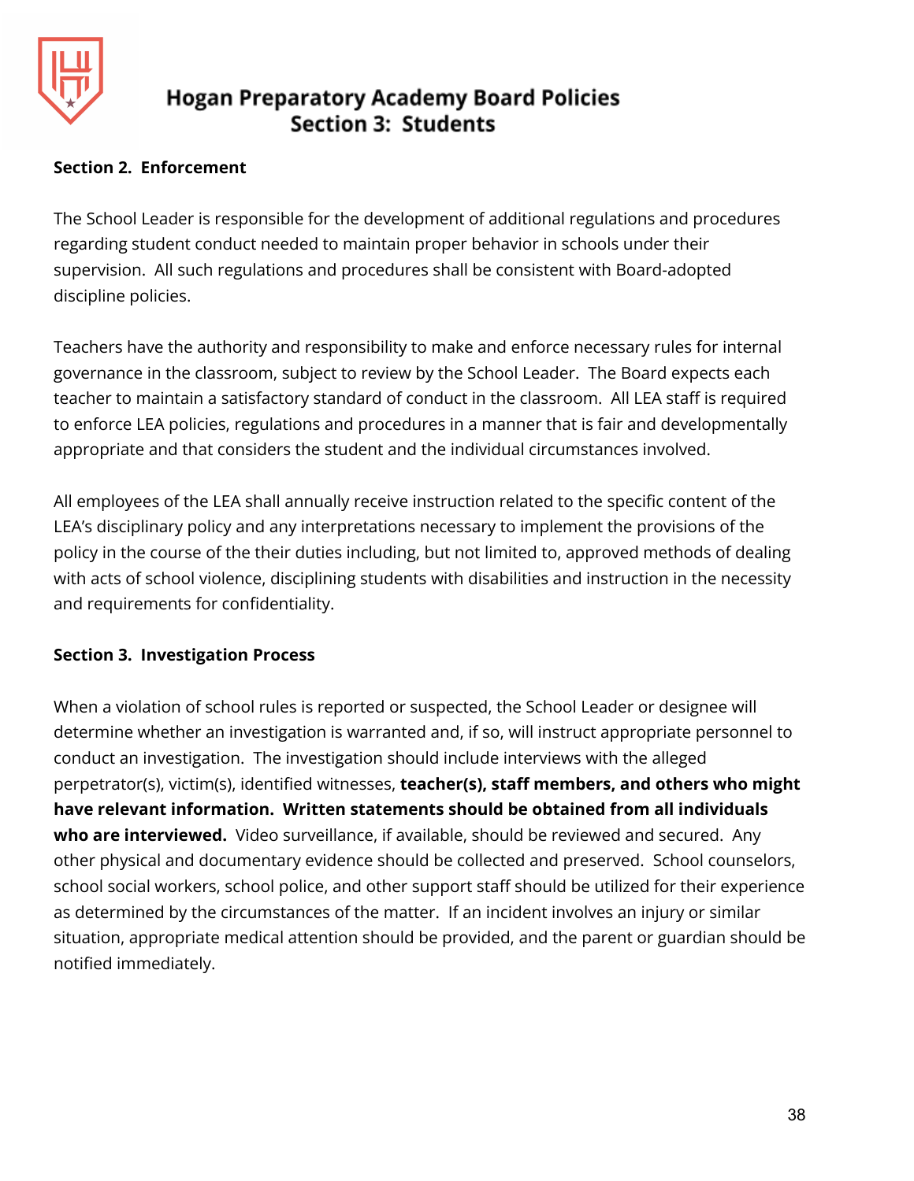**Section 2. Enforcement**

The School Leader is responsible for the development of additional regulations and procedures regarding student conduct needed to maintain proper behavior in schools under their supervision. All such regulations and procedures shall be consistent with Board-adopted discipline policies.

Teachers have the authority and responsibility to make and enforce necessary rules for internal governance in the classroom, subject to review by the School Leader. The Board expects each teacher to maintain a satisfactory standard of conduct in the classroom. All LEA staff is required to enforce LEA policies, regulations and procedures in a manner that is fair and developmentally appropriate and that considers the student and the individual circumstances involved.

All employees of the LEA shall annually receive instruction related to the specific content of the LEA's disciplinary policy and any interpretations necessary to implement the provisions of the policy in the course of the their duties including, but not limited to, approved methods of dealing with acts of school violence, disciplining students with disabilities and instruction in the necessity and requirements for confidentiality.

**Section 3. Investigation Process**

When a violation of school rules is reported or suspected, the School Leader or designee will determine whether an investigation is warranted and, if so, will instruct appropriate personnel to conduct an investigation. The investigation should include interviews with the alleged perpetrator(s), victim(s), identified witnesses, **teacher(s), staff members, and others who might have relevant information. Written statements should be obtained from all individuals who are interviewed.** Video surveillance, if available, should be reviewed and secured. Any other physical and documentary evidence should be collected and preserved. School counselors, school social workers, school police, and other support staff should be utilized for their experience as determined by the circumstances of the matter. If an incident involves an injury or similar situation, appropriate medical attention should be provided, and the parent or guardian should be notified immediately.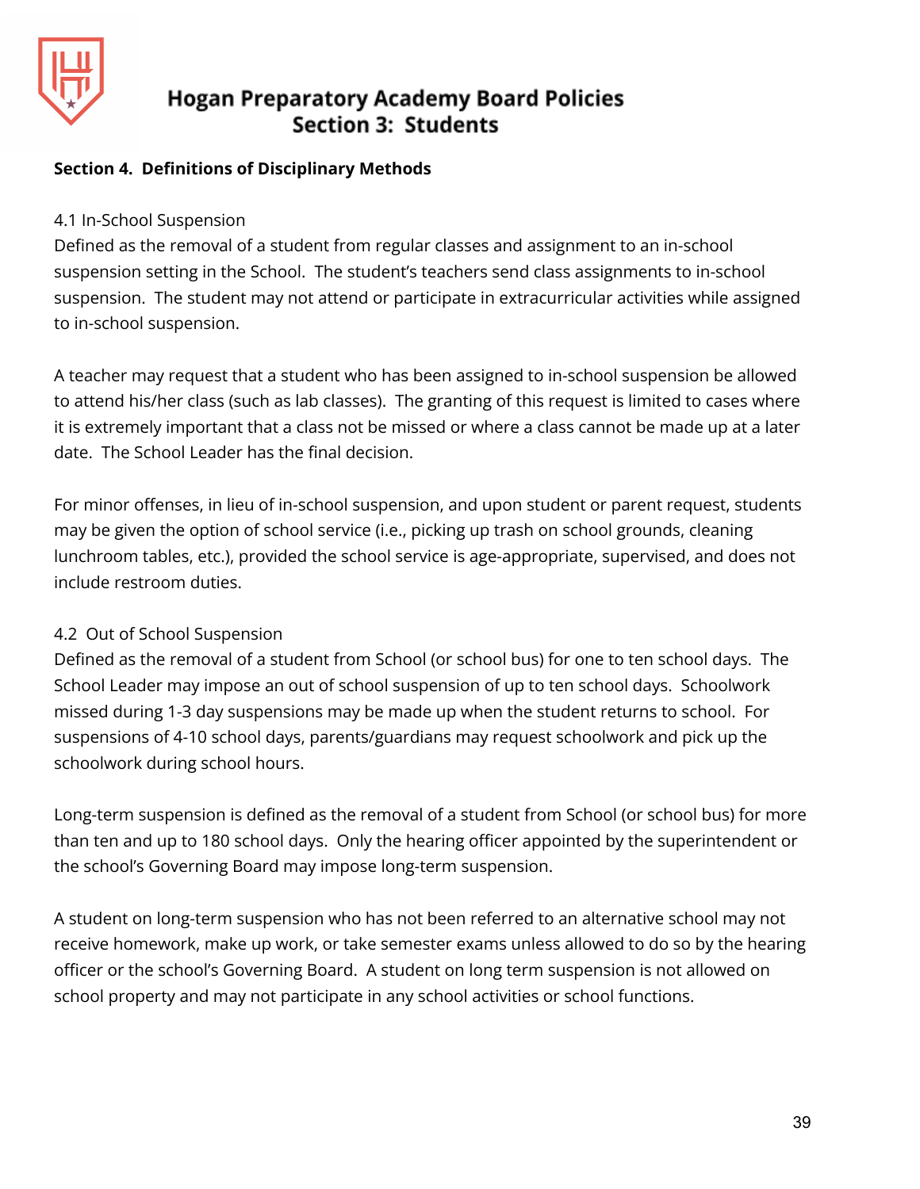## Section 4. Definitions of Disciplinary Methods

### 4.1 In-School Suspension

Defined as the removal of a student from regular classes and assignment to an in-school suspension setting in the School. The student's teachers send class assignments to in-school suspension. The student may not attend or participate in extracurricular activities while assigned to in-school suspension.

A teacher may request that a student who has been assigned to in-school suspension be allowed to attend his/her class (such as lab classes). The granting of this request is limited to cases where it is extremely important that a class not be missed or where a class cannot be made up at a later date. The School Leader has the final decision.

For minor offenses, in lieu of in-school suspension, and upon student or parent request, students may be given the option of school service (i.e., picking up trash on school grounds, cleaning lunchroom tables, etc.), provided the school service is age-appropriate, supervised, and does not include restroom duties.

### 4.2 Out of School Suspension

Defined as the removal of a student from School (or school bus) for one to ten school days. The School Leader may impose an out of school suspension of up to ten school days. Schoolwork missed during 1-3 day suspensions may be made up when the student returns to school. For suspensions of 4-10 school days, parents/guardians may request schoolwork and pick up the schoolwork during school hours.

Long-term suspension is defined as the removal of a student from School (or school bus) for more than ten and up to 180 school days. Only the hearing officer appointed by the superintendent or the school's Governing Board may impose long-term suspension.

A student on long-term suspension who has not been referred to an alternative school may not receive homework, make up work, or take semester exams unless allowed to do so by the hearing officer or the school's Governing Board. A student on long term suspension is not allowed on school property and may not participate in any school activities or school functions.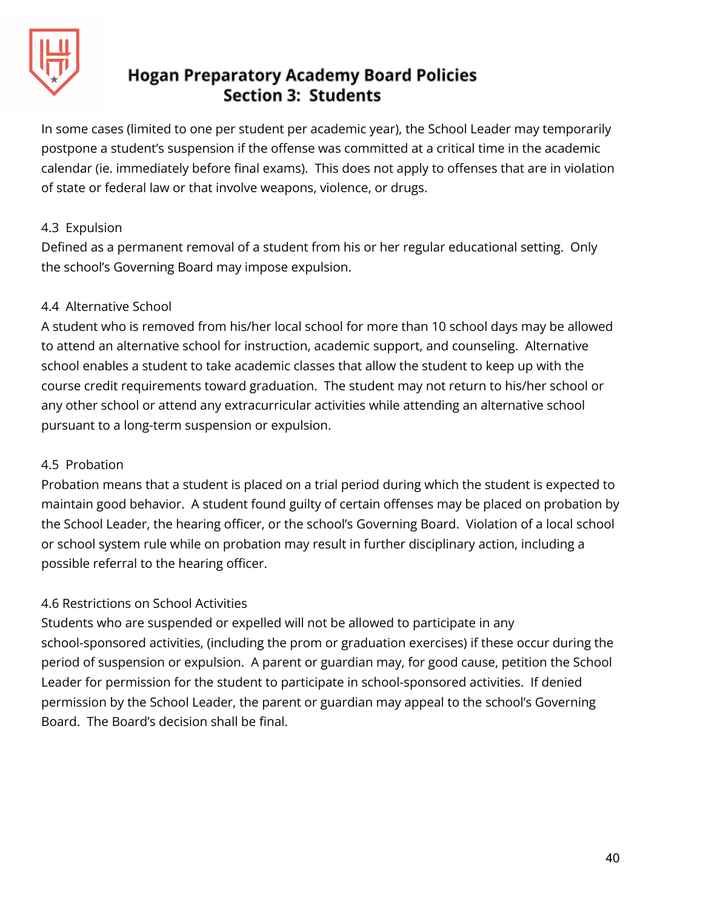In some cases (limited to one per student per academic year), the School Leader may temporarily postpone a student's suspension if the offense was committed at a critical time in the academic calendar (ie. immediately before final exams). This does not apply to offenses that are in violation of state or federal law or that involve weapons, violence, or drugs.

### 4.3 Expulsion

Defined as a permanent removal of a student from his or her regular educational setting. Only the school's Governing Board may impose expulsion.

### 4.4 Alternative School

A student who is removed from his/her local school for more than 10 school days may be allowed to attend an alternative school for instruction, academic support, and counseling. Alternative school enables a student to take academic classes that allow the student to keep up with the course credit requirements toward graduation. The student may not return to his/her school or any other school or attend any extracurricular activities while attending an alternative school pursuant to a long-term suspension or expulsion.

### 4.5 Probation

Probation means that a student is placed on a trial period during which the student is expected to maintain good behavior. A student found guilty of certain offenses may be placed on probation by the School Leader, the hearing officer, or the school's Governing Board. Violation of a local school or school system rule while on probation may result in further disciplinary action, including a possible referral to the hearing officer.

### 4.6 Restrictions on School Activities

Students who are suspended or expelled will not be allowed to participate in any school-sponsored activities, (including the prom or graduation exercises) if these occur during the period of suspension or expulsion. A parent or guardian may, for good cause, petition the School Leader for permission for the student to participate in school-sponsored activities. If denied permission by the School Leader, the parent or guardian may appeal to the school's Governing Board. The Board's decision shall be final.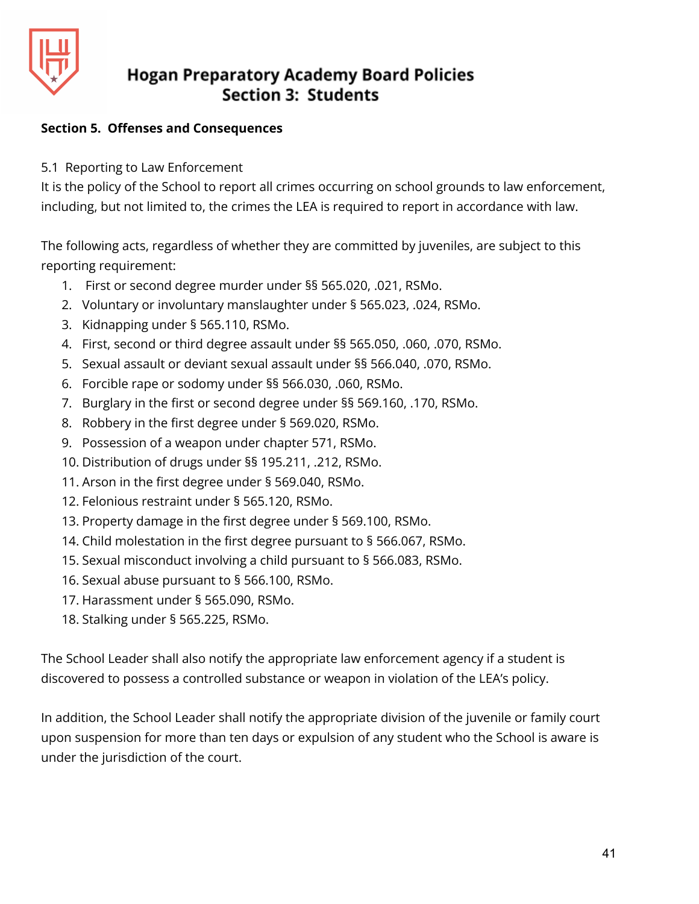## Section 5. Offenses and Consequences

5.1 Reporting to Law Enforcement

It is the policy of the School to report all crimes occurring on school grounds to law enforcement, including, but not limited to, the crimes the LEA is required to report in accordance with law.

The following acts, regardless of whether they are committed by juveniles, are subject to this reporting requirement:

1. First or second degree murder under §§ 565.020, .021, RSMo.
2. Voluntary or involuntary manslaughter under § 565.023, .024, RSMo.
3. Kidnapping under § 565.110, RSMo.
4. First, second or third degree assault under §§ 565.050, .060, .070, RSMo.
5. Sexual assault or deviant sexual assault under §§ 566.040, .070, RSMo.
6. Forcible rape or sodomy under §§ 566.030, .060, RSMo.
7. Burglary in the first or second degree under §§ 569.160, .170, RSMo.
8. Robbery in the first degree under § 569.020, RSMo.
9. Possession of a weapon under chapter 571, RSMo.
10. Distribution of drugs under §§ 195.211, .212, RSMo.
11. Arson in the first degree under § 569.040, RSMo.
12. Felonious restraint under § 565.120, RSMo.
13. Property damage in the first degree under § 569.100, RSMo.
14. Child molestation in the first degree pursuant to § 566.067, RSMo.
15. Sexual misconduct involving a child pursuant to § 566.083, RSMo.
16. Sexual abuse pursuant to § 566.100, RSMo.
17. Harassment under § 565.090, RSMo.
18. Stalking under § 565.225, RSMo.

The School Leader shall also notify the appropriate law enforcement agency if a student is discovered to possess a controlled substance or weapon in violation of the LEA's policy.

In addition, the School Leader shall notify the appropriate division of the juvenile or family court upon suspension for more than ten days or expulsion of any student who the School is aware is under the jurisdiction of the court.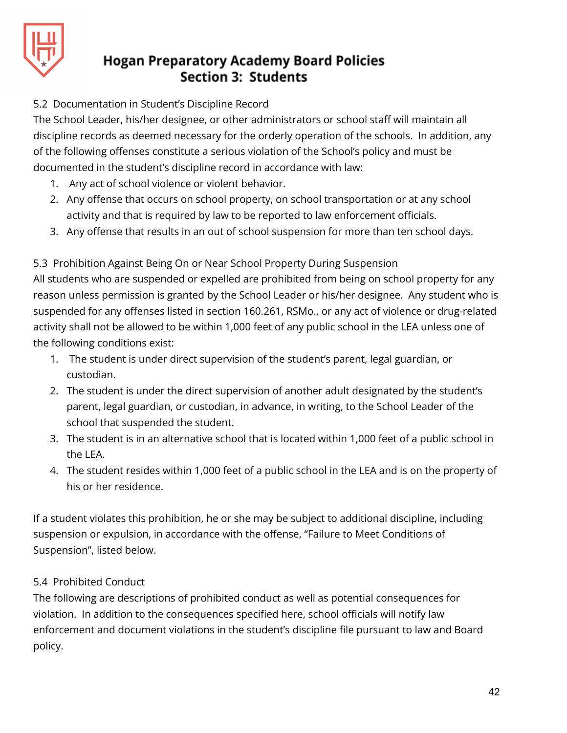5.2 Documentation in Student's Discipline Record

The School Leader, his/her designee, or other administrators or school staff will maintain all discipline records as deemed necessary for the orderly operation of the schools. In addition, any of the following offenses constitute a serious violation of the School's policy and must be documented in the student's discipline record in accordance with law:

1. Any act of school violence or violent behavior.
2. Any offense that occurs on school property, on school transportation or at any school activity and that is required by law to be reported to law enforcement officials.
3. Any offense that results in an out of school suspension for more than ten school days.

5.3 Prohibition Against Being On or Near School Property During Suspension

All students who are suspended or expelled are prohibited from being on school property for any reason unless permission is granted by the School Leader or his/her designee. Any student who is suspended for any offenses listed in section 160.261, RSMo., or any act of violence or drug-related activity shall not be allowed to be within 1,000 feet of any public school in the LEA unless one of the following conditions exist:

1. The student is under direct supervision of the student's parent, legal guardian, or custodian.
2. The student is under the direct supervision of another adult designated by the student's parent, legal guardian, or custodian, in advance, in writing, to the School Leader of the school that suspended the student.
3. The student is in an alternative school that is located within 1,000 feet of a public school in the LEA.
4. The student resides within 1,000 feet of a public school in the LEA and is on the property of his or her residence.

If a student violates this prohibition, he or she may be subject to additional discipline, including suspension or expulsion, in accordance with the offense, "Failure to Meet Conditions of Suspension", listed below.

5.4 Prohibited Conduct

The following are descriptions of prohibited conduct as well as potential consequences for violation. In addition to the consequences specified here, school officials will notify law enforcement and document violations in the student's discipline file pursuant to law and Board policy.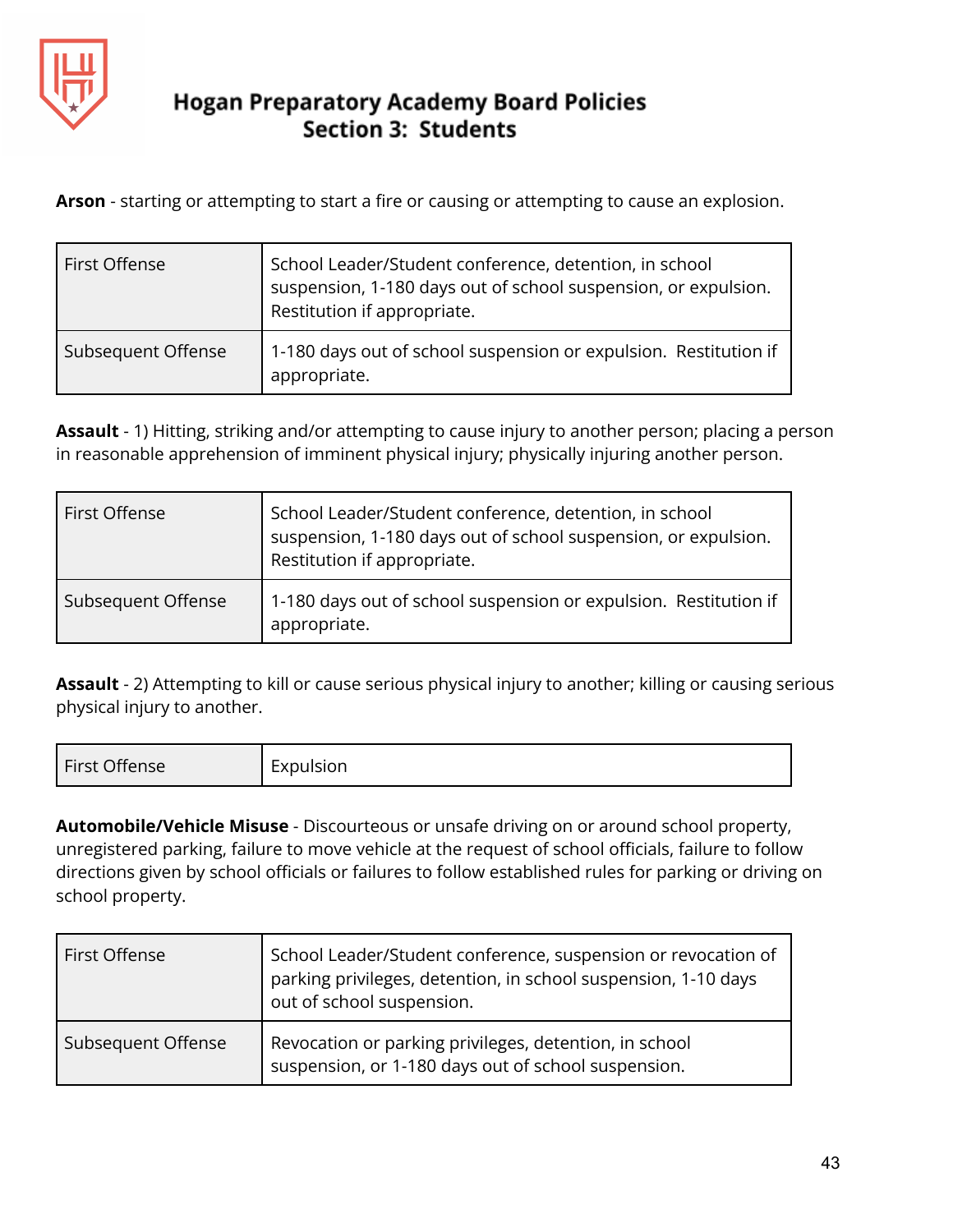**Arson** - starting or attempting to start a fire or causing or attempting to cause an explosion.

| | |
|---|---|
| First Offense | School Leader/Student conference, detention, in school suspension, 1-180 days out of school suspension, or expulsion. Restitution if appropriate. |
| Subsequent Offense | 1-180 days out of school suspension or expulsion. Restitution if appropriate. |

**Assault** - 1) Hitting, striking and/or attempting to cause injury to another person; placing a person in reasonable apprehension of imminent physical injury; physically injuring another person.

| | |
|---|---|
| First Offense | School Leader/Student conference, detention, in school suspension, 1-180 days out of school suspension, or expulsion. Restitution if appropriate. |
| Subsequent Offense | 1-180 days out of school suspension or expulsion. Restitution if appropriate. |

**Assault** - 2) Attempting to kill or cause serious physical injury to another; killing or causing serious physical injury to another.

| | |
|---|---|
| First Offense | Expulsion |

**Automobile/Vehicle Misuse** - Discourteous or unsafe driving on or around school property, unregistered parking, failure to move vehicle at the request of school officials, failure to follow directions given by school officials or failures to follow established rules for parking or driving on school property.

| | |
|---|---|
| First Offense | School Leader/Student conference, suspension or revocation of parking privileges, detention, in school suspension, 1-10 days out of school suspension. |
| Subsequent Offense | Revocation or parking privileges, detention, in school suspension, or 1-180 days out of school suspension. |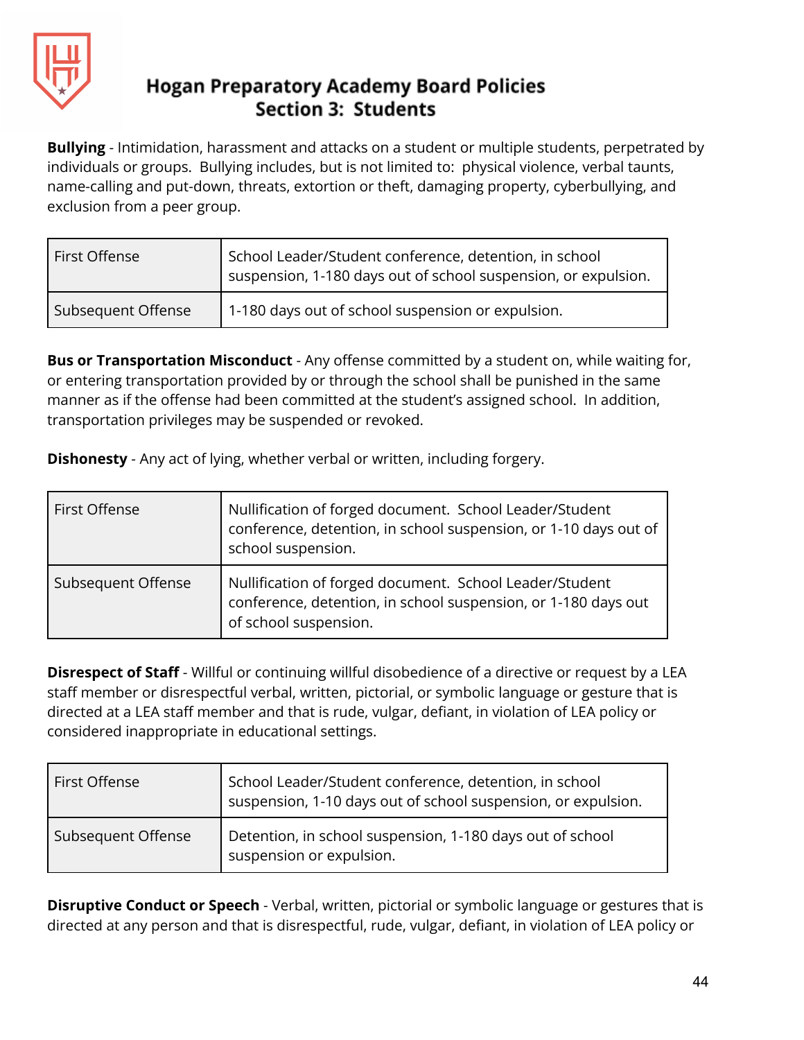**Bullying** - Intimidation, harassment and attacks on a student or multiple students, perpetrated by individuals or groups. Bullying includes, but is not limited to: physical violence, verbal taunts, name-calling and put-down, threats, extortion or theft, damaging property, cyberbullying, and exclusion from a peer group.

| | |
|---|---|
| First Offense | School Leader/Student conference, detention, in school suspension, 1-180 days out of school suspension, or expulsion. |
| Subsequent Offense | 1-180 days out of school suspension or expulsion. |

**Bus or Transportation Misconduct** - Any offense committed by a student on, while waiting for, or entering transportation provided by or through the school shall be punished in the same manner as if the offense had been committed at the student's assigned school. In addition, transportation privileges may be suspended or revoked.

**Dishonesty** - Any act of lying, whether verbal or written, including forgery.

| | |
|---|---|
| First Offense | Nullification of forged document. School Leader/Student conference, detention, in school suspension, or 1-10 days out of school suspension. |
| Subsequent Offense | Nullification of forged document. School Leader/Student conference, detention, in school suspension, or 1-180 days out of school suspension. |

**Disrespect of Staff** - Willful or continuing willful disobedience of a directive or request by a LEA staff member or disrespectful verbal, written, pictorial, or symbolic language or gesture that is directed at a LEA staff member and that is rude, vulgar, defiant, in violation of LEA policy or considered inappropriate in educational settings.

| | |
|---|---|
| First Offense | School Leader/Student conference, detention, in school suspension, 1-10 days out of school suspension, or expulsion. |
| Subsequent Offense | Detention, in school suspension, 1-180 days out of school suspension or expulsion. |

**Disruptive Conduct or Speech** - Verbal, written, pictorial or symbolic language or gestures that is directed at any person and that is disrespectful, rude, vulgar, defiant, in violation of LEA policy or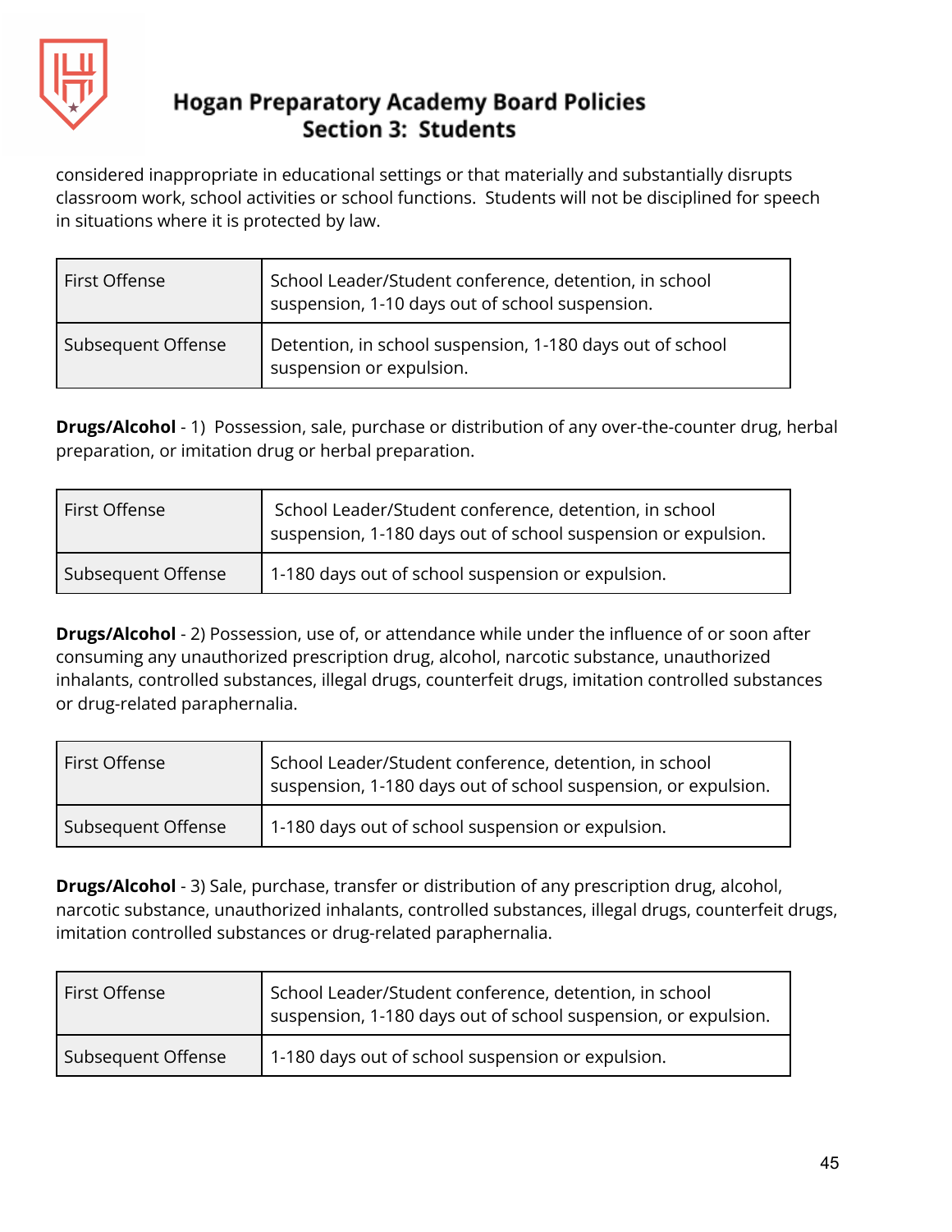considered inappropriate in educational settings or that materially and substantially disrupts classroom work, school activities or school functions. Students will not be disciplined for speech in situations where it is protected by law.

| | |
|---|---|
| First Offense | School Leader/Student conference, detention, in school suspension, 1-10 days out of school suspension. |
| Subsequent Offense | Detention, in school suspension, 1-180 days out of school suspension or expulsion. |

**Drugs/Alcohol** - 1) Possession, sale, purchase or distribution of any over-the-counter drug, herbal preparation, or imitation drug or herbal preparation.

| | |
|---|---|
| First Offense | School Leader/Student conference, detention, in school suspension, 1-180 days out of school suspension or expulsion. |
| Subsequent Offense | 1-180 days out of school suspension or expulsion. |

**Drugs/Alcohol** - 2) Possession, use of, or attendance while under the influence of or soon after consuming any unauthorized prescription drug, alcohol, narcotic substance, unauthorized inhalants, controlled substances, illegal drugs, counterfeit drugs, imitation controlled substances or drug-related paraphernalia.

| | |
|---|---|
| First Offense | School Leader/Student conference, detention, in school suspension, 1-180 days out of school suspension, or expulsion. |
| Subsequent Offense | 1-180 days out of school suspension or expulsion. |

**Drugs/Alcohol** - 3) Sale, purchase, transfer or distribution of any prescription drug, alcohol, narcotic substance, unauthorized inhalants, controlled substances, illegal drugs, counterfeit drugs, imitation controlled substances or drug-related paraphernalia.

| | |
|---|---|
| First Offense | School Leader/Student conference, detention, in school suspension, 1-180 days out of school suspension, or expulsion. |
| Subsequent Offense | 1-180 days out of school suspension or expulsion. |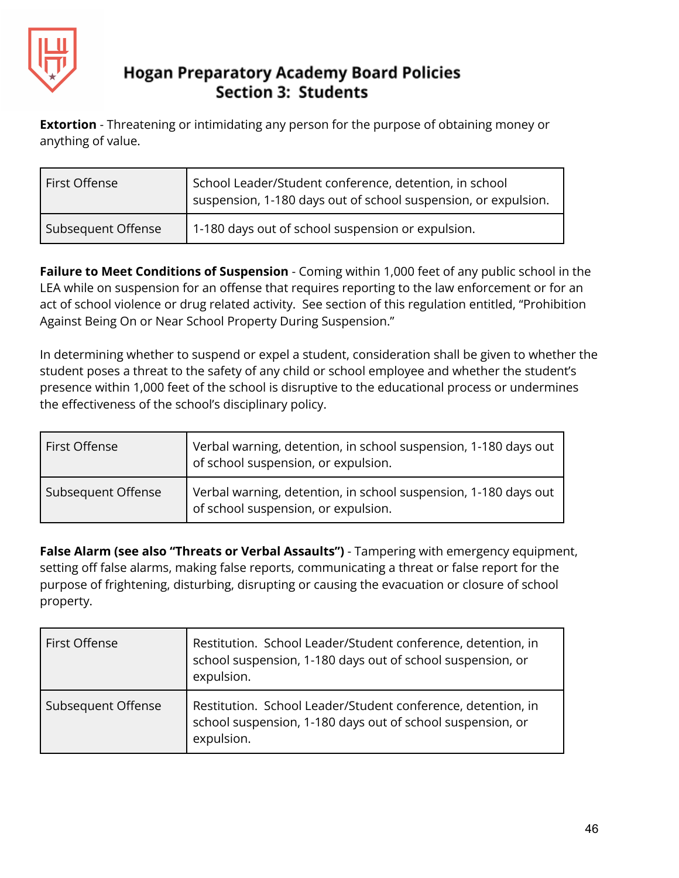**Extortion** - Threatening or intimidating any person for the purpose of obtaining money or anything of value.

| | |
|---|---|
| First Offense | School Leader/Student conference, detention, in school suspension, 1-180 days out of school suspension, or expulsion. |
| Subsequent Offense | 1-180 days out of school suspension or expulsion. |

**Failure to Meet Conditions of Suspension** - Coming within 1,000 feet of any public school in the LEA while on suspension for an offense that requires reporting to the law enforcement or for an act of school violence or drug related activity. See section of this regulation entitled, "Prohibition Against Being On or Near School Property During Suspension."

In determining whether to suspend or expel a student, consideration shall be given to whether the student poses a threat to the safety of any child or school employee and whether the student's presence within 1,000 feet of the school is disruptive to the educational process or undermines the effectiveness of the school's disciplinary policy.

| | |
|---|---|
| First Offense | Verbal warning, detention, in school suspension, 1-180 days out of school suspension, or expulsion. |
| Subsequent Offense | Verbal warning, detention, in school suspension, 1-180 days out of school suspension, or expulsion. |

**False Alarm (see also "Threats or Verbal Assaults")** - Tampering with emergency equipment, setting off false alarms, making false reports, communicating a threat or false report for the purpose of frightening, disturbing, disrupting or causing the evacuation or closure of school property.

| | |
|---|---|
| First Offense | Restitution. School Leader/Student conference, detention, in school suspension, 1-180 days out of school suspension, or expulsion. |
| Subsequent Offense | Restitution. School Leader/Student conference, detention, in school suspension, 1-180 days out of school suspension, or expulsion. |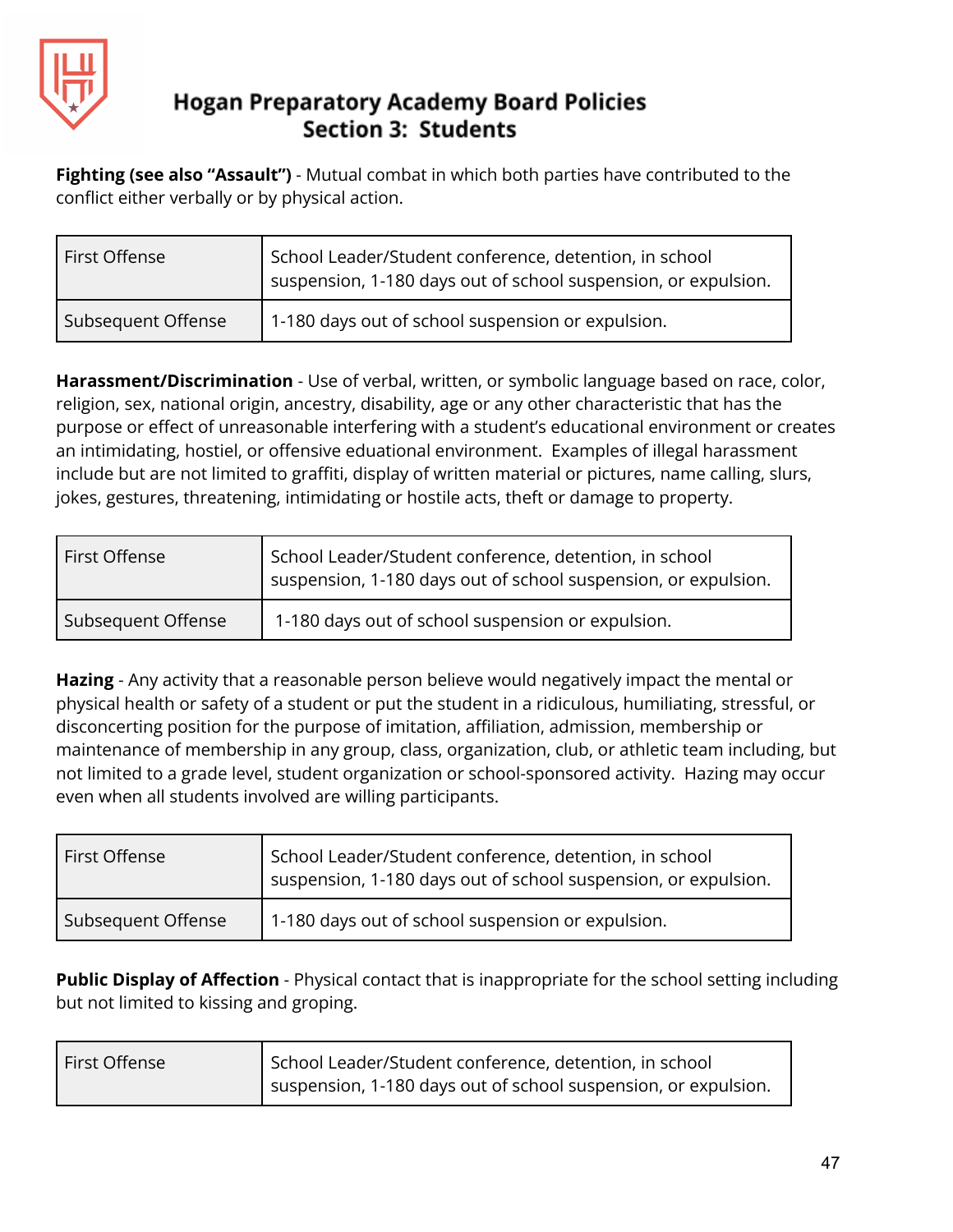**Fighting (see also "Assault")** - Mutual combat in which both parties have contributed to the conflict either verbally or by physical action.

| | |
|---|---|
| First Offense | School Leader/Student conference, detention, in school suspension, 1-180 days out of school suspension, or expulsion. |
| Subsequent Offense | 1-180 days out of school suspension or expulsion. |

**Harassment/Discrimination** - Use of verbal, written, or symbolic language based on race, color, religion, sex, national origin, ancestry, disability, age or any other characteristic that has the purpose or effect of unreasonable interfering with a student's educational environment or creates an intimidating, hostiel, or offensive eduational environment. Examples of illegal harassment include but are not limited to graffiti, display of written material or pictures, name calling, slurs, jokes, gestures, threatening, intimidating or hostile acts, theft or damage to property.

| | |
|---|---|
| First Offense | School Leader/Student conference, detention, in school suspension, 1-180 days out of school suspension, or expulsion. |
| Subsequent Offense | 1-180 days out of school suspension or expulsion. |

**Hazing** - Any activity that a reasonable person believe would negatively impact the mental or physical health or safety of a student or put the student in a ridiculous, humiliating, stressful, or disconcerting position for the purpose of imitation, affiliation, admission, membership or maintenance of membership in any group, class, organization, club, or athletic team including, but not limited to a grade level, student organization or school-sponsored activity. Hazing may occur even when all students involved are willing participants.

| | |
|---|---|
| First Offense | School Leader/Student conference, detention, in school suspension, 1-180 days out of school suspension, or expulsion. |
| Subsequent Offense | 1-180 days out of school suspension or expulsion. |

**Public Display of Affection** - Physical contact that is inappropriate for the school setting including but not limited to kissing and groping.

| | |
|---|---|
| First Offense | School Leader/Student conference, detention, in school suspension, 1-180 days out of school suspension, or expulsion. |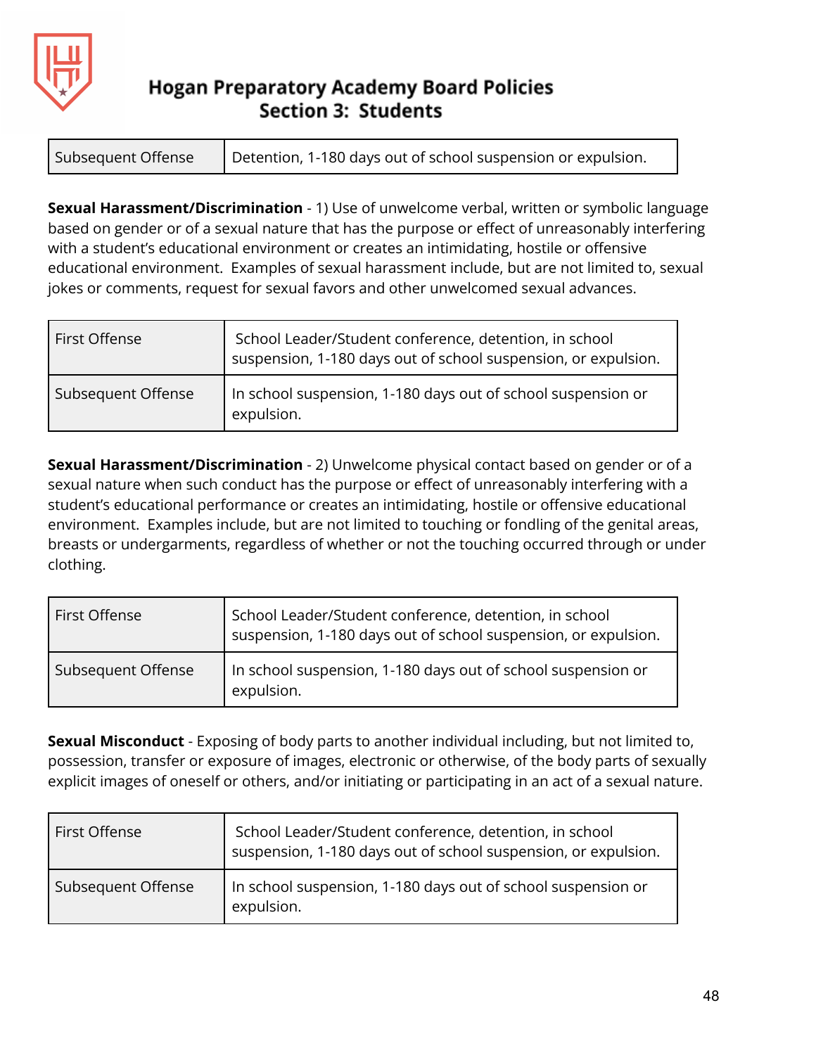| Subsequent Offense | Detention, 1-180 days out of school suspension or expulsion. |
|---|---|

**Sexual Harassment/Discrimination** - 1) Use of unwelcome verbal, written or symbolic language based on gender or of a sexual nature that has the purpose or effect of unreasonably interfering with a student's educational environment or creates an intimidating, hostile or offensive educational environment. Examples of sexual harassment include, but are not limited to, sexual jokes or comments, request for sexual favors and other unwelcomed sexual advances.

| First Offense | School Leader/Student conference, detention, in school suspension, 1-180 days out of school suspension, or expulsion. |
|---|---|
| Subsequent Offense | In school suspension, 1-180 days out of school suspension or expulsion. |

**Sexual Harassment/Discrimination** - 2) Unwelcome physical contact based on gender or of a sexual nature when such conduct has the purpose or effect of unreasonably interfering with a student's educational performance or creates an intimidating, hostile or offensive educational environment. Examples include, but are not limited to touching or fondling of the genital areas, breasts or undergarments, regardless of whether or not the touching occurred through or under clothing.

| First Offense | School Leader/Student conference, detention, in school suspension, 1-180 days out of school suspension, or expulsion. |
|---|---|
| Subsequent Offense | In school suspension, 1-180 days out of school suspension or expulsion. |

**Sexual Misconduct** - Exposing of body parts to another individual including, but not limited to, possession, transfer or exposure of images, electronic or otherwise, of the body parts of sexually explicit images of oneself or others, and/or initiating or participating in an act of a sexual nature.

| First Offense | School Leader/Student conference, detention, in school suspension, 1-180 days out of school suspension, or expulsion. |
|---|---|
| Subsequent Offense | In school suspension, 1-180 days out of school suspension or expulsion. |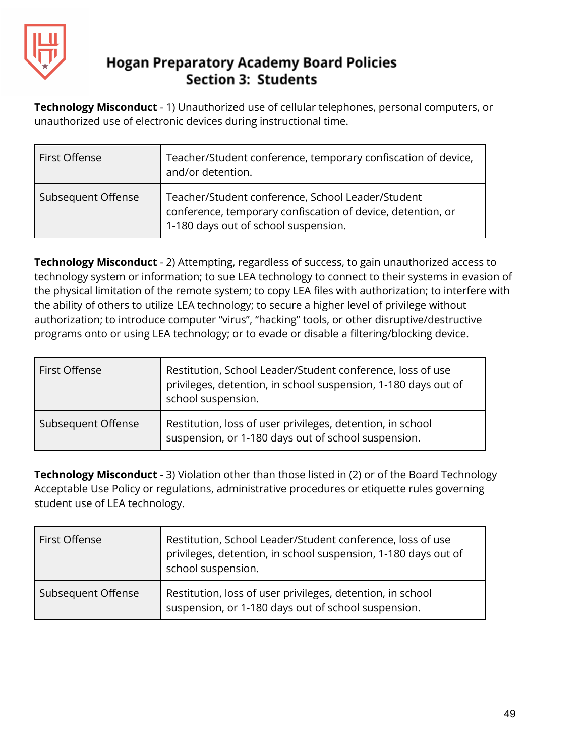**Technology Misconduct** - 1) Unauthorized use of cellular telephones, personal computers, or unauthorized use of electronic devices during instructional time.

| | |
|---|---|
| First Offense | Teacher/Student conference, temporary confiscation of device, and/or detention. |
| Subsequent Offense | Teacher/Student conference, School Leader/Student conference, temporary confiscation of device, detention, or 1-180 days out of school suspension. |

**Technology Misconduct** - 2) Attempting, regardless of success, to gain unauthorized access to technology system or information; to sue LEA technology to connect to their systems in evasion of the physical limitation of the remote system; to copy LEA files with authorization; to interfere with the ability of others to utilize LEA technology; to secure a higher level of privilege without authorization; to introduce computer "virus", "hacking" tools, or other disruptive/destructive programs onto or using LEA technology; or to evade or disable a filtering/blocking device.

| | |
|---|---|
| First Offense | Restitution, School Leader/Student conference, loss of use privileges, detention, in school suspension, 1-180 days out of school suspension. |
| Subsequent Offense | Restitution, loss of user privileges, detention, in school suspension, or 1-180 days out of school suspension. |

**Technology Misconduct** - 3) Violation other than those listed in (2) or of the Board Technology Acceptable Use Policy or regulations, administrative procedures or etiquette rules governing student use of LEA technology.

| | |
|---|---|
| First Offense | Restitution, School Leader/Student conference, loss of use privileges, detention, in school suspension, 1-180 days out of school suspension. |
| Subsequent Offense | Restitution, loss of user privileges, detention, in school suspension, or 1-180 days out of school suspension. |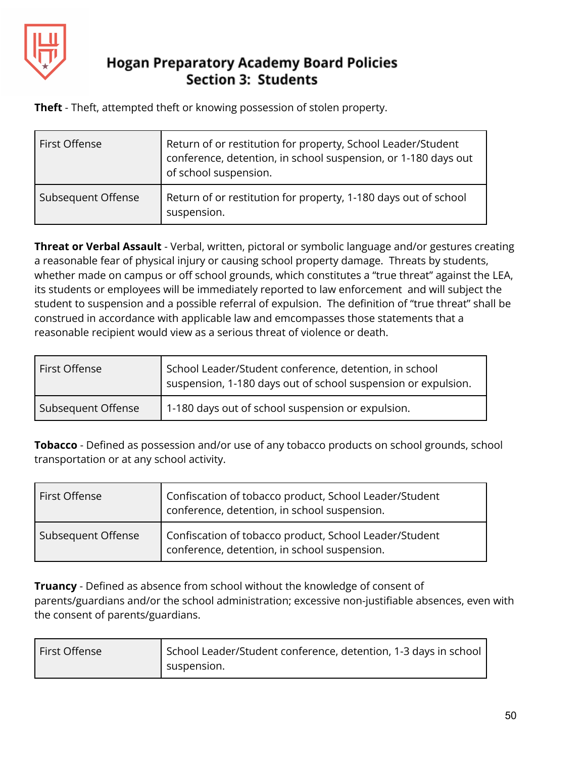**Theft** - Theft, attempted theft or knowing possession of stolen property.

| | |
|---|---|
| First Offense | Return of or restitution for property, School Leader/Student conference, detention, in school suspension, or 1-180 days out of school suspension. |
| Subsequent Offense | Return of or restitution for property, 1-180 days out of school suspension. |

**Threat or Verbal Assault** - Verbal, written, pictoral or symbolic language and/or gestures creating a reasonable fear of physical injury or causing school property damage. Threats by students, whether made on campus or off school grounds, which constitutes a "true threat" against the LEA, its students or employees will be immediately reported to law enforcement and will subject the student to suspension and a possible referral of expulsion. The definition of "true threat" shall be construed in accordance with applicable law and emcompasses those statements that a reasonable recipient would view as a serious threat of violence or death.

| | |
|---|---|
| First Offense | School Leader/Student conference, detention, in school suspension, 1-180 days out of school suspension or expulsion. |
| Subsequent Offense | 1-180 days out of school suspension or expulsion. |

**Tobacco** - Defined as possession and/or use of any tobacco products on school grounds, school transportation or at any school activity.

| | |
|---|---|
| First Offense | Confiscation of tobacco product, School Leader/Student conference, detention, in school suspension. |
| Subsequent Offense | Confiscation of tobacco product, School Leader/Student conference, detention, in school suspension. |

**Truancy** - Defined as absence from school without the knowledge of consent of parents/guardians and/or the school administration; excessive non-justifiable absences, even with the consent of parents/guardians.

| | |
|---|---|
| First Offense | School Leader/Student conference, detention, 1-3 days in school suspension. |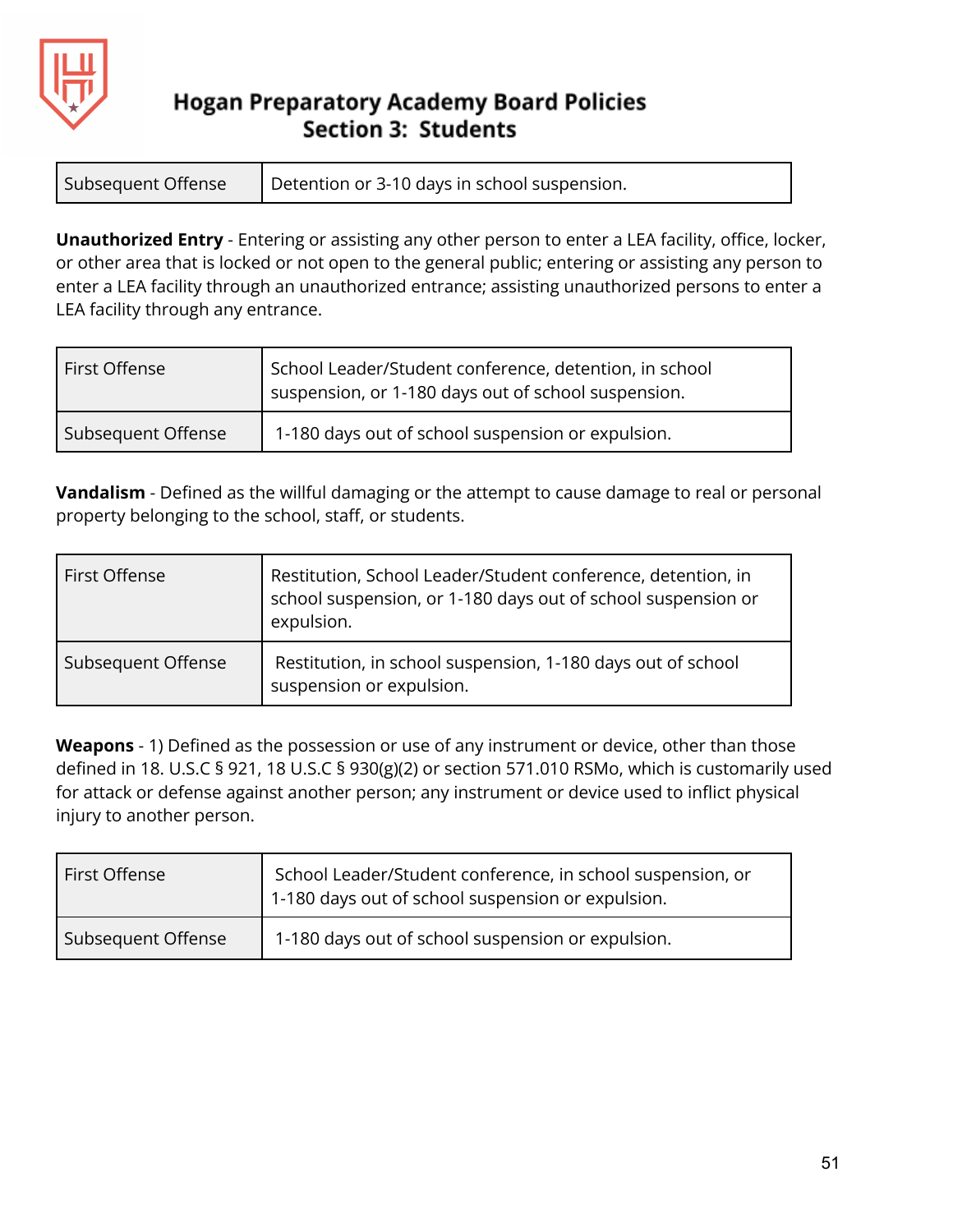| Subsequent Offense | Detention or 3-10 days in school suspension. |
|---|---|

**Unauthorized Entry** - Entering or assisting any other person to enter a LEA facility, office, locker, or other area that is locked or not open to the general public; entering or assisting any person to enter a LEA facility through an unauthorized entrance; assisting unauthorized persons to enter a LEA facility through any entrance.

| First Offense | School Leader/Student conference, detention, in school suspension, or 1-180 days out of school suspension. |
|---|---|
| Subsequent Offense | 1-180 days out of school suspension or expulsion. |

**Vandalism** - Defined as the willful damaging or the attempt to cause damage to real or personal property belonging to the school, staff, or students.

| First Offense | Restitution, School Leader/Student conference, detention, in school suspension, or 1-180 days out of school suspension or expulsion. |
|---|---|
| Subsequent Offense | Restitution, in school suspension, 1-180 days out of school suspension or expulsion. |

**Weapons** - 1) Defined as the possession or use of any instrument or device, other than those defined in 18. U.S.C § 921, 18 U.S.C § 930(g)(2) or section 571.010 RSMo, which is customarily used for attack or defense against another person; any instrument or device used to inflict physical injury to another person.

| First Offense | School Leader/Student conference, in school suspension, or 1-180 days out of school suspension or expulsion. |
|---|---|
| Subsequent Offense | 1-180 days out of school suspension or expulsion. |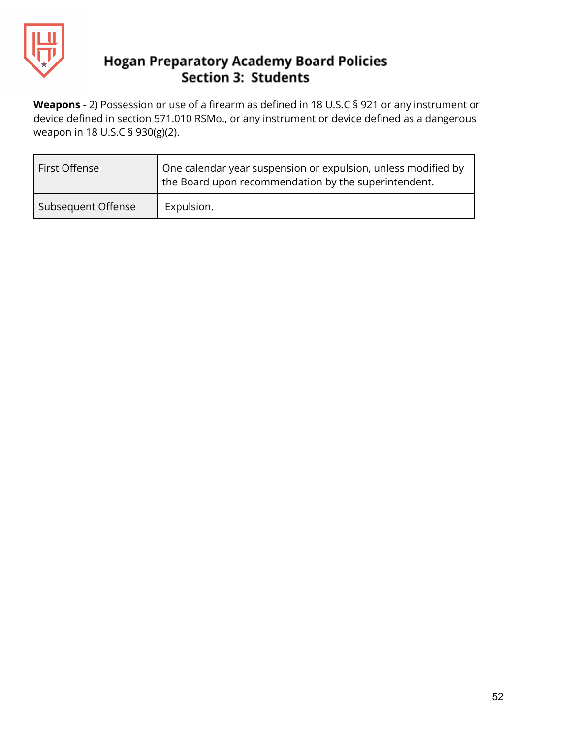**Weapons** - 2) Possession or use of a firearm as defined in 18 U.S.C § 921 or any instrument or device defined in section 571.010 RSMo., or any instrument or device defined as a dangerous weapon in 18 U.S.C § 930(g)(2).

| | |
|---|---|
| First Offense | One calendar year suspension or expulsion, unless modified by the Board upon recommendation by the superintendent. |
| Subsequent Offense | Expulsion. |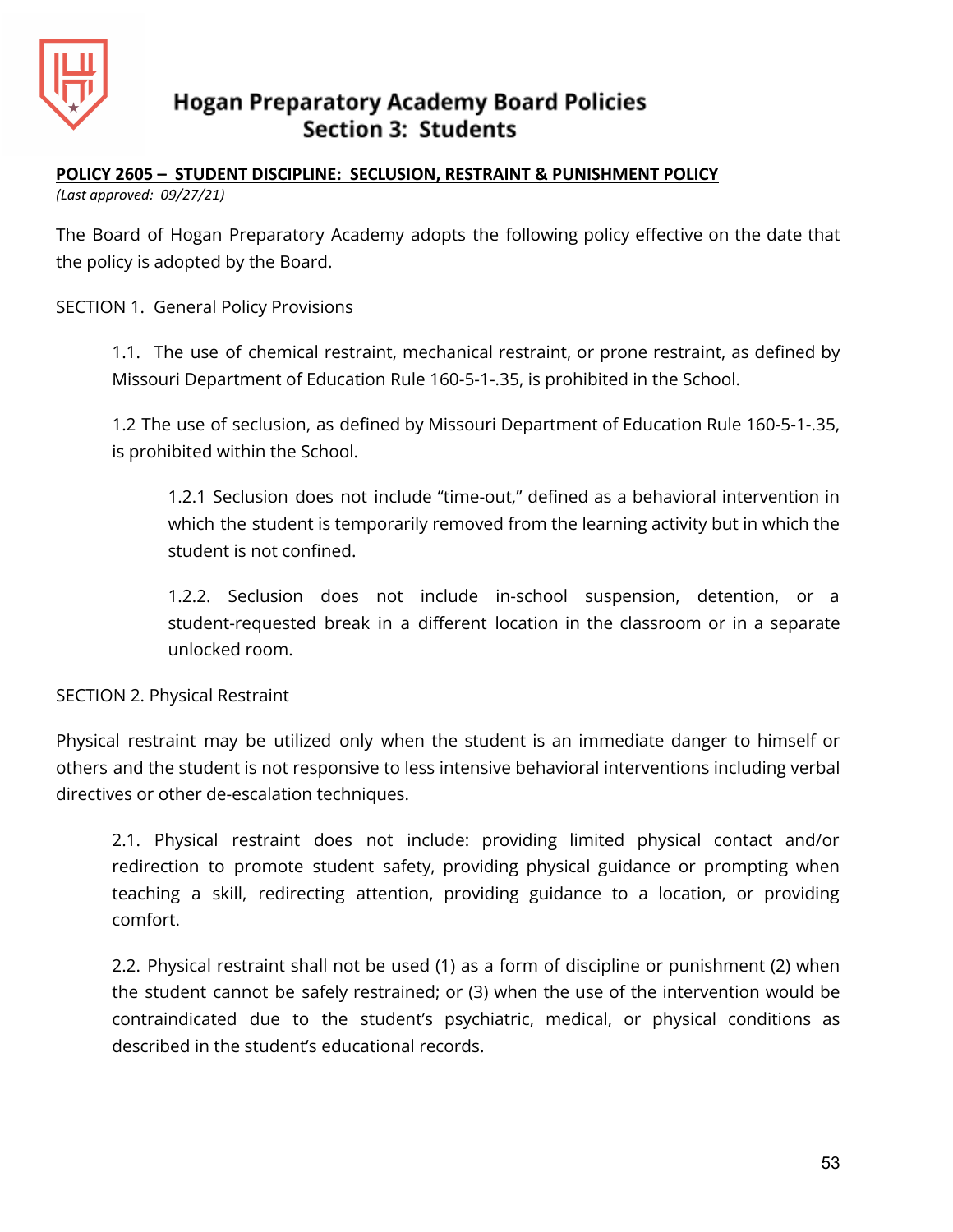# Hogan Preparatory Academy Board Policies
## Section 3: Students

**POLICY 2605 – STUDENT DISCIPLINE: SECLUSION, RESTRAINT & PUNISHMENT POLICY**

*(Last approved: 09/27/21)*

The Board of Hogan Preparatory Academy adopts the following policy effective on the date that the policy is adopted by the Board.

SECTION 1. General Policy Provisions

> 1.1. The use of chemical restraint, mechanical restraint, or prone restraint, as defined by Missouri Department of Education Rule 160-5-1-.35, is prohibited in the School.
>
> 1.2 The use of seclusion, as defined by Missouri Department of Education Rule 160-5-1-.35, is prohibited within the School.
>
>> 1.2.1 Seclusion does not include "time-out," defined as a behavioral intervention in which the student is temporarily removed from the learning activity but in which the student is not confined.
>>
>> 1.2.2. Seclusion does not include in-school suspension, detention, or a student-requested break in a different location in the classroom or in a separate unlocked room.

SECTION 2. Physical Restraint

Physical restraint may be utilized only when the student is an immediate danger to himself or others and the student is not responsive to less intensive behavioral interventions including verbal directives or other de-escalation techniques.

> 2.1. Physical restraint does not include: providing limited physical contact and/or redirection to promote student safety, providing physical guidance or prompting when teaching a skill, redirecting attention, providing guidance to a location, or providing comfort.
>
> 2.2. Physical restraint shall not be used (1) as a form of discipline or punishment (2) when the student cannot be safely restrained; or (3) when the use of the intervention would be contraindicated due to the student's psychiatric, medical, or physical conditions as described in the student's educational records.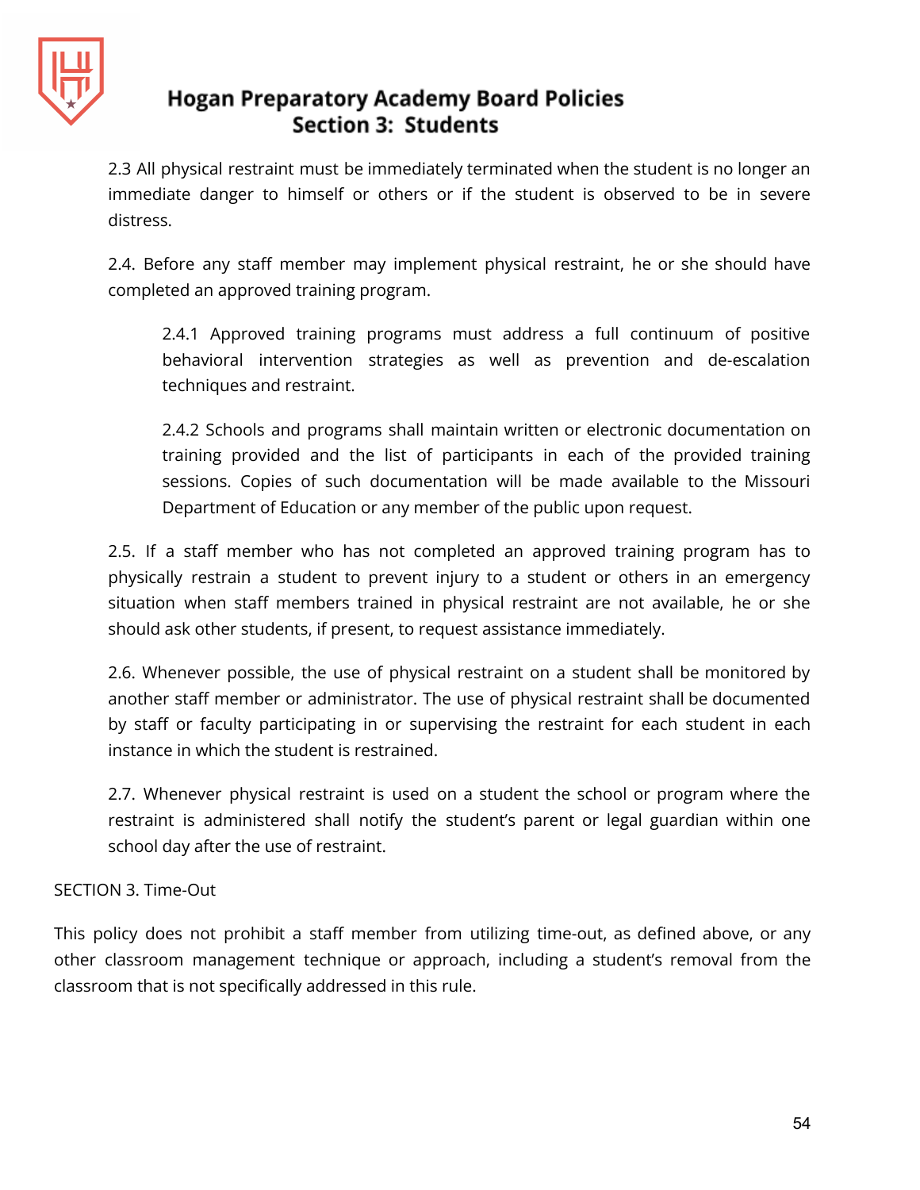2.3 All physical restraint must be immediately terminated when the student is no longer an immediate danger to himself or others or if the student is observed to be in severe distress.

2.4. Before any staff member may implement physical restraint, he or she should have completed an approved training program.

> 2.4.1 Approved training programs must address a full continuum of positive behavioral intervention strategies as well as prevention and de-escalation techniques and restraint.
>
> 2.4.2 Schools and programs shall maintain written or electronic documentation on training provided and the list of participants in each of the provided training sessions. Copies of such documentation will be made available to the Missouri Department of Education or any member of the public upon request.

2.5. If a staff member who has not completed an approved training program has to physically restrain a student to prevent injury to a student or others in an emergency situation when staff members trained in physical restraint are not available, he or she should ask other students, if present, to request assistance immediately.

2.6. Whenever possible, the use of physical restraint on a student shall be monitored by another staff member or administrator. The use of physical restraint shall be documented by staff or faculty participating in or supervising the restraint for each student in each instance in which the student is restrained.

2.7. Whenever physical restraint is used on a student the school or program where the restraint is administered shall notify the student's parent or legal guardian within one school day after the use of restraint.

SECTION 3. Time-Out

This policy does not prohibit a staff member from utilizing time-out, as defined above, or any other classroom management technique or approach, including a student's removal from the classroom that is not specifically addressed in this rule.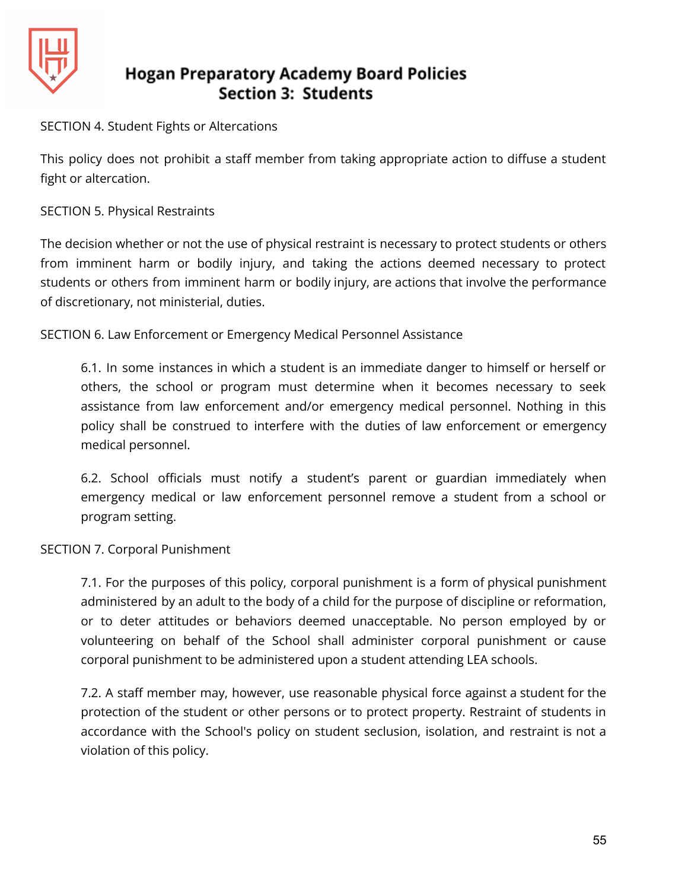SECTION 4. Student Fights or Altercations

This policy does not prohibit a staff member from taking appropriate action to diffuse a student fight or altercation.

SECTION 5. Physical Restraints

The decision whether or not the use of physical restraint is necessary to protect students or others from imminent harm or bodily injury, and taking the actions deemed necessary to protect students or others from imminent harm or bodily injury, are actions that involve the performance of discretionary, not ministerial, duties.

SECTION 6. Law Enforcement or Emergency Medical Personnel Assistance

> 6.1. In some instances in which a student is an immediate danger to himself or herself or others, the school or program must determine when it becomes necessary to seek assistance from law enforcement and/or emergency medical personnel. Nothing in this policy shall be construed to interfere with the duties of law enforcement or emergency medical personnel.
>
> 6.2. School officials must notify a student's parent or guardian immediately when emergency medical or law enforcement personnel remove a student from a school or program setting.

SECTION 7. Corporal Punishment

> 7.1. For the purposes of this policy, corporal punishment is a form of physical punishment administered by an adult to the body of a child for the purpose of discipline or reformation, or to deter attitudes or behaviors deemed unacceptable. No person employed by or volunteering on behalf of the School shall administer corporal punishment or cause corporal punishment to be administered upon a student attending LEA schools.
>
> 7.2. A staff member may, however, use reasonable physical force against a student for the protection of the student or other persons or to protect property. Restraint of students in accordance with the School's policy on student seclusion, isolation, and restraint is not a violation of this policy.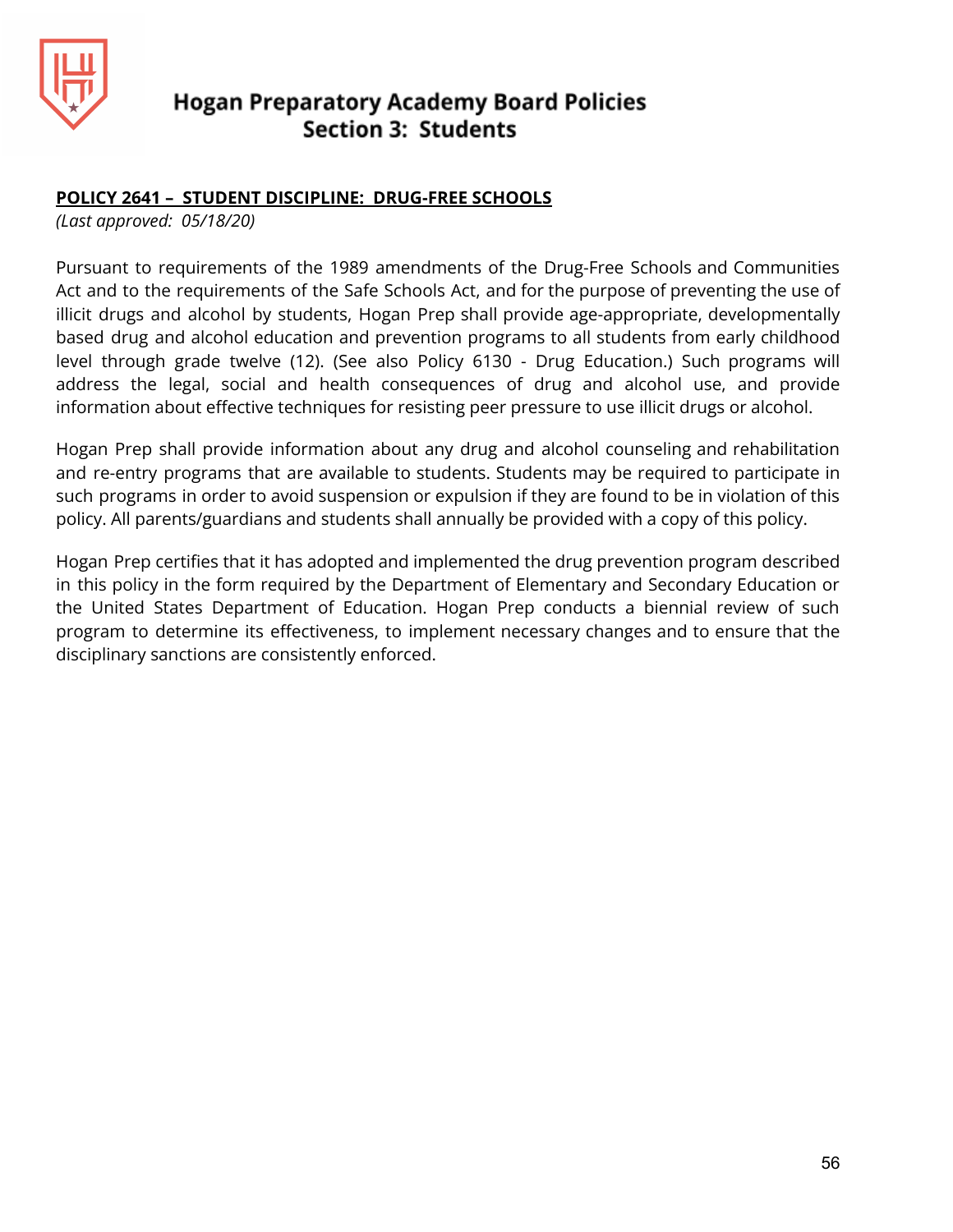# Hogan Preparatory Academy Board Policies
## Section 3: Students

**POLICY 2641 – STUDENT DISCIPLINE: DRUG-FREE SCHOOLS**

*(Last approved: 05/18/20)*

Pursuant to requirements of the 1989 amendments of the Drug-Free Schools and Communities Act and to the requirements of the Safe Schools Act, and for the purpose of preventing the use of illicit drugs and alcohol by students, Hogan Prep shall provide age-appropriate, developmentally based drug and alcohol education and prevention programs to all students from early childhood level through grade twelve (12). (See also Policy 6130 - Drug Education.) Such programs will address the legal, social and health consequences of drug and alcohol use, and provide information about effective techniques for resisting peer pressure to use illicit drugs or alcohol.

Hogan Prep shall provide information about any drug and alcohol counseling and rehabilitation and re-entry programs that are available to students. Students may be required to participate in such programs in order to avoid suspension or expulsion if they are found to be in violation of this policy. All parents/guardians and students shall annually be provided with a copy of this policy.

Hogan Prep certifies that it has adopted and implemented the drug prevention program described in this policy in the form required by the Department of Elementary and Secondary Education or the United States Department of Education. Hogan Prep conducts a biennial review of such program to determine its effectiveness, to implement necessary changes and to ensure that the disciplinary sanctions are consistently enforced.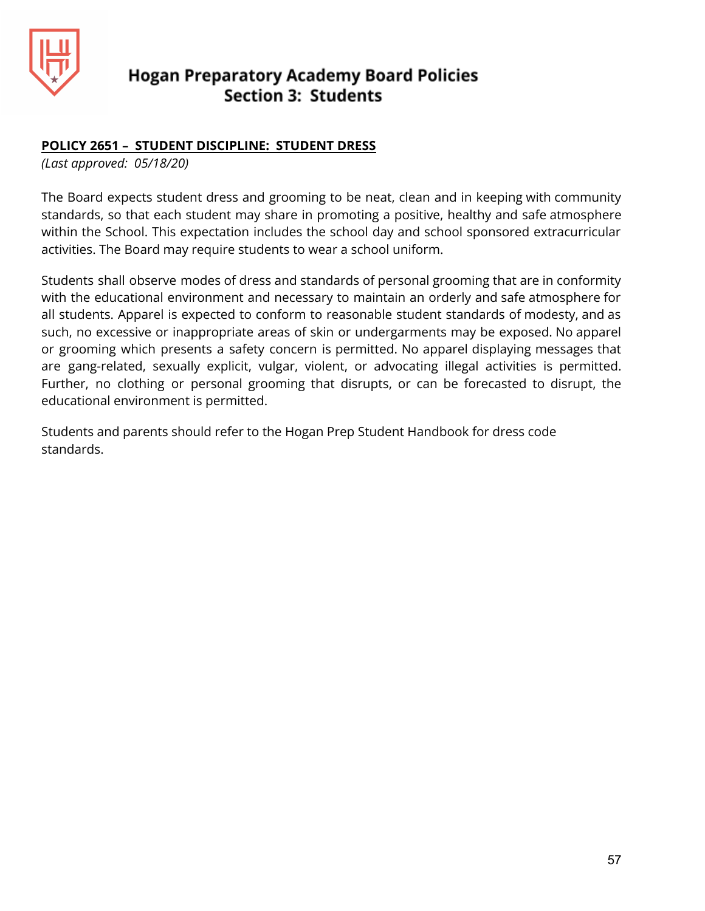# Hogan Preparatory Academy Board Policies
## Section 3: Students

**POLICY 2651 – STUDENT DISCIPLINE: STUDENT DRESS**
*(Last approved: 05/18/20)*

The Board expects student dress and grooming to be neat, clean and in keeping with community standards, so that each student may share in promoting a positive, healthy and safe atmosphere within the School. This expectation includes the school day and school sponsored extracurricular activities. The Board may require students to wear a school uniform.

Students shall observe modes of dress and standards of personal grooming that are in conformity with the educational environment and necessary to maintain an orderly and safe atmosphere for all students. Apparel is expected to conform to reasonable student standards of modesty, and as such, no excessive or inappropriate areas of skin or undergarments may be exposed. No apparel or grooming which presents a safety concern is permitted. No apparel displaying messages that are gang-related, sexually explicit, vulgar, violent, or advocating illegal activities is permitted. Further, no clothing or personal grooming that disrupts, or can be forecasted to disrupt, the educational environment is permitted.

Students and parents should refer to the Hogan Prep Student Handbook for dress code standards.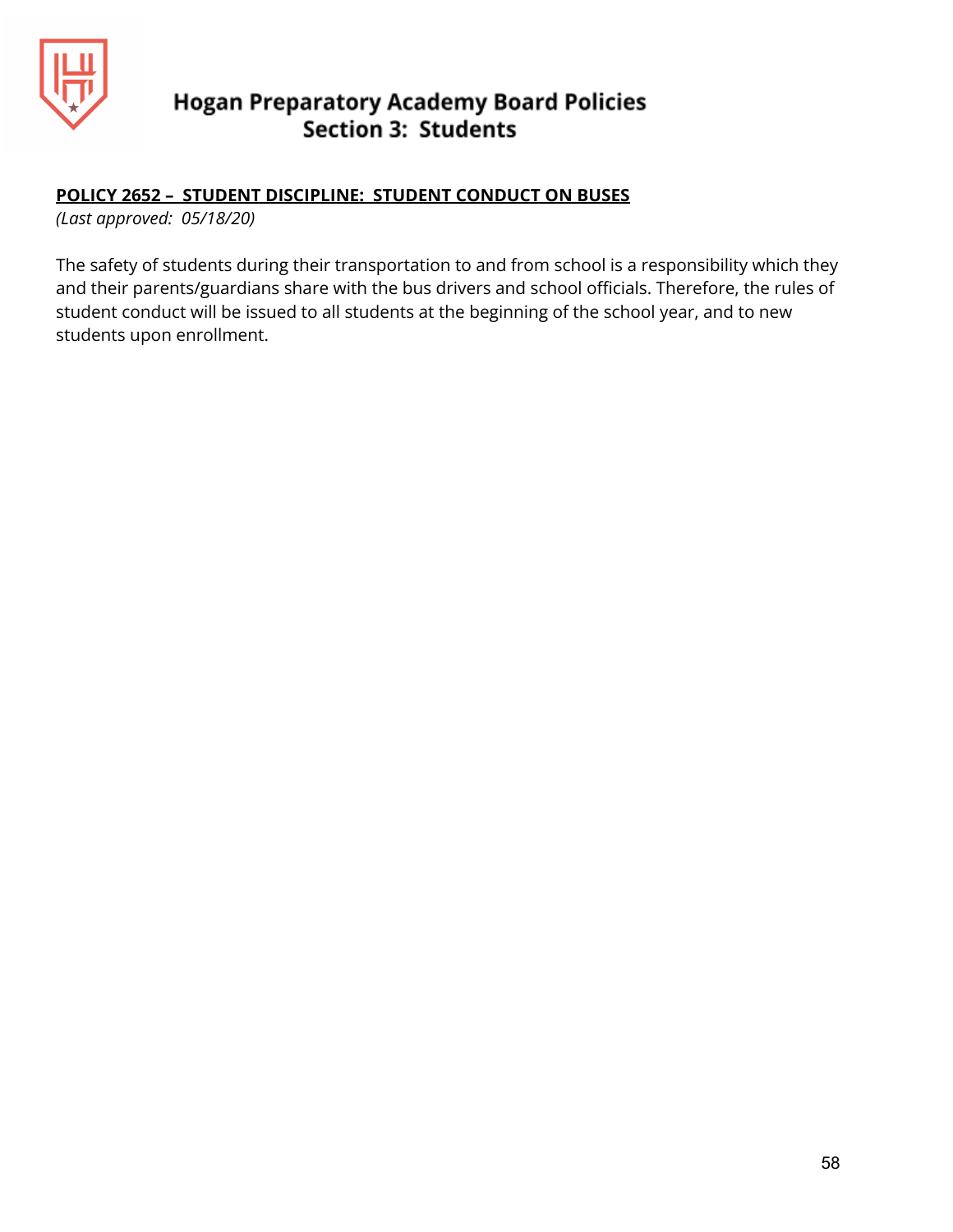## POLICY 2652 – STUDENT DISCIPLINE: STUDENT CONDUCT ON BUSES

*(Last approved: 05/18/20)*

The safety of students during their transportation to and from school is a responsibility which they and their parents/guardians share with the bus drivers and school officials. Therefore, the rules of student conduct will be issued to all students at the beginning of the school year, and to new students upon enrollment.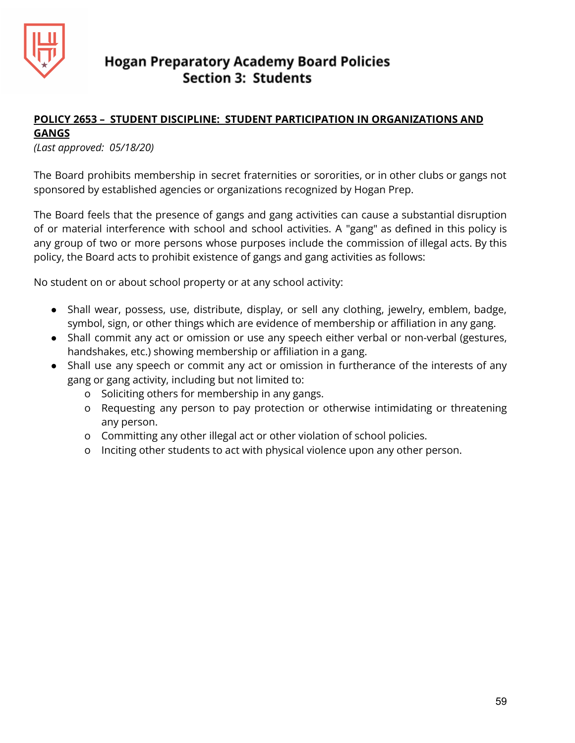# Hogan Preparatory Academy Board Policies
## Section 3: Students

### POLICY 2653 – STUDENT DISCIPLINE: STUDENT PARTICIPATION IN ORGANIZATIONS AND GANGS

*(Last approved: 05/18/20)*

The Board prohibits membership in secret fraternities or sororities, or in other clubs or gangs not sponsored by established agencies or organizations recognized by Hogan Prep.

The Board feels that the presence of gangs and gang activities can cause a substantial disruption of or material interference with school and school activities. A "gang" as defined in this policy is any group of two or more persons whose purposes include the commission of illegal acts. By this policy, the Board acts to prohibit existence of gangs and gang activities as follows:

No student on or about school property or at any school activity:

- Shall wear, possess, use, distribute, display, or sell any clothing, jewelry, emblem, badge, symbol, sign, or other things which are evidence of membership or affiliation in any gang.
- Shall commit any act or omission or use any speech either verbal or non-verbal (gestures, handshakes, etc.) showing membership or affiliation in a gang.
- Shall use any speech or commit any act or omission in furtherance of the interests of any gang or gang activity, including but not limited to:
  - Soliciting others for membership in any gangs.
  - Requesting any person to pay protection or otherwise intimidating or threatening any person.
  - Committing any other illegal act or other violation of school policies.
  - Inciting other students to act with physical violence upon any other person.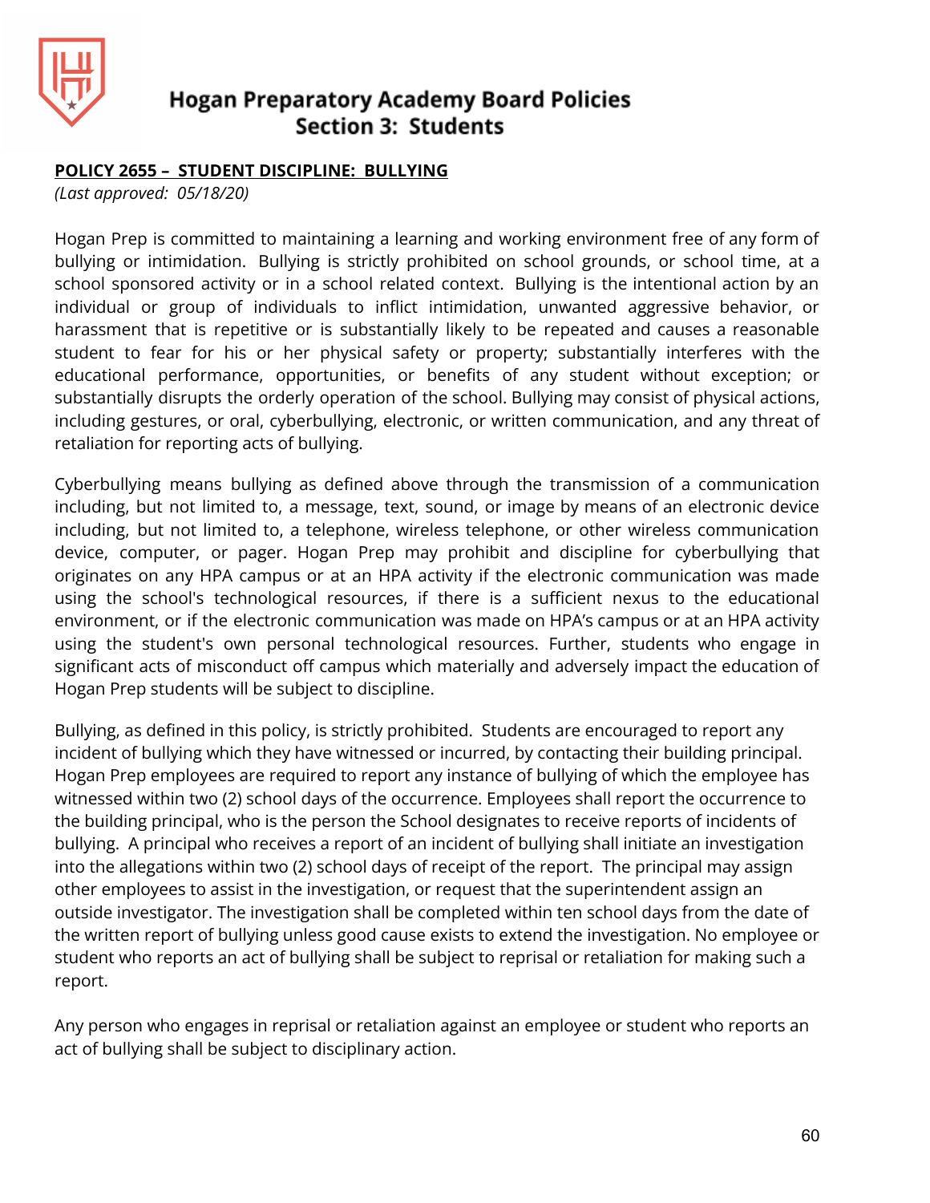# Hogan Preparatory Academy Board Policies
## Section 3: Students

**POLICY 2655 – STUDENT DISCIPLINE: BULLYING**

*(Last approved: 05/18/20)*

Hogan Prep is committed to maintaining a learning and working environment free of any form of bullying or intimidation. Bullying is strictly prohibited on school grounds, or school time, at a school sponsored activity or in a school related context. Bullying is the intentional action by an individual or group of individuals to inflict intimidation, unwanted aggressive behavior, or harassment that is repetitive or is substantially likely to be repeated and causes a reasonable student to fear for his or her physical safety or property; substantially interferes with the educational performance, opportunities, or benefits of any student without exception; or substantially disrupts the orderly operation of the school. Bullying may consist of physical actions, including gestures, or oral, cyberbullying, electronic, or written communication, and any threat of retaliation for reporting acts of bullying.

Cyberbullying means bullying as defined above through the transmission of a communication including, but not limited to, a message, text, sound, or image by means of an electronic device including, but not limited to, a telephone, wireless telephone, or other wireless communication device, computer, or pager. Hogan Prep may prohibit and discipline for cyberbullying that originates on any HPA campus or at an HPA activity if the electronic communication was made using the school's technological resources, if there is a sufficient nexus to the educational environment, or if the electronic communication was made on HPA's campus or at an HPA activity using the student's own personal technological resources. Further, students who engage in significant acts of misconduct off campus which materially and adversely impact the education of Hogan Prep students will be subject to discipline.

Bullying, as defined in this policy, is strictly prohibited. Students are encouraged to report any incident of bullying which they have witnessed or incurred, by contacting their building principal. Hogan Prep employees are required to report any instance of bullying of which the employee has witnessed within two (2) school days of the occurrence. Employees shall report the occurrence to the building principal, who is the person the School designates to receive reports of incidents of bullying. A principal who receives a report of an incident of bullying shall initiate an investigation into the allegations within two (2) school days of receipt of the report. The principal may assign other employees to assist in the investigation, or request that the superintendent assign an outside investigator. The investigation shall be completed within ten school days from the date of the written report of bullying unless good cause exists to extend the investigation. No employee or student who reports an act of bullying shall be subject to reprisal or retaliation for making such a report.

Any person who engages in reprisal or retaliation against an employee or student who reports an act of bullying shall be subject to disciplinary action.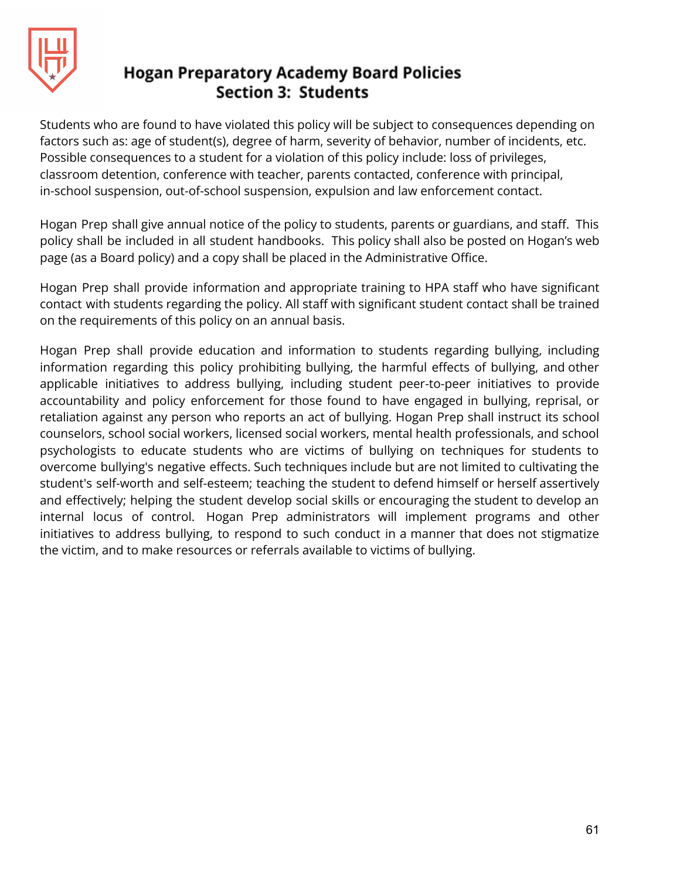Students who are found to have violated this policy will be subject to consequences depending on factors such as: age of student(s), degree of harm, severity of behavior, number of incidents, etc. Possible consequences to a student for a violation of this policy include: loss of privileges, classroom detention, conference with teacher, parents contacted, conference with principal, in-school suspension, out-of-school suspension, expulsion and law enforcement contact.

Hogan Prep shall give annual notice of the policy to students, parents or guardians, and staff. This policy shall be included in all student handbooks. This policy shall also be posted on Hogan's web page (as a Board policy) and a copy shall be placed in the Administrative Office.

Hogan Prep shall provide information and appropriate training to HPA staff who have significant contact with students regarding the policy. All staff with significant student contact shall be trained on the requirements of this policy on an annual basis.

Hogan Prep shall provide education and information to students regarding bullying, including information regarding this policy prohibiting bullying, the harmful effects of bullying, and other applicable initiatives to address bullying, including student peer-to-peer initiatives to provide accountability and policy enforcement for those found to have engaged in bullying, reprisal, or retaliation against any person who reports an act of bullying. Hogan Prep shall instruct its school counselors, school social workers, licensed social workers, mental health professionals, and school psychologists to educate students who are victims of bullying on techniques for students to overcome bullying's negative effects. Such techniques include but are not limited to cultivating the student's self-worth and self-esteem; teaching the student to defend himself or herself assertively and effectively; helping the student develop social skills or encouraging the student to develop an internal locus of control. Hogan Prep administrators will implement programs and other initiatives to address bullying, to respond to such conduct in a manner that does not stigmatize the victim, and to make resources or referrals available to victims of bullying.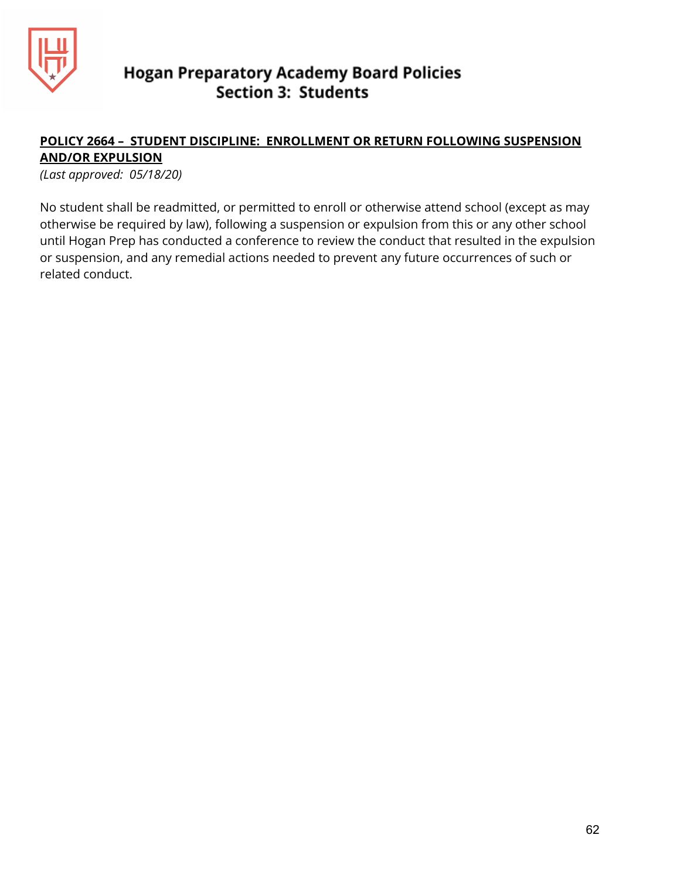**POLICY 2664 – STUDENT DISCIPLINE: ENROLLMENT OR RETURN FOLLOWING SUSPENSION AND/OR EXPULSION**

*(Last approved: 05/18/20)*

No student shall be readmitted, or permitted to enroll or otherwise attend school (except as may otherwise be required by law), following a suspension or expulsion from this or any other school until Hogan Prep has conducted a conference to review the conduct that resulted in the expulsion or suspension, and any remedial actions needed to prevent any future occurrences of such or related conduct.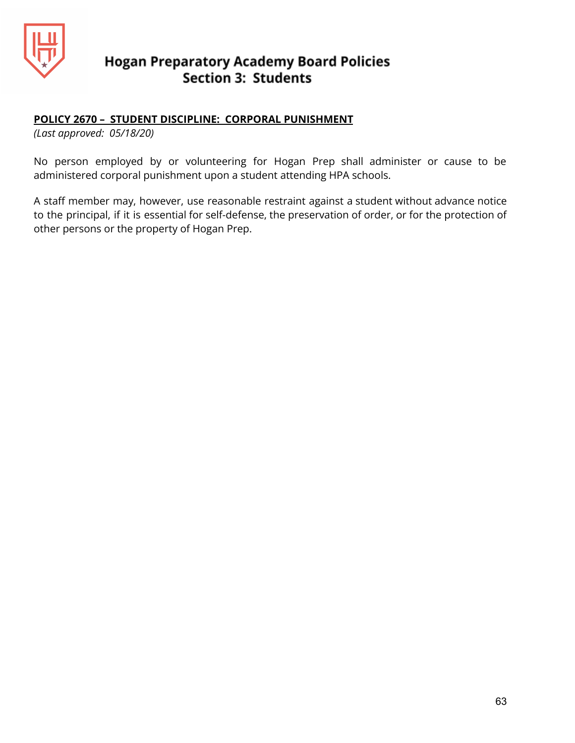**POLICY 2670 – STUDENT DISCIPLINE: CORPORAL PUNISHMENT**

*(Last approved: 05/18/20)*

No person employed by or volunteering for Hogan Prep shall administer or cause to be administered corporal punishment upon a student attending HPA schools.

A staff member may, however, use reasonable restraint against a student without advance notice to the principal, if it is essential for self-defense, the preservation of order, or for the protection of other persons or the property of Hogan Prep.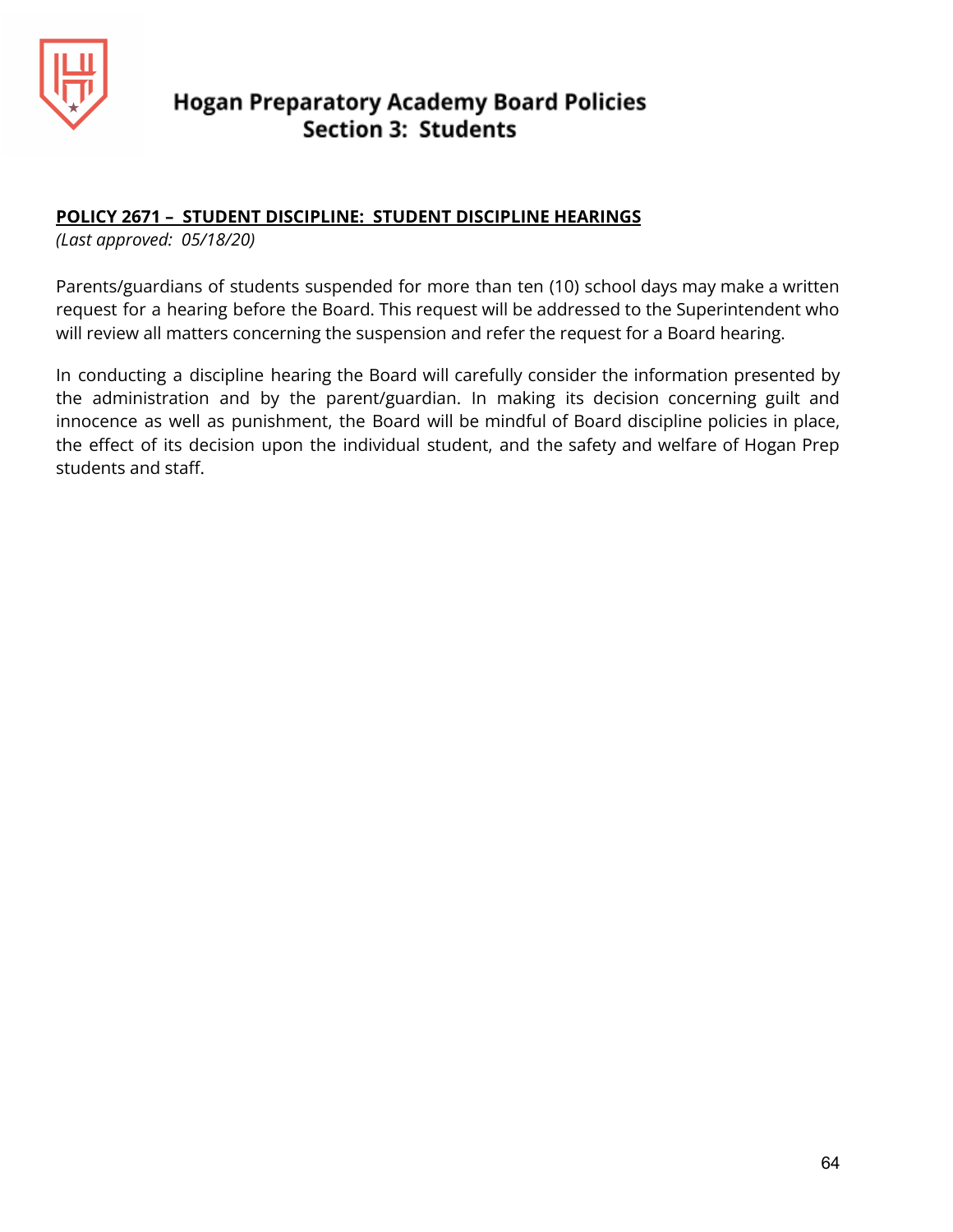# Hogan Preparatory Academy Board Policies
## Section 3: Students

**POLICY 2671 – STUDENT DISCIPLINE: STUDENT DISCIPLINE HEARINGS**

*(Last approved: 05/18/20)*

Parents/guardians of students suspended for more than ten (10) school days may make a written request for a hearing before the Board. This request will be addressed to the Superintendent who will review all matters concerning the suspension and refer the request for a Board hearing.

In conducting a discipline hearing the Board will carefully consider the information presented by the administration and by the parent/guardian. In making its decision concerning guilt and innocence as well as punishment, the Board will be mindful of Board discipline policies in place, the effect of its decision upon the individual student, and the safety and welfare of Hogan Prep students and staff.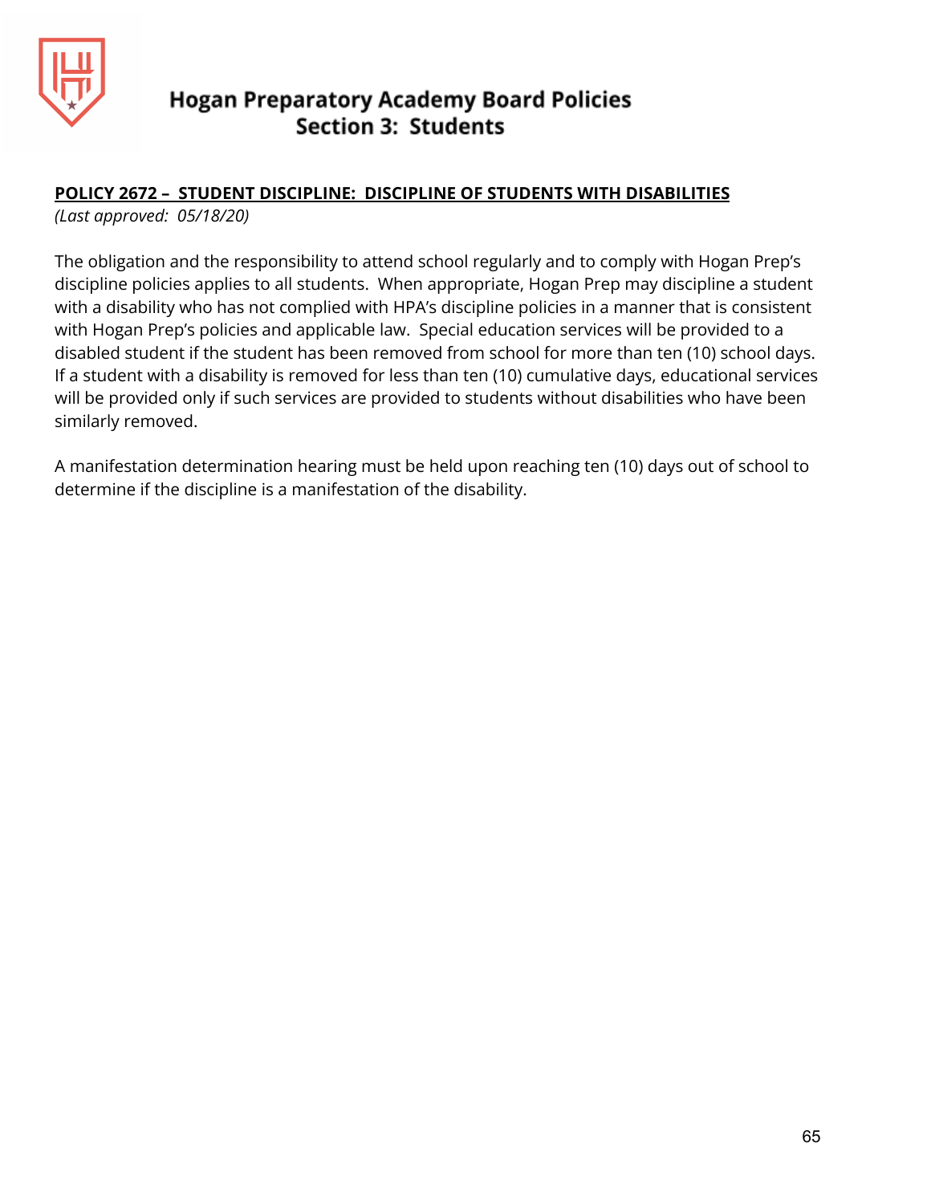# Hogan Preparatory Academy Board Policies
## Section 3: Students

**POLICY 2672 – STUDENT DISCIPLINE: DISCIPLINE OF STUDENTS WITH DISABILITIES**
*(Last approved: 05/18/20)*

The obligation and the responsibility to attend school regularly and to comply with Hogan Prep's discipline policies applies to all students. When appropriate, Hogan Prep may discipline a student with a disability who has not complied with HPA's discipline policies in a manner that is consistent with Hogan Prep's policies and applicable law. Special education services will be provided to a disabled student if the student has been removed from school for more than ten (10) school days. If a student with a disability is removed for less than ten (10) cumulative days, educational services will be provided only if such services are provided to students without disabilities who have been similarly removed.

A manifestation determination hearing must be held upon reaching ten (10) days out of school to determine if the discipline is a manifestation of the disability.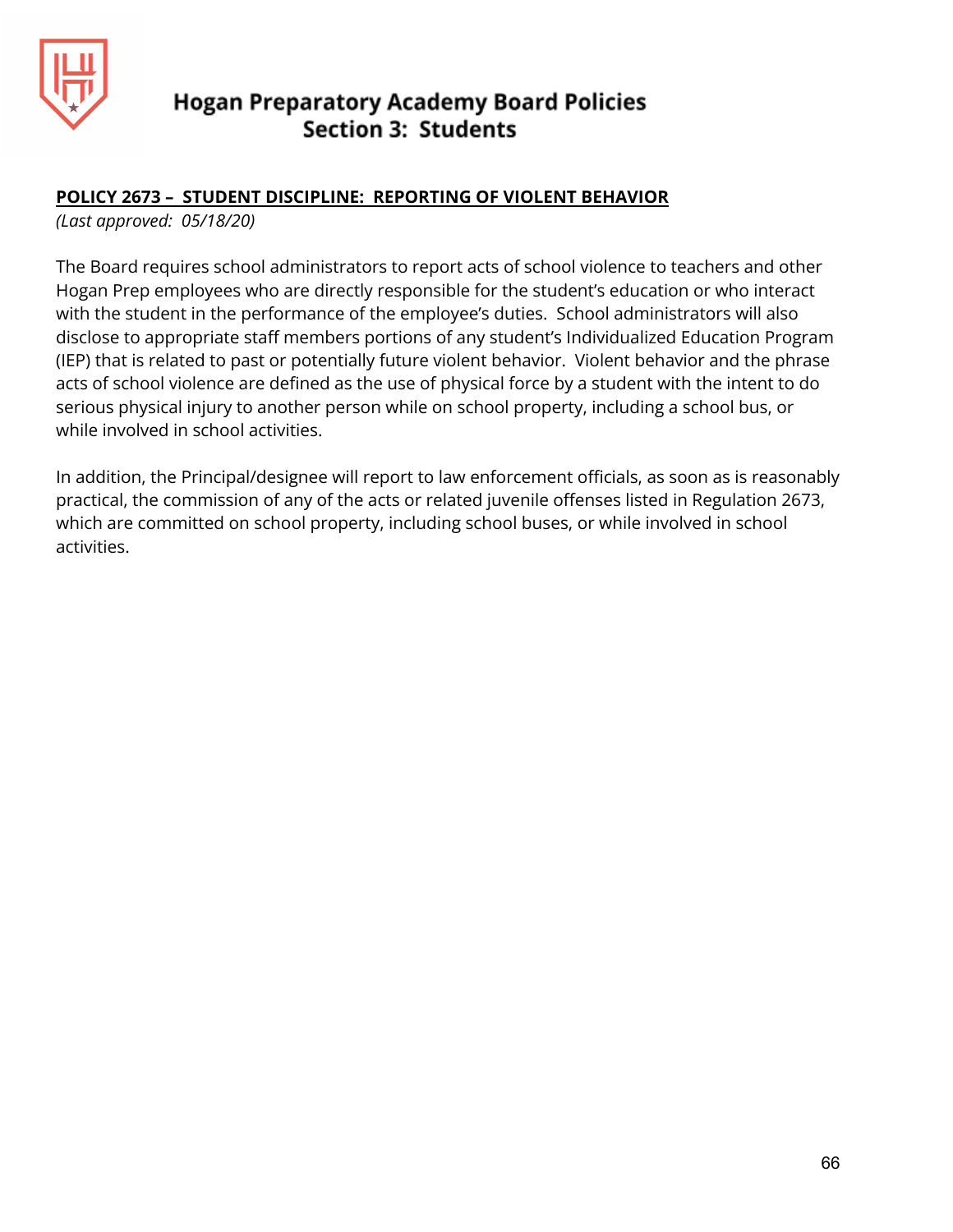**POLICY 2673 – STUDENT DISCIPLINE: REPORTING OF VIOLENT BEHAVIOR**

*(Last approved: 05/18/20)*

The Board requires school administrators to report acts of school violence to teachers and other Hogan Prep employees who are directly responsible for the student's education or who interact with the student in the performance of the employee's duties. School administrators will also disclose to appropriate staff members portions of any student's Individualized Education Program (IEP) that is related to past or potentially future violent behavior. Violent behavior and the phrase acts of school violence are defined as the use of physical force by a student with the intent to do serious physical injury to another person while on school property, including a school bus, or while involved in school activities.

In addition, the Principal/designee will report to law enforcement officials, as soon as is reasonably practical, the commission of any of the acts or related juvenile offenses listed in Regulation 2673, which are committed on school property, including school buses, or while involved in school activities.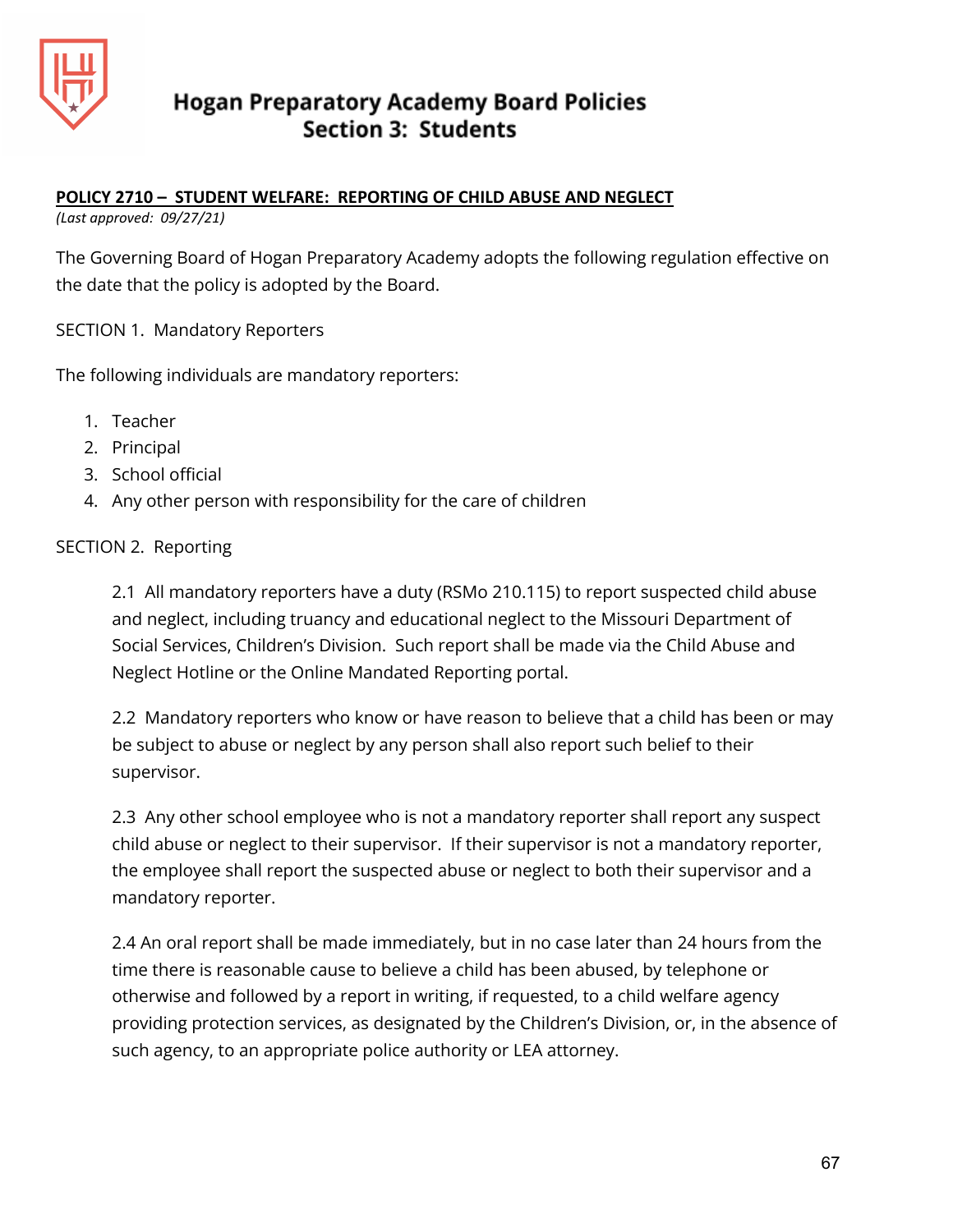# Hogan Preparatory Academy Board Policies
## Section 3: Students

**POLICY 2710 – STUDENT WELFARE: REPORTING OF CHILD ABUSE AND NEGLECT**
*(Last approved: 09/27/21)*

The Governing Board of Hogan Preparatory Academy adopts the following regulation effective on the date that the policy is adopted by the Board.

SECTION 1. Mandatory Reporters

The following individuals are mandatory reporters:

1. Teacher
2. Principal
3. School official
4. Any other person with responsibility for the care of children

SECTION 2. Reporting

2.1 All mandatory reporters have a duty (RSMo 210.115) to report suspected child abuse and neglect, including truancy and educational neglect to the Missouri Department of Social Services, Children's Division. Such report shall be made via the Child Abuse and Neglect Hotline or the Online Mandated Reporting portal.

2.2 Mandatory reporters who know or have reason to believe that a child has been or may be subject to abuse or neglect by any person shall also report such belief to their supervisor.

2.3 Any other school employee who is not a mandatory reporter shall report any suspect child abuse or neglect to their supervisor. If their supervisor is not a mandatory reporter, the employee shall report the suspected abuse or neglect to both their supervisor and a mandatory reporter.

2.4 An oral report shall be made immediately, but in no case later than 24 hours from the time there is reasonable cause to believe a child has been abused, by telephone or otherwise and followed by a report in writing, if requested, to a child welfare agency providing protection services, as designated by the Children's Division, or, in the absence of such agency, to an appropriate police authority or LEA attorney.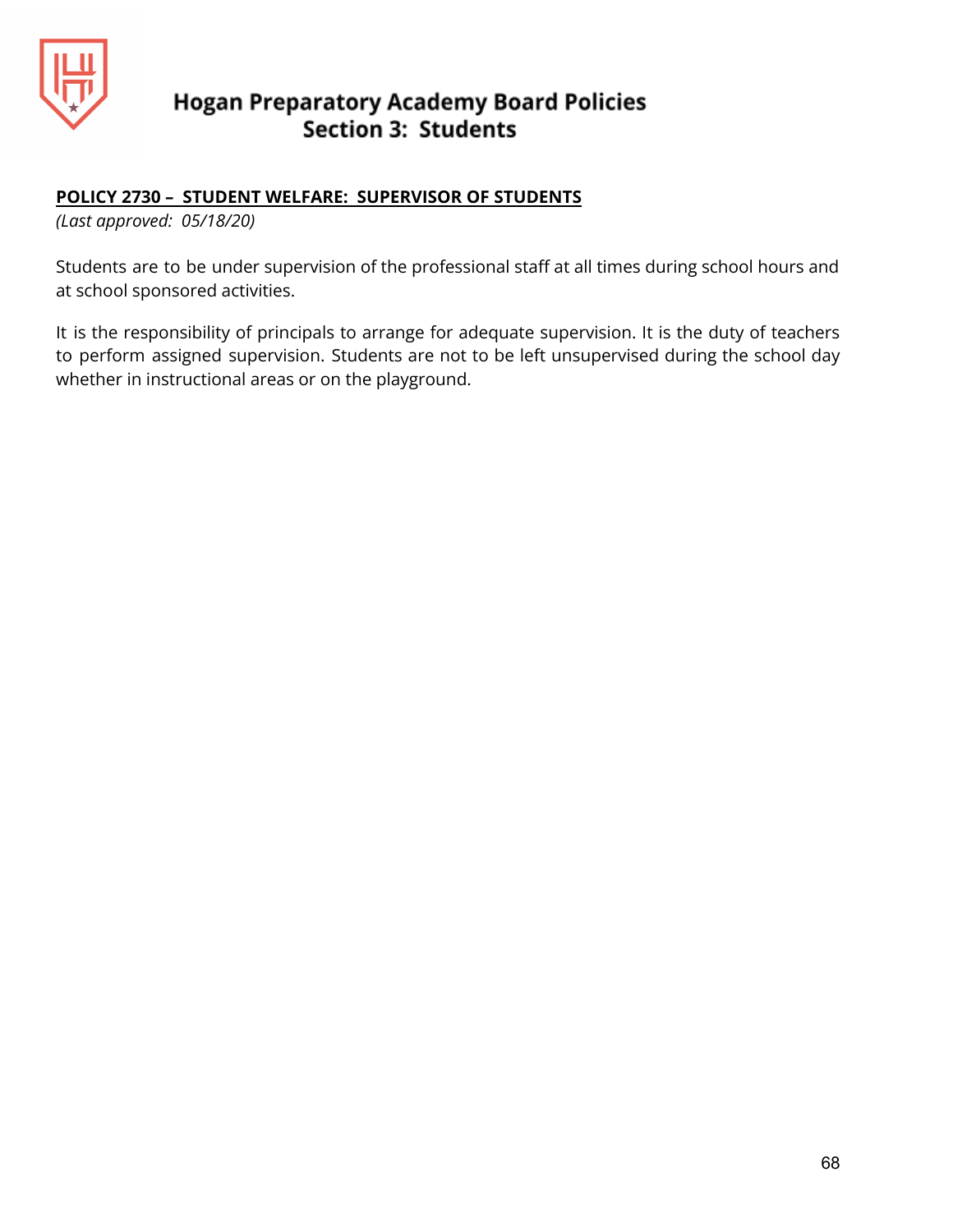**POLICY 2730 – STUDENT WELFARE: SUPERVISOR OF STUDENTS**

*(Last approved: 05/18/20)*

Students are to be under supervision of the professional staff at all times during school hours and at school sponsored activities.

It is the responsibility of principals to arrange for adequate supervision. It is the duty of teachers to perform assigned supervision. Students are not to be left unsupervised during the school day whether in instructional areas or on the playground.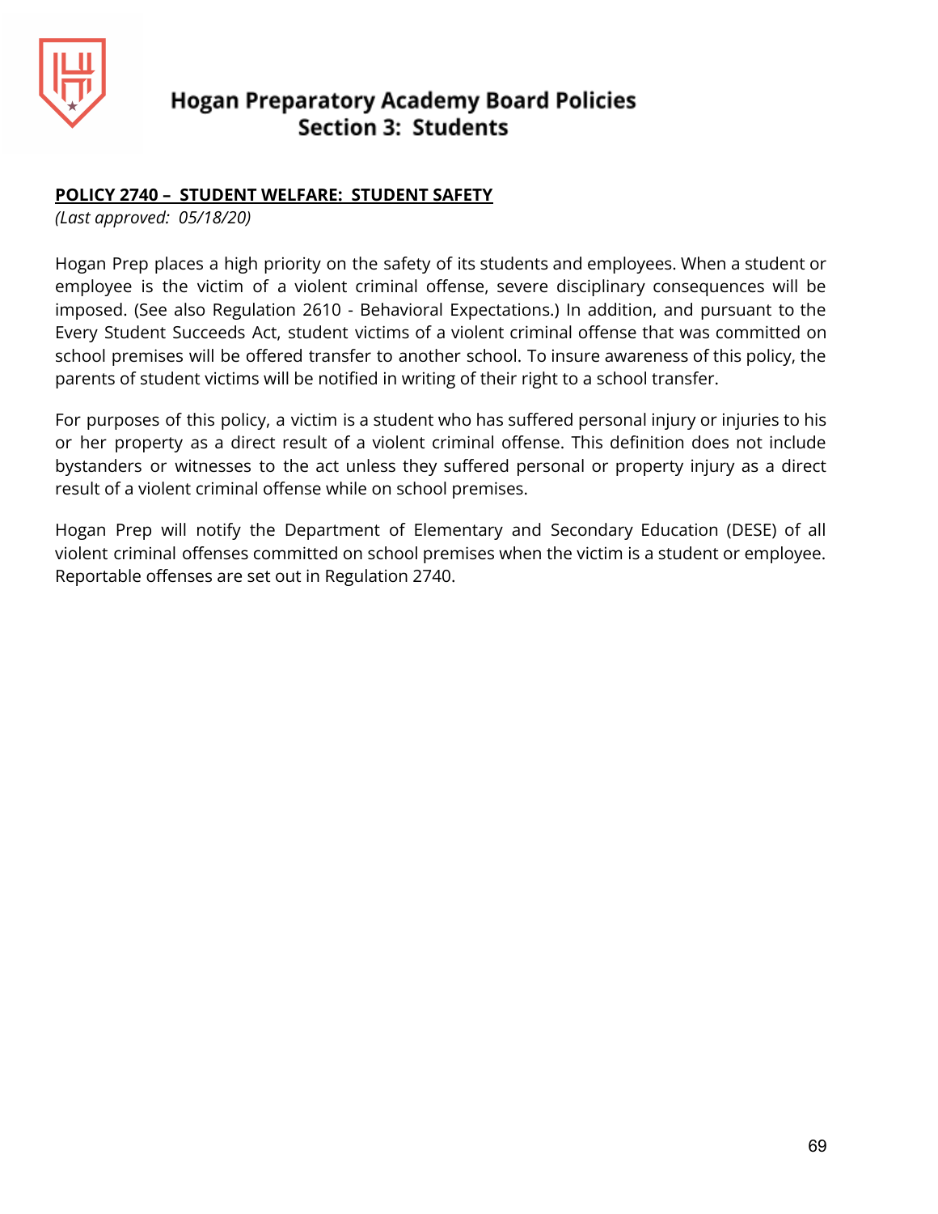# Hogan Preparatory Academy Board Policies
## Section 3: Students

**POLICY 2740 – STUDENT WELFARE: STUDENT SAFETY**

*(Last approved: 05/18/20)*

Hogan Prep places a high priority on the safety of its students and employees. When a student or employee is the victim of a violent criminal offense, severe disciplinary consequences will be imposed. (See also Regulation 2610 - Behavioral Expectations.) In addition, and pursuant to the Every Student Succeeds Act, student victims of a violent criminal offense that was committed on school premises will be offered transfer to another school. To insure awareness of this policy, the parents of student victims will be notified in writing of their right to a school transfer.

For purposes of this policy, a victim is a student who has suffered personal injury or injuries to his or her property as a direct result of a violent criminal offense. This definition does not include bystanders or witnesses to the act unless they suffered personal or property injury as a direct result of a violent criminal offense while on school premises.

Hogan Prep will notify the Department of Elementary and Secondary Education (DESE) of all violent criminal offenses committed on school premises when the victim is a student or employee. Reportable offenses are set out in Regulation 2740.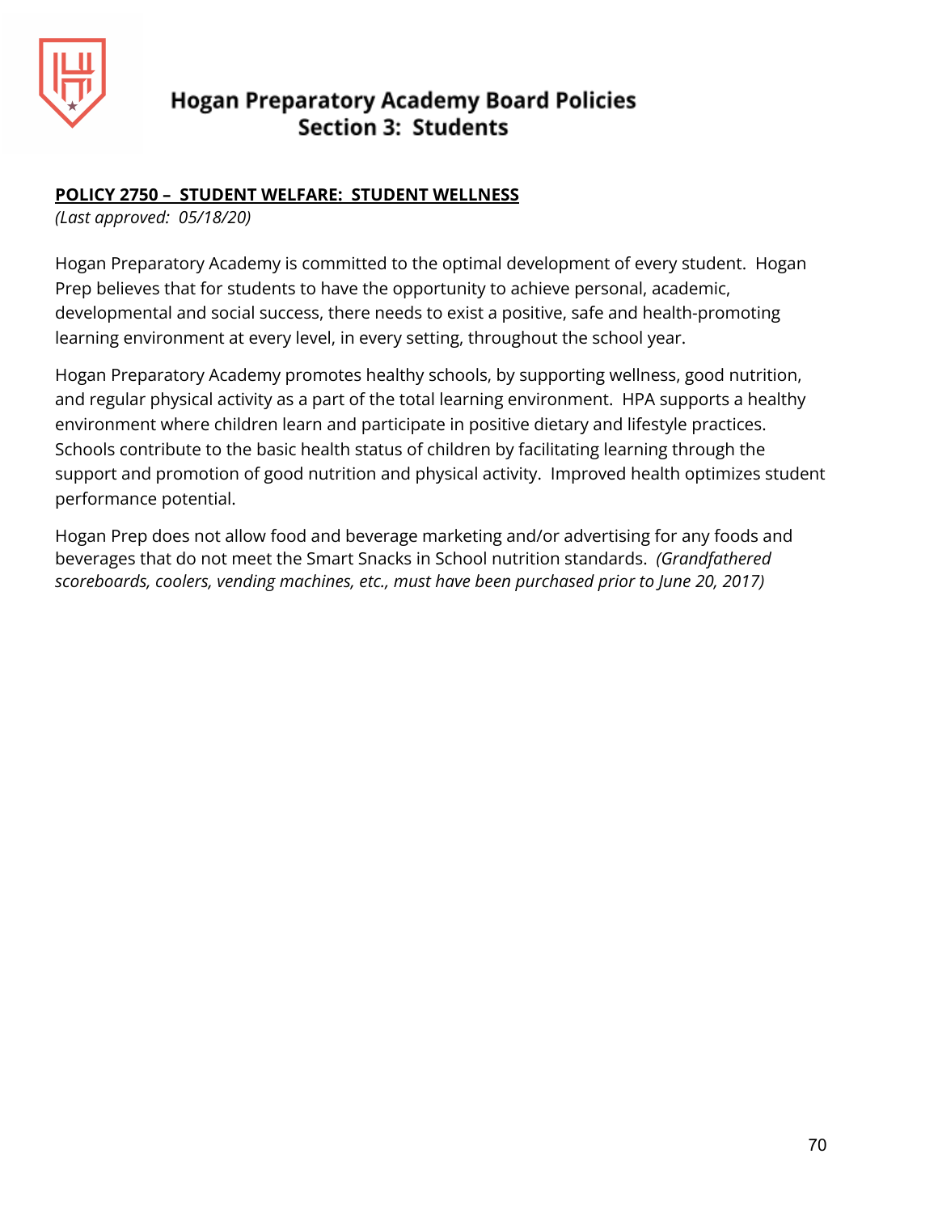**POLICY 2750 – STUDENT WELFARE: STUDENT WELLNESS**

*(Last approved: 05/18/20)*

Hogan Preparatory Academy is committed to the optimal development of every student. Hogan Prep believes that for students to have the opportunity to achieve personal, academic, developmental and social success, there needs to exist a positive, safe and health-promoting learning environment at every level, in every setting, throughout the school year.

Hogan Preparatory Academy promotes healthy schools, by supporting wellness, good nutrition, and regular physical activity as a part of the total learning environment. HPA supports a healthy environment where children learn and participate in positive dietary and lifestyle practices. Schools contribute to the basic health status of children by facilitating learning through the support and promotion of good nutrition and physical activity. Improved health optimizes student performance potential.

Hogan Prep does not allow food and beverage marketing and/or advertising for any foods and beverages that do not meet the Smart Snacks in School nutrition standards. *(Grandfathered scoreboards, coolers, vending machines, etc., must have been purchased prior to June 20, 2017)*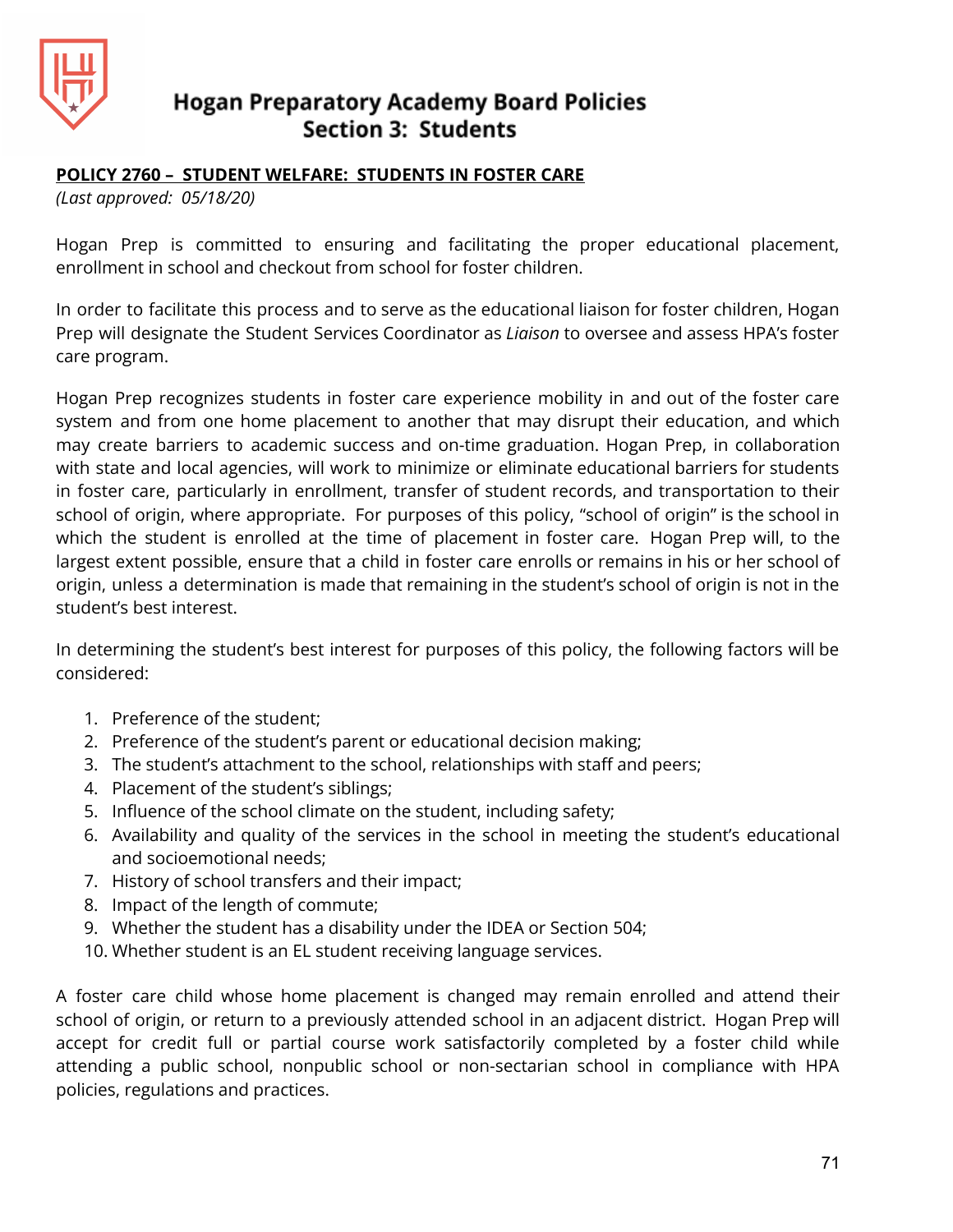# Hogan Preparatory Academy Board Policies
## Section 3: Students

**POLICY 2760 – STUDENT WELFARE: STUDENTS IN FOSTER CARE**

*(Last approved: 05/18/20)*

Hogan Prep is committed to ensuring and facilitating the proper educational placement, enrollment in school and checkout from school for foster children.

In order to facilitate this process and to serve as the educational liaison for foster children, Hogan Prep will designate the Student Services Coordinator as *Liaison* to oversee and assess HPA's foster care program.

Hogan Prep recognizes students in foster care experience mobility in and out of the foster care system and from one home placement to another that may disrupt their education, and which may create barriers to academic success and on-time graduation. Hogan Prep, in collaboration with state and local agencies, will work to minimize or eliminate educational barriers for students in foster care, particularly in enrollment, transfer of student records, and transportation to their school of origin, where appropriate. For purposes of this policy, "school of origin" is the school in which the student is enrolled at the time of placement in foster care. Hogan Prep will, to the largest extent possible, ensure that a child in foster care enrolls or remains in his or her school of origin, unless a determination is made that remaining in the student's school of origin is not in the student's best interest.

In determining the student's best interest for purposes of this policy, the following factors will be considered:

1. Preference of the student;
2. Preference of the student's parent or educational decision making;
3. The student's attachment to the school, relationships with staff and peers;
4. Placement of the student's siblings;
5. Influence of the school climate on the student, including safety;
6. Availability and quality of the services in the school in meeting the student's educational and socioemotional needs;
7. History of school transfers and their impact;
8. Impact of the length of commute;
9. Whether the student has a disability under the IDEA or Section 504;
10. Whether student is an EL student receiving language services.

A foster care child whose home placement is changed may remain enrolled and attend their school of origin, or return to a previously attended school in an adjacent district. Hogan Prep will accept for credit full or partial course work satisfactorily completed by a foster child while attending a public school, nonpublic school or non-sectarian school in compliance with HPA policies, regulations and practices.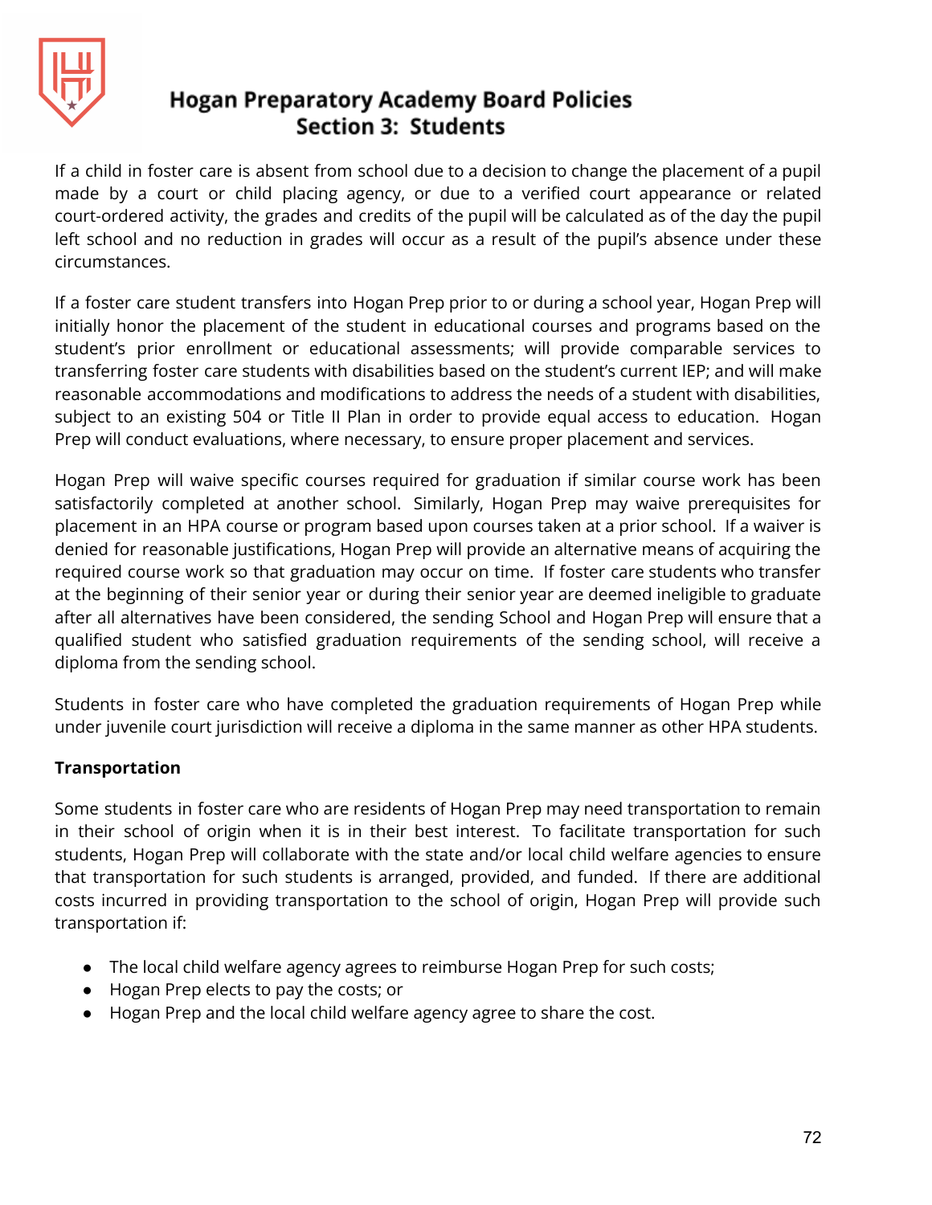If a child in foster care is absent from school due to a decision to change the placement of a pupil made by a court or child placing agency, or due to a verified court appearance or related court-ordered activity, the grades and credits of the pupil will be calculated as of the day the pupil left school and no reduction in grades will occur as a result of the pupil's absence under these circumstances.

If a foster care student transfers into Hogan Prep prior to or during a school year, Hogan Prep will initially honor the placement of the student in educational courses and programs based on the student's prior enrollment or educational assessments; will provide comparable services to transferring foster care students with disabilities based on the student's current IEP; and will make reasonable accommodations and modifications to address the needs of a student with disabilities, subject to an existing 504 or Title II Plan in order to provide equal access to education. Hogan Prep will conduct evaluations, where necessary, to ensure proper placement and services.

Hogan Prep will waive specific courses required for graduation if similar course work has been satisfactorily completed at another school. Similarly, Hogan Prep may waive prerequisites for placement in an HPA course or program based upon courses taken at a prior school. If a waiver is denied for reasonable justifications, Hogan Prep will provide an alternative means of acquiring the required course work so that graduation may occur on time. If foster care students who transfer at the beginning of their senior year or during their senior year are deemed ineligible to graduate after all alternatives have been considered, the sending School and Hogan Prep will ensure that a qualified student who satisfied graduation requirements of the sending school, will receive a diploma from the sending school.

Students in foster care who have completed the graduation requirements of Hogan Prep while under juvenile court jurisdiction will receive a diploma in the same manner as other HPA students.

**Transportation**

Some students in foster care who are residents of Hogan Prep may need transportation to remain in their school of origin when it is in their best interest. To facilitate transportation for such students, Hogan Prep will collaborate with the state and/or local child welfare agencies to ensure that transportation for such students is arranged, provided, and funded. If there are additional costs incurred in providing transportation to the school of origin, Hogan Prep will provide such transportation if:

- The local child welfare agency agrees to reimburse Hogan Prep for such costs;
- Hogan Prep elects to pay the costs; or
- Hogan Prep and the local child welfare agency agree to share the cost.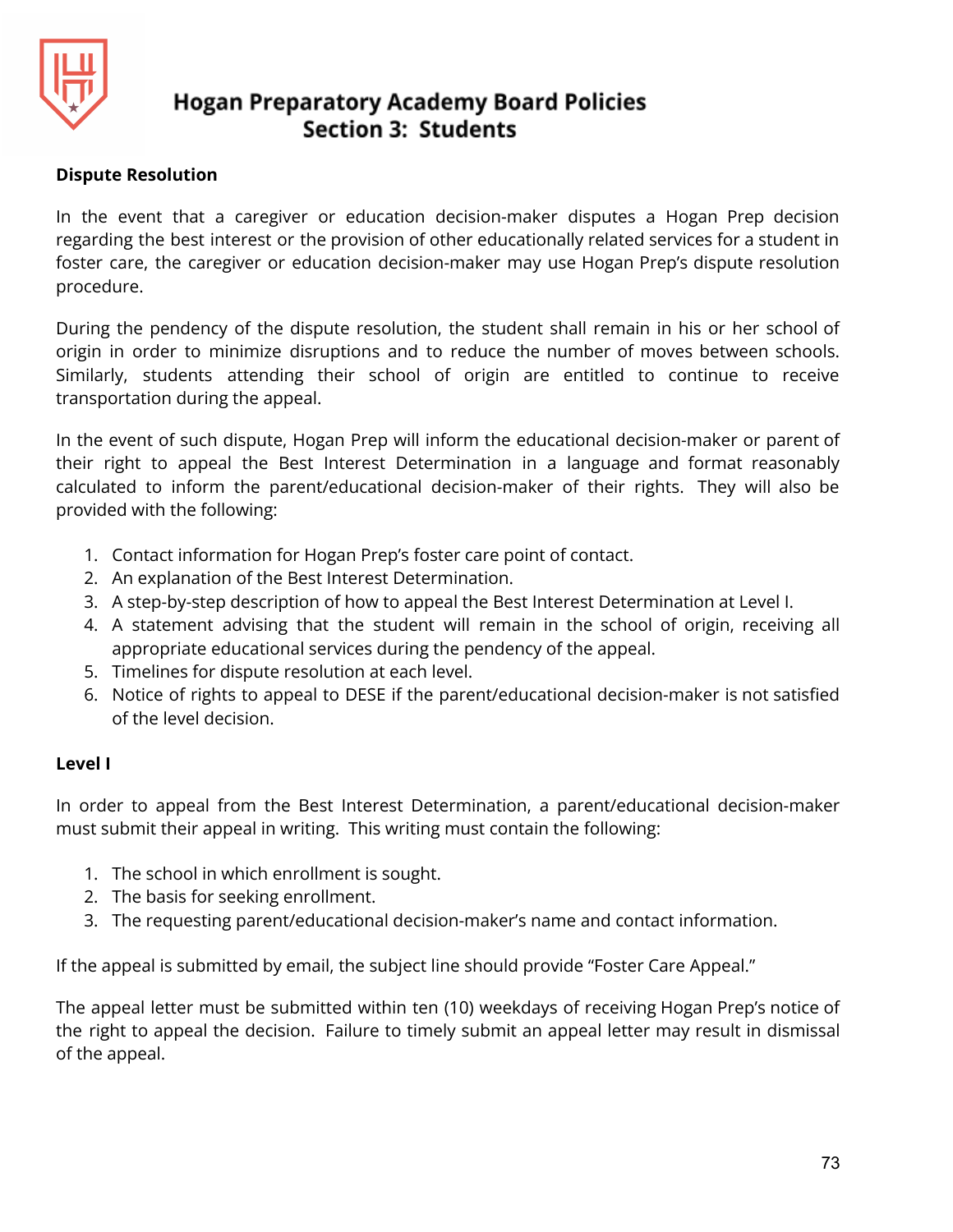**Dispute Resolution**

In the event that a caregiver or education decision-maker disputes a Hogan Prep decision regarding the best interest or the provision of other educationally related services for a student in foster care, the caregiver or education decision-maker may use Hogan Prep's dispute resolution procedure.

During the pendency of the dispute resolution, the student shall remain in his or her school of origin in order to minimize disruptions and to reduce the number of moves between schools. Similarly, students attending their school of origin are entitled to continue to receive transportation during the appeal.

In the event of such dispute, Hogan Prep will inform the educational decision-maker or parent of their right to appeal the Best Interest Determination in a language and format reasonably calculated to inform the parent/educational decision-maker of their rights. They will also be provided with the following:

1. Contact information for Hogan Prep's foster care point of contact.
2. An explanation of the Best Interest Determination.
3. A step-by-step description of how to appeal the Best Interest Determination at Level I.
4. A statement advising that the student will remain in the school of origin, receiving all appropriate educational services during the pendency of the appeal.
5. Timelines for dispute resolution at each level.
6. Notice of rights to appeal to DESE if the parent/educational decision-maker is not satisfied of the level decision.

**Level I**

In order to appeal from the Best Interest Determination, a parent/educational decision-maker must submit their appeal in writing. This writing must contain the following:

1. The school in which enrollment is sought.
2. The basis for seeking enrollment.
3. The requesting parent/educational decision-maker's name and contact information.

If the appeal is submitted by email, the subject line should provide "Foster Care Appeal."

The appeal letter must be submitted within ten (10) weekdays of receiving Hogan Prep's notice of the right to appeal the decision. Failure to timely submit an appeal letter may result in dismissal of the appeal.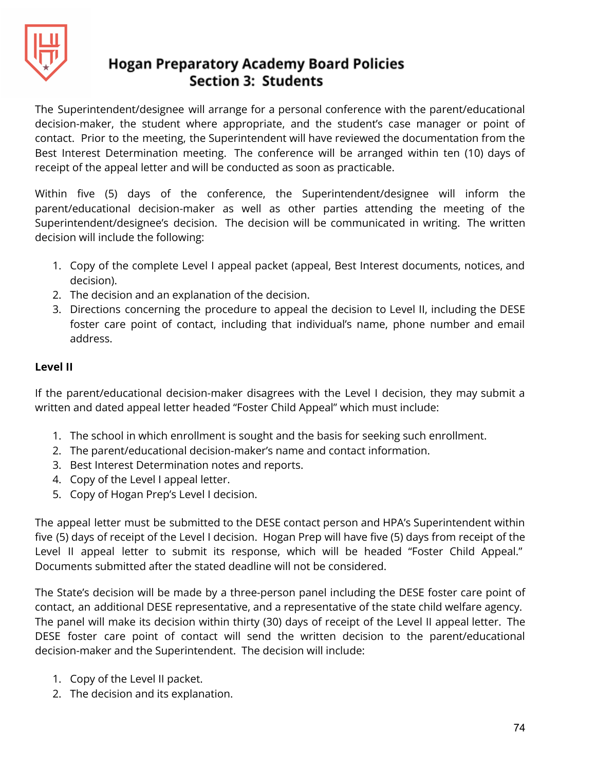The Superintendent/designee will arrange for a personal conference with the parent/educational decision-maker, the student where appropriate, and the student's case manager or point of contact. Prior to the meeting, the Superintendent will have reviewed the documentation from the Best Interest Determination meeting. The conference will be arranged within ten (10) days of receipt of the appeal letter and will be conducted as soon as practicable.

Within five (5) days of the conference, the Superintendent/designee will inform the parent/educational decision-maker as well as other parties attending the meeting of the Superintendent/designee's decision. The decision will be communicated in writing. The written decision will include the following:

1. Copy of the complete Level I appeal packet (appeal, Best Interest documents, notices, and decision).
2. The decision and an explanation of the decision.
3. Directions concerning the procedure to appeal the decision to Level II, including the DESE foster care point of contact, including that individual's name, phone number and email address.

**Level II**

If the parent/educational decision-maker disagrees with the Level I decision, they may submit a written and dated appeal letter headed "Foster Child Appeal" which must include:

1. The school in which enrollment is sought and the basis for seeking such enrollment.
2. The parent/educational decision-maker's name and contact information.
3. Best Interest Determination notes and reports.
4. Copy of the Level I appeal letter.
5. Copy of Hogan Prep's Level I decision.

The appeal letter must be submitted to the DESE contact person and HPA's Superintendent within five (5) days of receipt of the Level I decision. Hogan Prep will have five (5) days from receipt of the Level II appeal letter to submit its response, which will be headed "Foster Child Appeal." Documents submitted after the stated deadline will not be considered.

The State's decision will be made by a three-person panel including the DESE foster care point of contact, an additional DESE representative, and a representative of the state child welfare agency. The panel will make its decision within thirty (30) days of receipt of the Level II appeal letter. The DESE foster care point of contact will send the written decision to the parent/educational decision-maker and the Superintendent. The decision will include:

1. Copy of the Level II packet.
2. The decision and its explanation.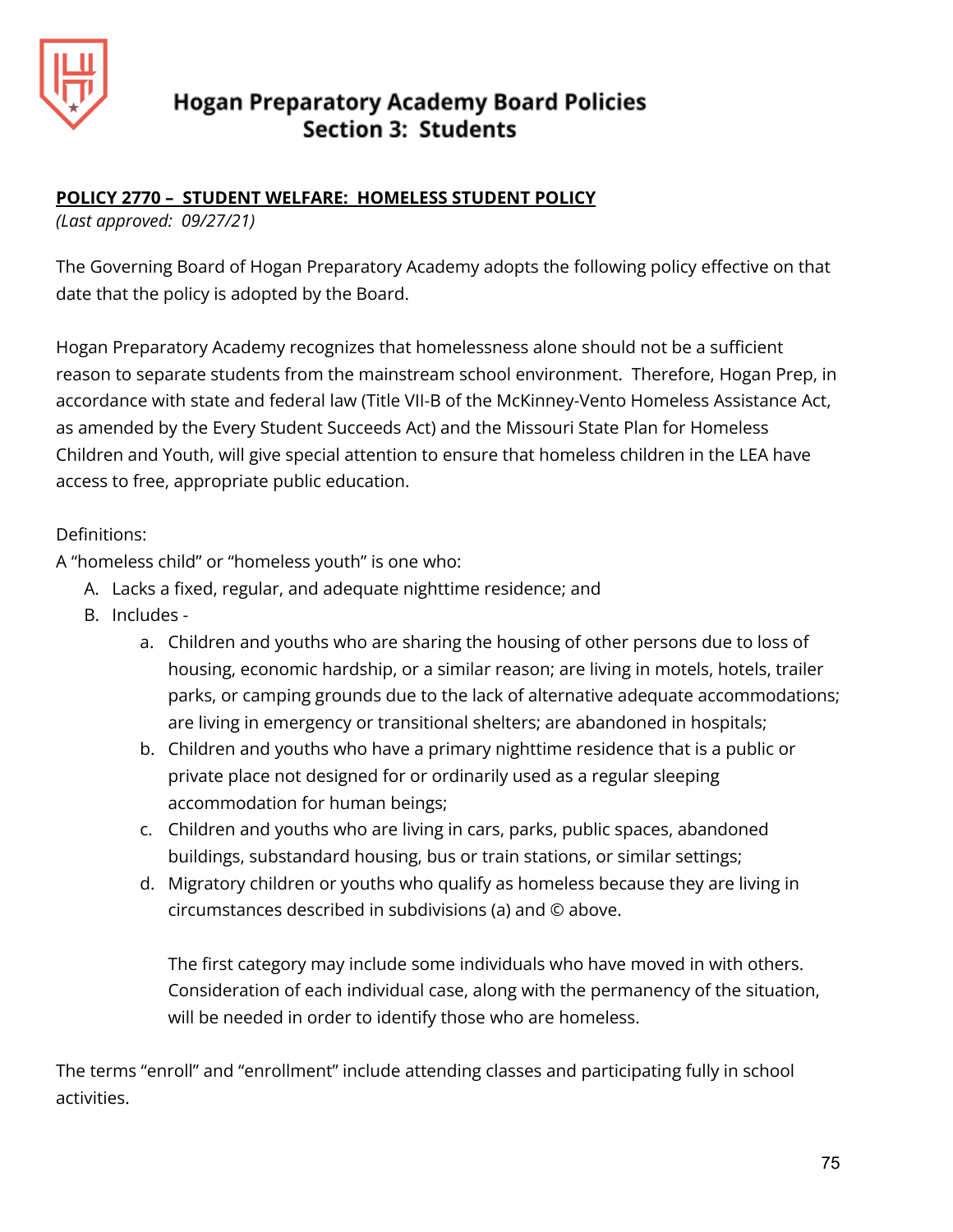# Hogan Preparatory Academy Board Policies
## Section 3: Students

**POLICY 2770 – STUDENT WELFARE: HOMELESS STUDENT POLICY**

*(Last approved: 09/27/21)*

The Governing Board of Hogan Preparatory Academy adopts the following policy effective on that date that the policy is adopted by the Board.

Hogan Preparatory Academy recognizes that homelessness alone should not be a sufficient reason to separate students from the mainstream school environment. Therefore, Hogan Prep, in accordance with state and federal law (Title VII-B of the McKinney-Vento Homeless Assistance Act, as amended by the Every Student Succeeds Act) and the Missouri State Plan for Homeless Children and Youth, will give special attention to ensure that homeless children in the LEA have access to free, appropriate public education.

Definitions:

A "homeless child" or "homeless youth" is one who:

A. Lacks a fixed, regular, and adequate nighttime residence; and
B. Includes -
    a. Children and youths who are sharing the housing of other persons due to loss of housing, economic hardship, or a similar reason; are living in motels, hotels, trailer parks, or camping grounds due to the lack of alternative adequate accommodations; are living in emergency or transitional shelters; are abandoned in hospitals;
    b. Children and youths who have a primary nighttime residence that is a public or private place not designed for or ordinarily used as a regular sleeping accommodation for human beings;
    c. Children and youths who are living in cars, parks, public spaces, abandoned buildings, substandard housing, bus or train stations, or similar settings;
    d. Migratory children or youths who qualify as homeless because they are living in circumstances described in subdivisions (a) and © above.

    The first category may include some individuals who have moved in with others. Consideration of each individual case, along with the permanency of the situation, will be needed in order to identify those who are homeless.

The terms "enroll" and "enrollment" include attending classes and participating fully in school activities.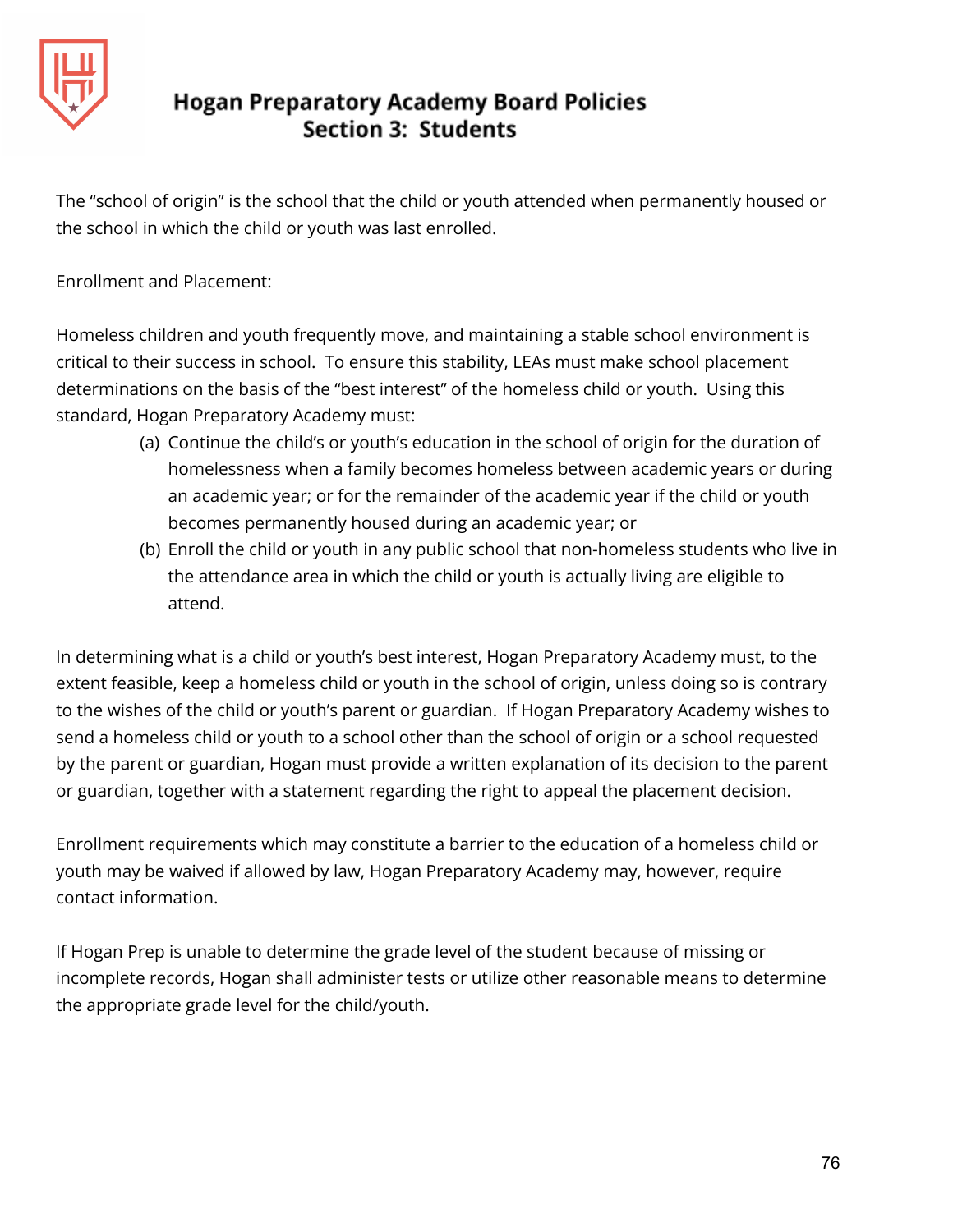The "school of origin" is the school that the child or youth attended when permanently housed or the school in which the child or youth was last enrolled.

Enrollment and Placement:

Homeless children and youth frequently move, and maintaining a stable school environment is critical to their success in school. To ensure this stability, LEAs must make school placement determinations on the basis of the "best interest" of the homeless child or youth. Using this standard, Hogan Preparatory Academy must:

(a) Continue the child's or youth's education in the school of origin for the duration of homelessness when a family becomes homeless between academic years or during an academic year; or for the remainder of the academic year if the child or youth becomes permanently housed during an academic year; or
(b) Enroll the child or youth in any public school that non-homeless students who live in the attendance area in which the child or youth is actually living are eligible to attend.

In determining what is a child or youth's best interest, Hogan Preparatory Academy must, to the extent feasible, keep a homeless child or youth in the school of origin, unless doing so is contrary to the wishes of the child or youth's parent or guardian. If Hogan Preparatory Academy wishes to send a homeless child or youth to a school other than the school of origin or a school requested by the parent or guardian, Hogan must provide a written explanation of its decision to the parent or guardian, together with a statement regarding the right to appeal the placement decision.

Enrollment requirements which may constitute a barrier to the education of a homeless child or youth may be waived if allowed by law, Hogan Preparatory Academy may, however, require contact information.

If Hogan Prep is unable to determine the grade level of the student because of missing or incomplete records, Hogan shall administer tests or utilize other reasonable means to determine the appropriate grade level for the child/youth.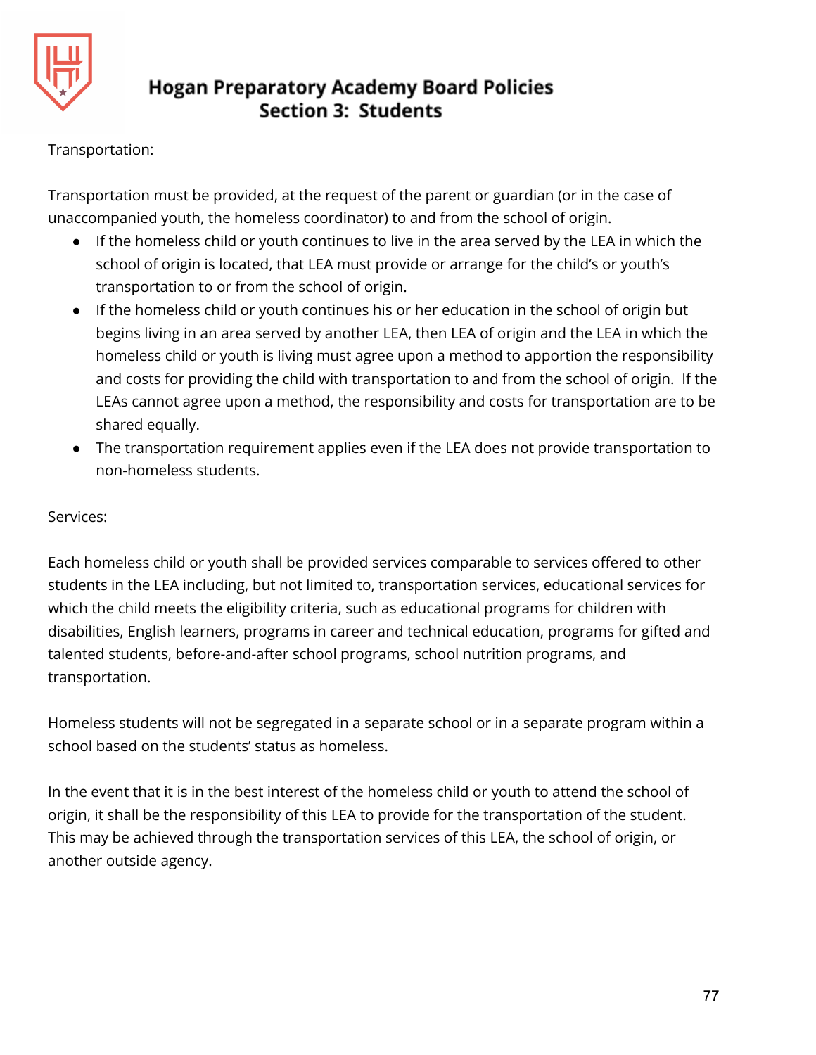Transportation:

Transportation must be provided, at the request of the parent or guardian (or in the case of unaccompanied youth, the homeless coordinator) to and from the school of origin.

- If the homeless child or youth continues to live in the area served by the LEA in which the school of origin is located, that LEA must provide or arrange for the child's or youth's transportation to or from the school of origin.
- If the homeless child or youth continues his or her education in the school of origin but begins living in an area served by another LEA, then LEA of origin and the LEA in which the homeless child or youth is living must agree upon a method to apportion the responsibility and costs for providing the child with transportation to and from the school of origin. If the LEAs cannot agree upon a method, the responsibility and costs for transportation are to be shared equally.
- The transportation requirement applies even if the LEA does not provide transportation to non-homeless students.

Services:

Each homeless child or youth shall be provided services comparable to services offered to other students in the LEA including, but not limited to, transportation services, educational services for which the child meets the eligibility criteria, such as educational programs for children with disabilities, English learners, programs in career and technical education, programs for gifted and talented students, before-and-after school programs, school nutrition programs, and transportation.

Homeless students will not be segregated in a separate school or in a separate program within a school based on the students' status as homeless.

In the event that it is in the best interest of the homeless child or youth to attend the school of origin, it shall be the responsibility of this LEA to provide for the transportation of the student. This may be achieved through the transportation services of this LEA, the school of origin, or another outside agency.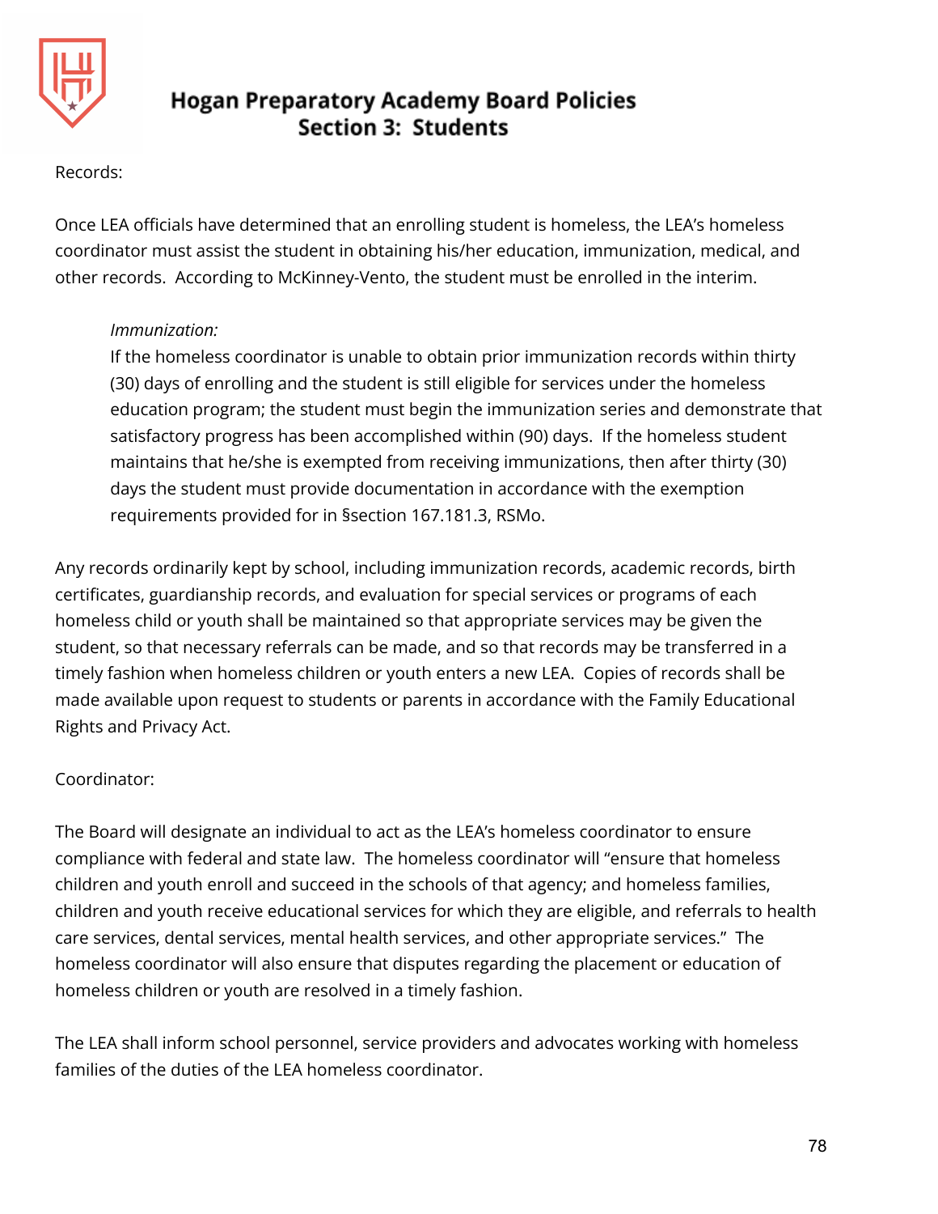Records:

Once LEA officials have determined that an enrolling student is homeless, the LEA's homeless coordinator must assist the student in obtaining his/her education, immunization, medical, and other records. According to McKinney-Vento, the student must be enrolled in the interim.

> *Immunization:*
> If the homeless coordinator is unable to obtain prior immunization records within thirty (30) days of enrolling and the student is still eligible for services under the homeless education program; the student must begin the immunization series and demonstrate that satisfactory progress has been accomplished within (90) days. If the homeless student maintains that he/she is exempted from receiving immunizations, then after thirty (30) days the student must provide documentation in accordance with the exemption requirements provided for in §section 167.181.3, RSMo.

Any records ordinarily kept by school, including immunization records, academic records, birth certificates, guardianship records, and evaluation for special services or programs of each homeless child or youth shall be maintained so that appropriate services may be given the student, so that necessary referrals can be made, and so that records may be transferred in a timely fashion when homeless children or youth enters a new LEA. Copies of records shall be made available upon request to students or parents in accordance with the Family Educational Rights and Privacy Act.

Coordinator:

The Board will designate an individual to act as the LEA's homeless coordinator to ensure compliance with federal and state law. The homeless coordinator will "ensure that homeless children and youth enroll and succeed in the schools of that agency; and homeless families, children and youth receive educational services for which they are eligible, and referrals to health care services, dental services, mental health services, and other appropriate services." The homeless coordinator will also ensure that disputes regarding the placement or education of homeless children or youth are resolved in a timely fashion.

The LEA shall inform school personnel, service providers and advocates working with homeless families of the duties of the LEA homeless coordinator.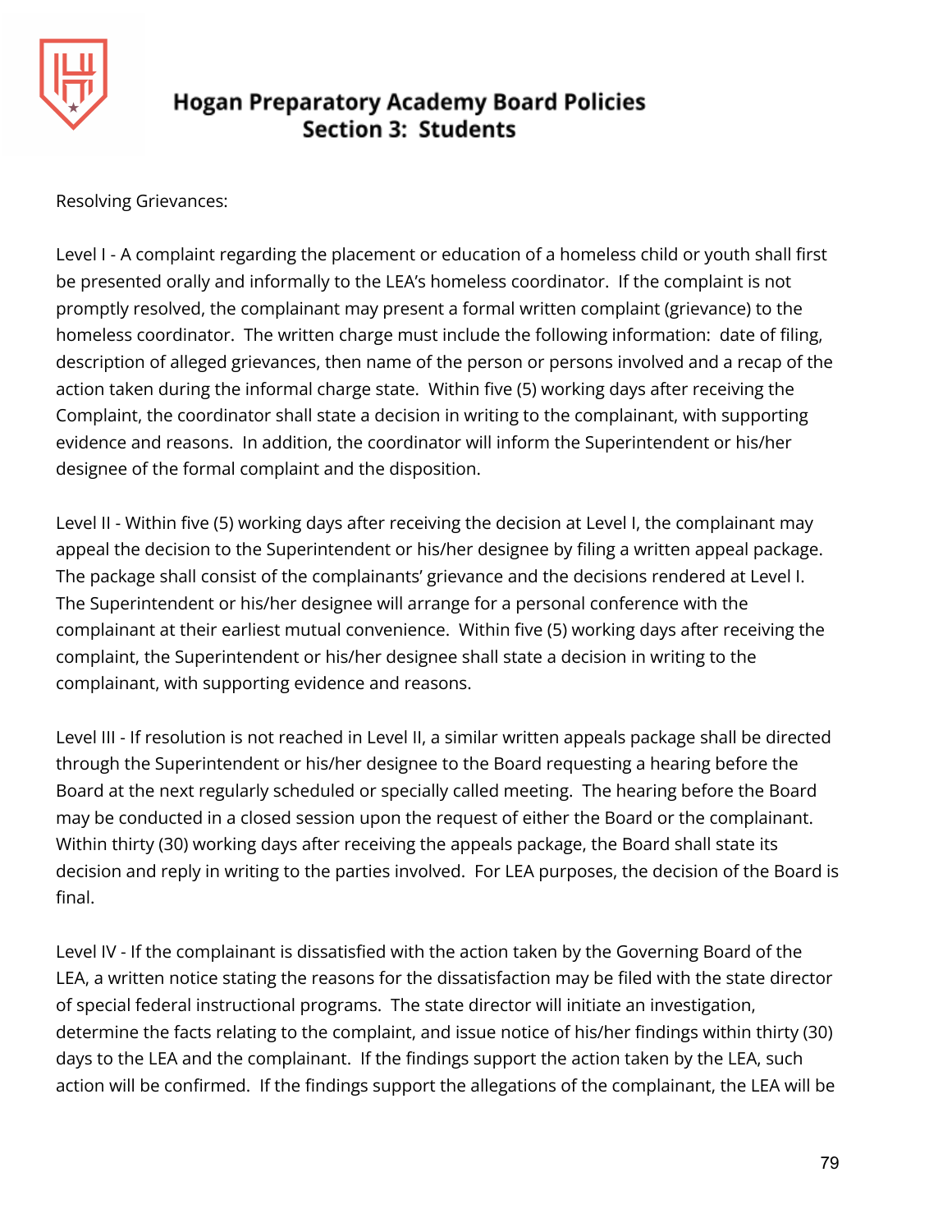Resolving Grievances:

Level I - A complaint regarding the placement or education of a homeless child or youth shall first be presented orally and informally to the LEA's homeless coordinator. If the complaint is not promptly resolved, the complainant may present a formal written complaint (grievance) to the homeless coordinator. The written charge must include the following information: date of filing, description of alleged grievances, then name of the person or persons involved and a recap of the action taken during the informal charge state. Within five (5) working days after receiving the Complaint, the coordinator shall state a decision in writing to the complainant, with supporting evidence and reasons. In addition, the coordinator will inform the Superintendent or his/her designee of the formal complaint and the disposition.

Level II - Within five (5) working days after receiving the decision at Level I, the complainant may appeal the decision to the Superintendent or his/her designee by filing a written appeal package. The package shall consist of the complainants' grievance and the decisions rendered at Level I. The Superintendent or his/her designee will arrange for a personal conference with the complainant at their earliest mutual convenience. Within five (5) working days after receiving the complaint, the Superintendent or his/her designee shall state a decision in writing to the complainant, with supporting evidence and reasons.

Level III - If resolution is not reached in Level II, a similar written appeals package shall be directed through the Superintendent or his/her designee to the Board requesting a hearing before the Board at the next regularly scheduled or specially called meeting. The hearing before the Board may be conducted in a closed session upon the request of either the Board or the complainant. Within thirty (30) working days after receiving the appeals package, the Board shall state its decision and reply in writing to the parties involved. For LEA purposes, the decision of the Board is final.

Level IV - If the complainant is dissatisfied with the action taken by the Governing Board of the LEA, a written notice stating the reasons for the dissatisfaction may be filed with the state director of special federal instructional programs. The state director will initiate an investigation, determine the facts relating to the complaint, and issue notice of his/her findings within thirty (30) days to the LEA and the complainant. If the findings support the action taken by the LEA, such action will be confirmed. If the findings support the allegations of the complainant, the LEA will be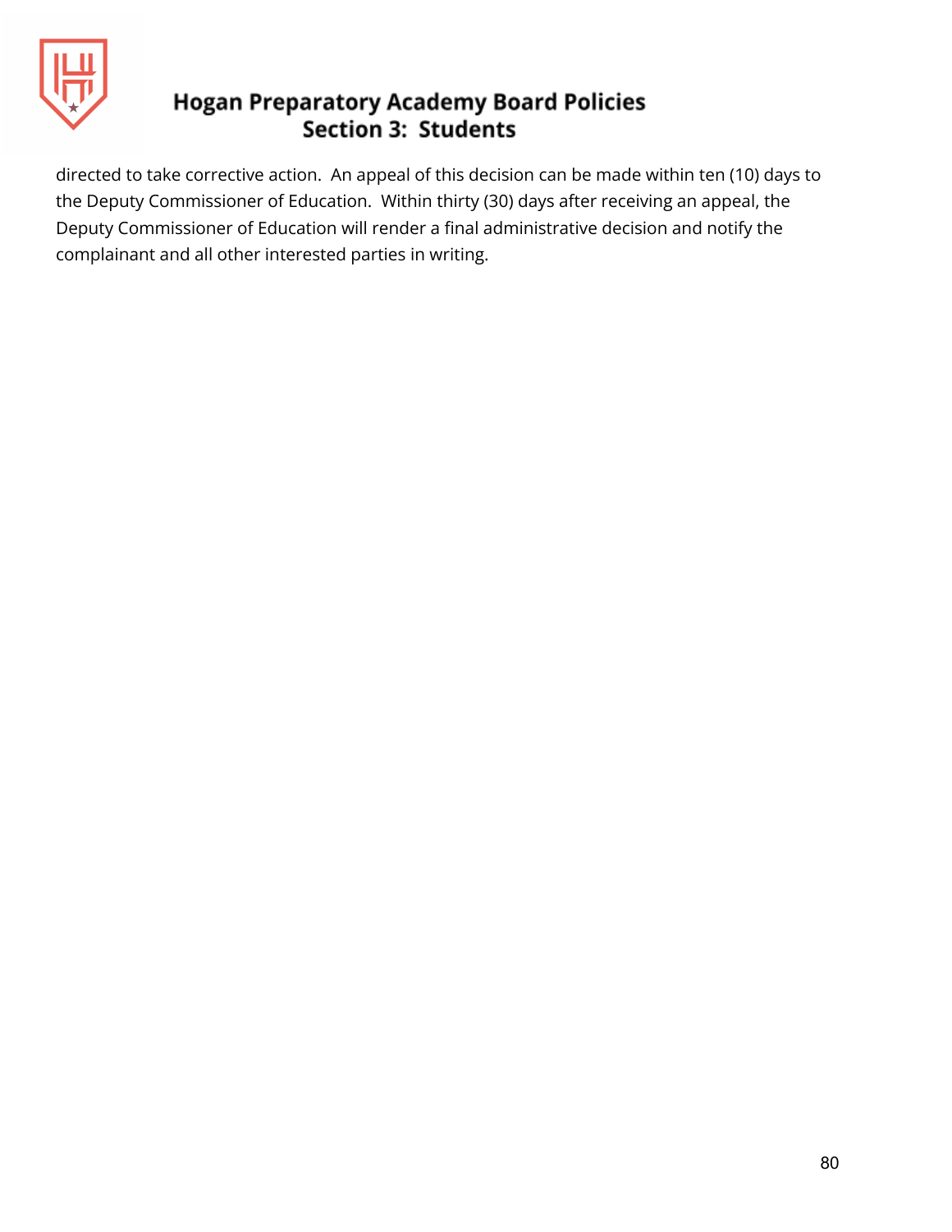directed to take corrective action. An appeal of this decision can be made within ten (10) days to the Deputy Commissioner of Education. Within thirty (30) days after receiving an appeal, the Deputy Commissioner of Education will render a final administrative decision and notify the complainant and all other interested parties in writing.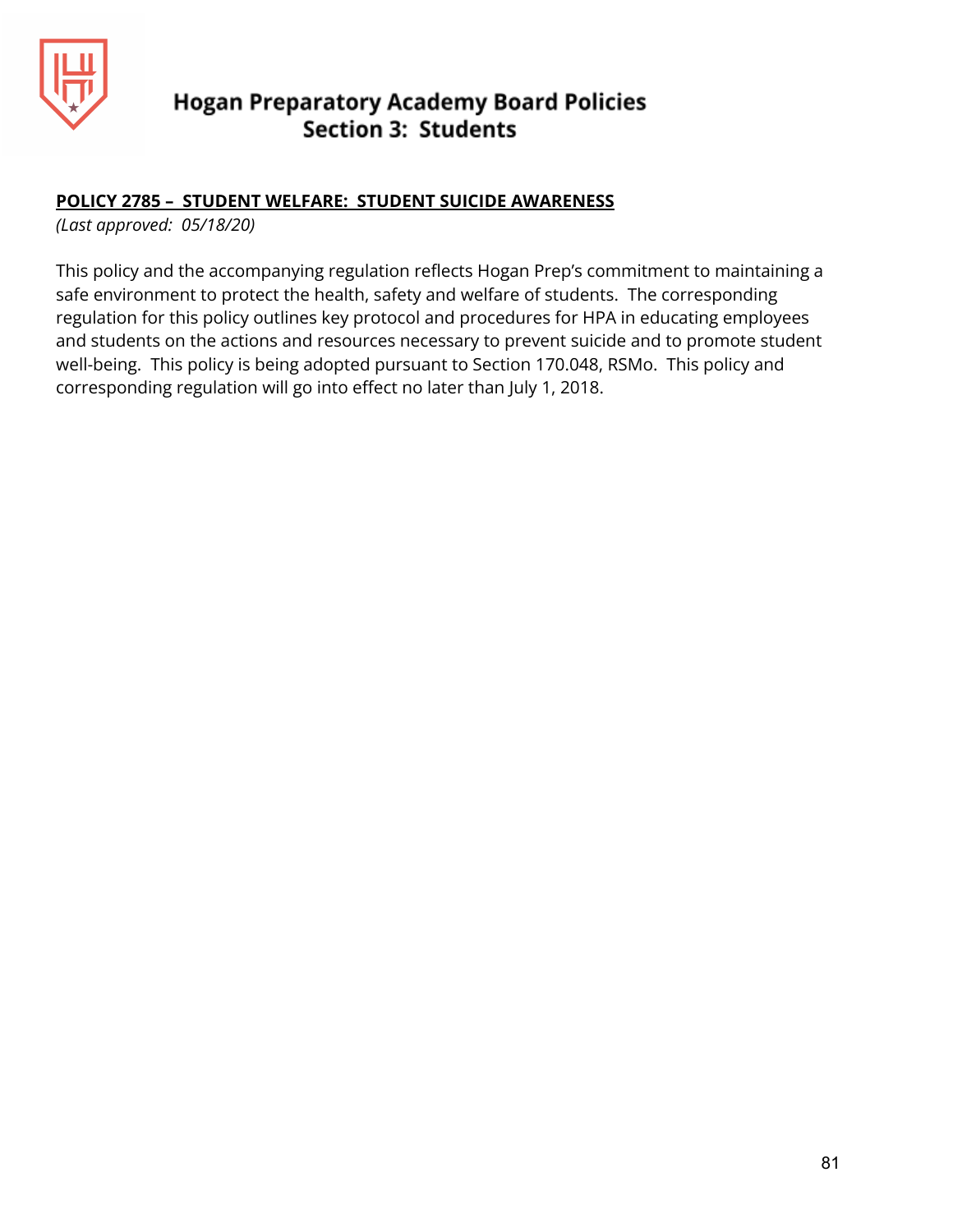# Hogan Preparatory Academy Board Policies
## Section 3: Students

**POLICY 2785 – STUDENT WELFARE: STUDENT SUICIDE AWARENESS**

*(Last approved: 05/18/20)*

This policy and the accompanying regulation reflects Hogan Prep's commitment to maintaining a safe environment to protect the health, safety and welfare of students. The corresponding regulation for this policy outlines key protocol and procedures for HPA in educating employees and students on the actions and resources necessary to prevent suicide and to promote student well-being. This policy is being adopted pursuant to Section 170.048, RSMo. This policy and corresponding regulation will go into effect no later than July 1, 2018.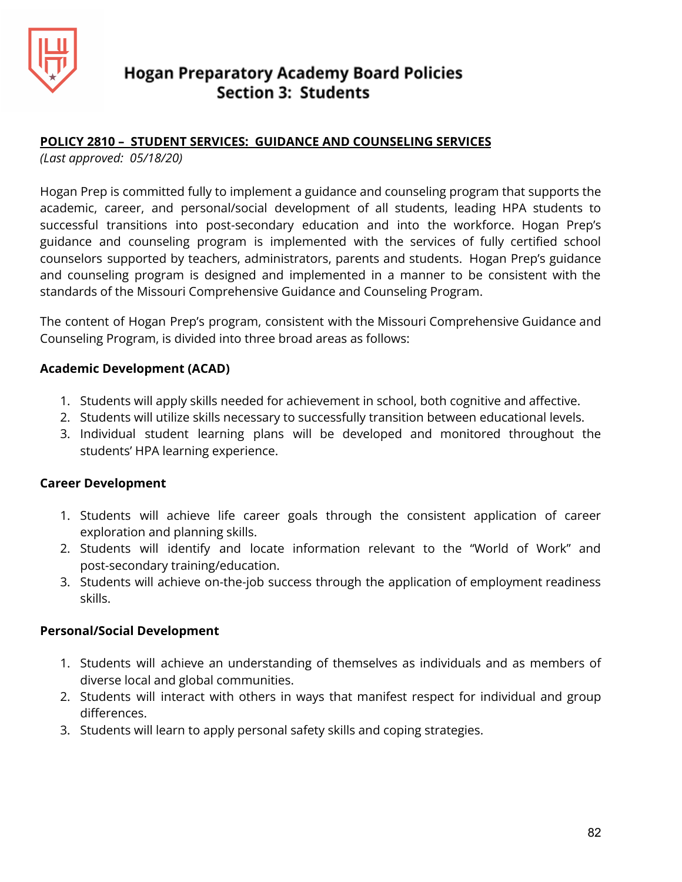# Hogan Preparatory Academy Board Policies
## Section 3: Students

**POLICY 2810 – STUDENT SERVICES: GUIDANCE AND COUNSELING SERVICES**

*(Last approved: 05/18/20)*

Hogan Prep is committed fully to implement a guidance and counseling program that supports the academic, career, and personal/social development of all students, leading HPA students to successful transitions into post-secondary education and into the workforce. Hogan Prep's guidance and counseling program is implemented with the services of fully certified school counselors supported by teachers, administrators, parents and students. Hogan Prep's guidance and counseling program is designed and implemented in a manner to be consistent with the standards of the Missouri Comprehensive Guidance and Counseling Program.

The content of Hogan Prep's program, consistent with the Missouri Comprehensive Guidance and Counseling Program, is divided into three broad areas as follows:

**Academic Development (ACAD)**

1. Students will apply skills needed for achievement in school, both cognitive and affective.
2. Students will utilize skills necessary to successfully transition between educational levels.
3. Individual student learning plans will be developed and monitored throughout the students' HPA learning experience.

**Career Development**

1. Students will achieve life career goals through the consistent application of career exploration and planning skills.
2. Students will identify and locate information relevant to the "World of Work" and post-secondary training/education.
3. Students will achieve on-the-job success through the application of employment readiness skills.

**Personal/Social Development**

1. Students will achieve an understanding of themselves as individuals and as members of diverse local and global communities.
2. Students will interact with others in ways that manifest respect for individual and group differences.
3. Students will learn to apply personal safety skills and coping strategies.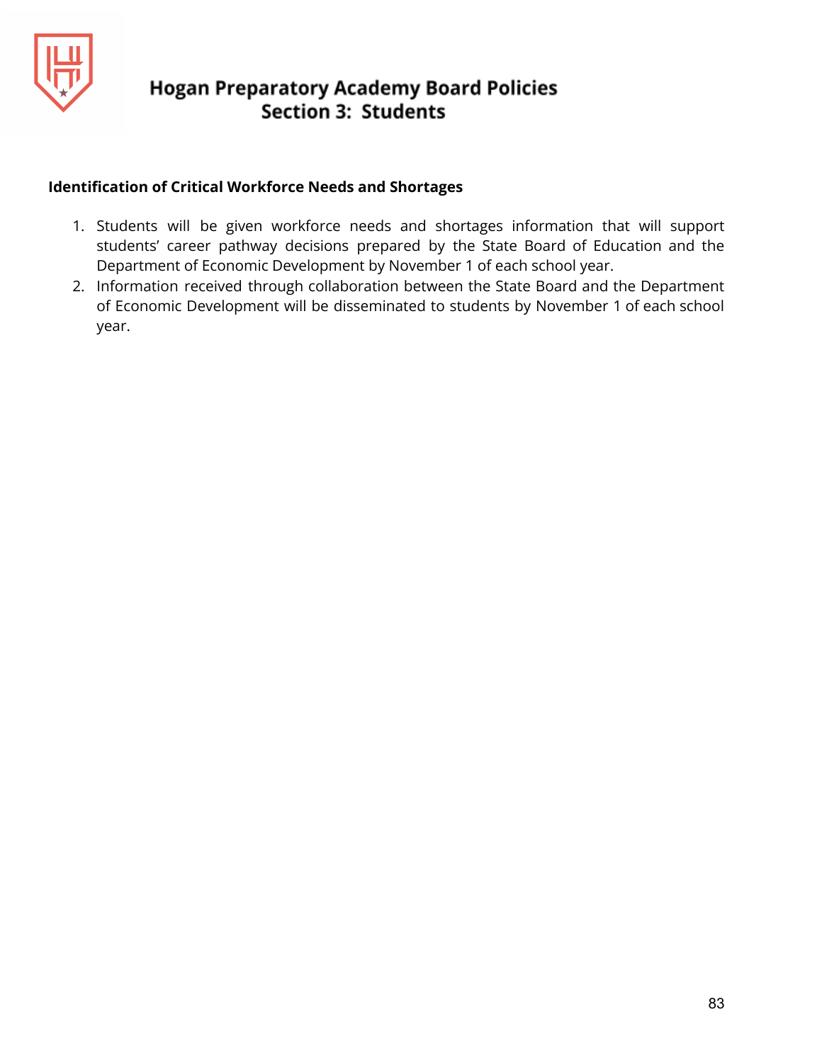### Identification of Critical Workforce Needs and Shortages

1. Students will be given workforce needs and shortages information that will support students' career pathway decisions prepared by the State Board of Education and the Department of Economic Development by November 1 of each school year.
2. Information received through collaboration between the State Board and the Department of Economic Development will be disseminated to students by November 1 of each school year.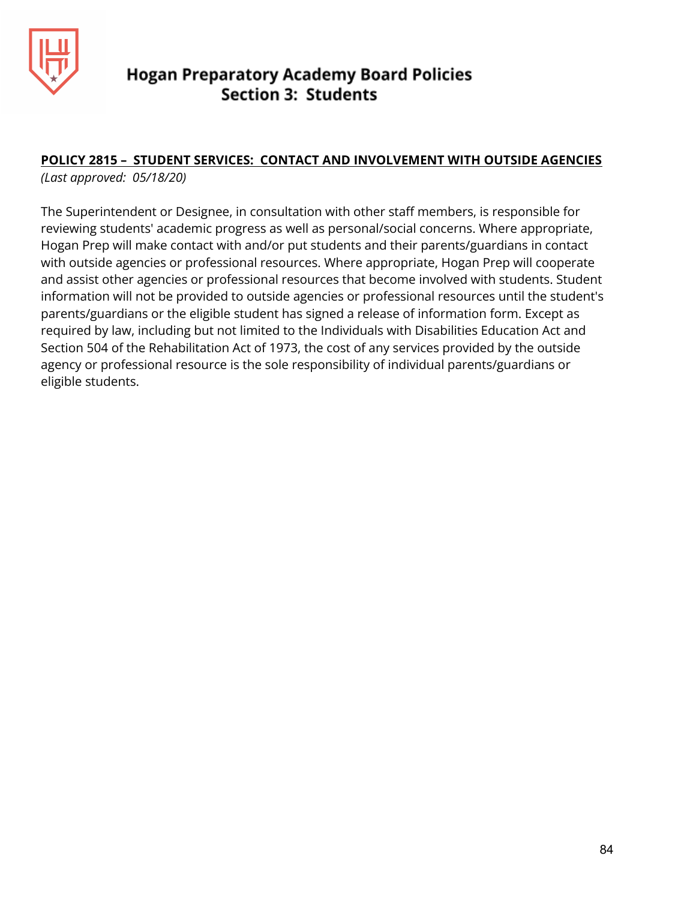# Hogan Preparatory Academy Board Policies
## Section 3: Students

**POLICY 2815 – STUDENT SERVICES: CONTACT AND INVOLVEMENT WITH OUTSIDE AGENCIES**
*(Last approved: 05/18/20)*

The Superintendent or Designee, in consultation with other staff members, is responsible for reviewing students' academic progress as well as personal/social concerns. Where appropriate, Hogan Prep will make contact with and/or put students and their parents/guardians in contact with outside agencies or professional resources. Where appropriate, Hogan Prep will cooperate and assist other agencies or professional resources that become involved with students. Student information will not be provided to outside agencies or professional resources until the student's parents/guardians or the eligible student has signed a release of information form. Except as required by law, including but not limited to the Individuals with Disabilities Education Act and Section 504 of the Rehabilitation Act of 1973, the cost of any services provided by the outside agency or professional resource is the sole responsibility of individual parents/guardians or eligible students.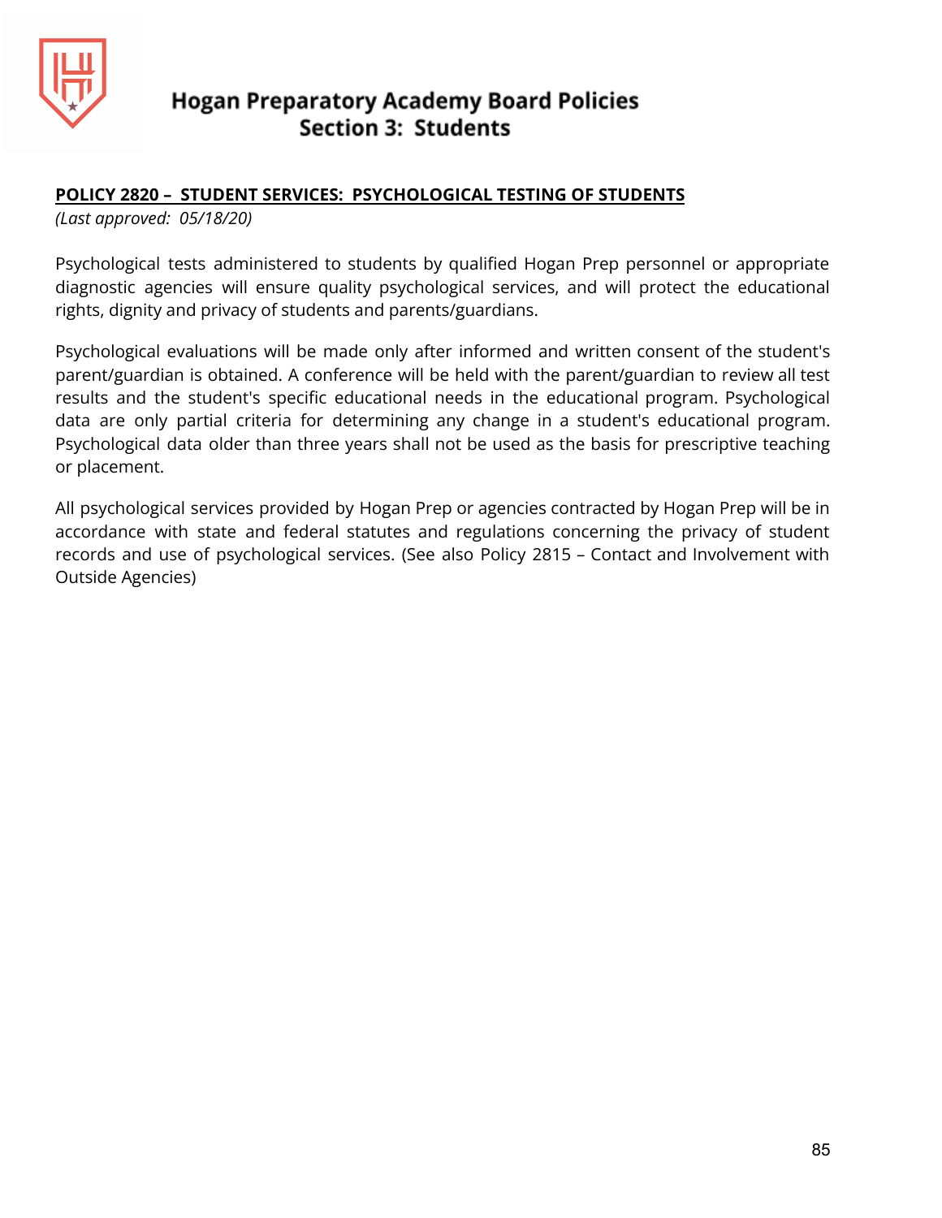# Hogan Preparatory Academy Board Policies
## Section 3: Students

**POLICY 2820 – STUDENT SERVICES: PSYCHOLOGICAL TESTING OF STUDENTS**

*(Last approved: 05/18/20)*

Psychological tests administered to students by qualified Hogan Prep personnel or appropriate diagnostic agencies will ensure quality psychological services, and will protect the educational rights, dignity and privacy of students and parents/guardians.

Psychological evaluations will be made only after informed and written consent of the student's parent/guardian is obtained. A conference will be held with the parent/guardian to review all test results and the student's specific educational needs in the educational program. Psychological data are only partial criteria for determining any change in a student's educational program. Psychological data older than three years shall not be used as the basis for prescriptive teaching or placement.

All psychological services provided by Hogan Prep or agencies contracted by Hogan Prep will be in accordance with state and federal statutes and regulations concerning the privacy of student records and use of psychological services. (See also Policy 2815 – Contact and Involvement with Outside Agencies)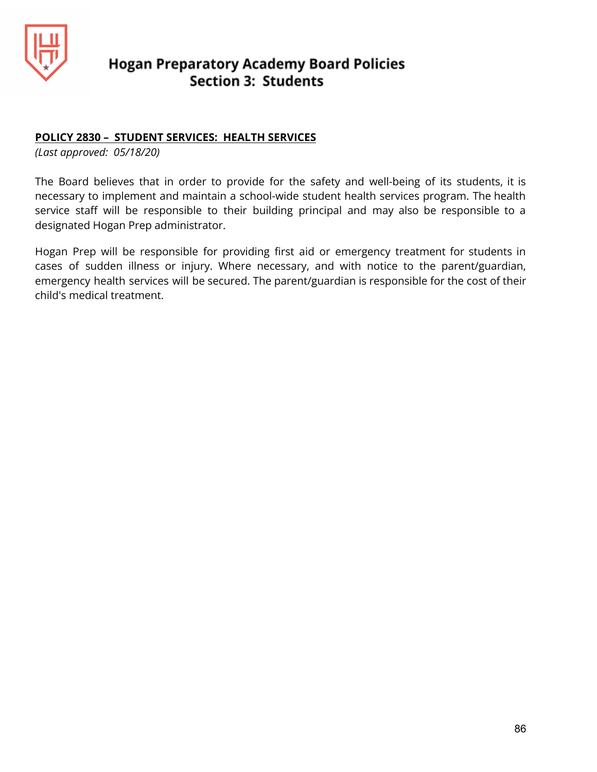**POLICY 2830 – STUDENT SERVICES: HEALTH SERVICES**

*(Last approved: 05/18/20)*

The Board believes that in order to provide for the safety and well-being of its students, it is necessary to implement and maintain a school-wide student health services program. The health service staff will be responsible to their building principal and may also be responsible to a designated Hogan Prep administrator.

Hogan Prep will be responsible for providing first aid or emergency treatment for students in cases of sudden illness or injury. Where necessary, and with notice to the parent/guardian, emergency health services will be secured. The parent/guardian is responsible for the cost of their child's medical treatment.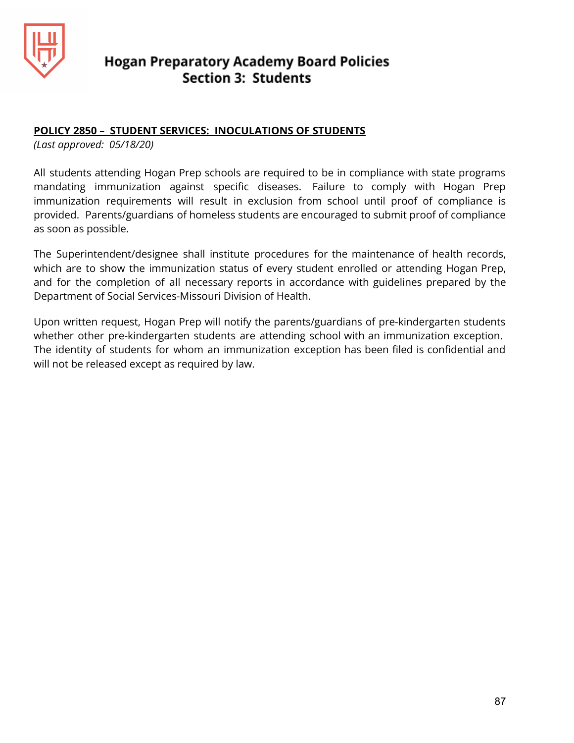**POLICY 2850 – STUDENT SERVICES: INOCULATIONS OF STUDENTS**

*(Last approved: 05/18/20)*

All students attending Hogan Prep schools are required to be in compliance with state programs mandating immunization against specific diseases. Failure to comply with Hogan Prep immunization requirements will result in exclusion from school until proof of compliance is provided. Parents/guardians of homeless students are encouraged to submit proof of compliance as soon as possible.

The Superintendent/designee shall institute procedures for the maintenance of health records, which are to show the immunization status of every student enrolled or attending Hogan Prep, and for the completion of all necessary reports in accordance with guidelines prepared by the Department of Social Services-Missouri Division of Health.

Upon written request, Hogan Prep will notify the parents/guardians of pre-kindergarten students whether other pre-kindergarten students are attending school with an immunization exception. The identity of students for whom an immunization exception has been filed is confidential and will not be released except as required by law.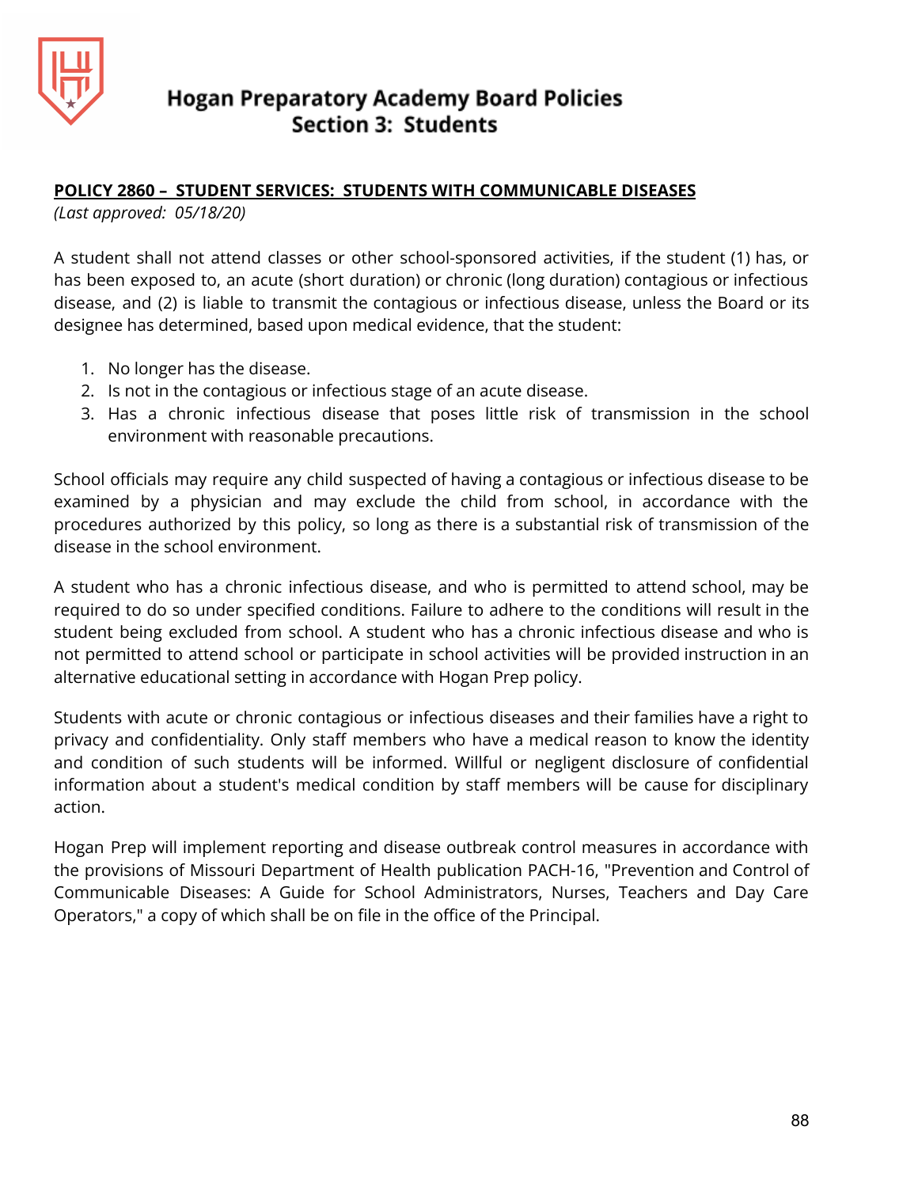# Hogan Preparatory Academy Board Policies
## Section 3: Students

**POLICY 2860 – STUDENT SERVICES: STUDENTS WITH COMMUNICABLE DISEASES**

*(Last approved: 05/18/20)*

A student shall not attend classes or other school-sponsored activities, if the student (1) has, or has been exposed to, an acute (short duration) or chronic (long duration) contagious or infectious disease, and (2) is liable to transmit the contagious or infectious disease, unless the Board or its designee has determined, based upon medical evidence, that the student:

1. No longer has the disease.
2. Is not in the contagious or infectious stage of an acute disease.
3. Has a chronic infectious disease that poses little risk of transmission in the school environment with reasonable precautions.

School officials may require any child suspected of having a contagious or infectious disease to be examined by a physician and may exclude the child from school, in accordance with the procedures authorized by this policy, so long as there is a substantial risk of transmission of the disease in the school environment.

A student who has a chronic infectious disease, and who is permitted to attend school, may be required to do so under specified conditions. Failure to adhere to the conditions will result in the student being excluded from school. A student who has a chronic infectious disease and who is not permitted to attend school or participate in school activities will be provided instruction in an alternative educational setting in accordance with Hogan Prep policy.

Students with acute or chronic contagious or infectious diseases and their families have a right to privacy and confidentiality. Only staff members who have a medical reason to know the identity and condition of such students will be informed. Willful or negligent disclosure of confidential information about a student's medical condition by staff members will be cause for disciplinary action.

Hogan Prep will implement reporting and disease outbreak control measures in accordance with the provisions of Missouri Department of Health publication PACH-16, "Prevention and Control of Communicable Diseases: A Guide for School Administrators, Nurses, Teachers and Day Care Operators," a copy of which shall be on file in the office of the Principal.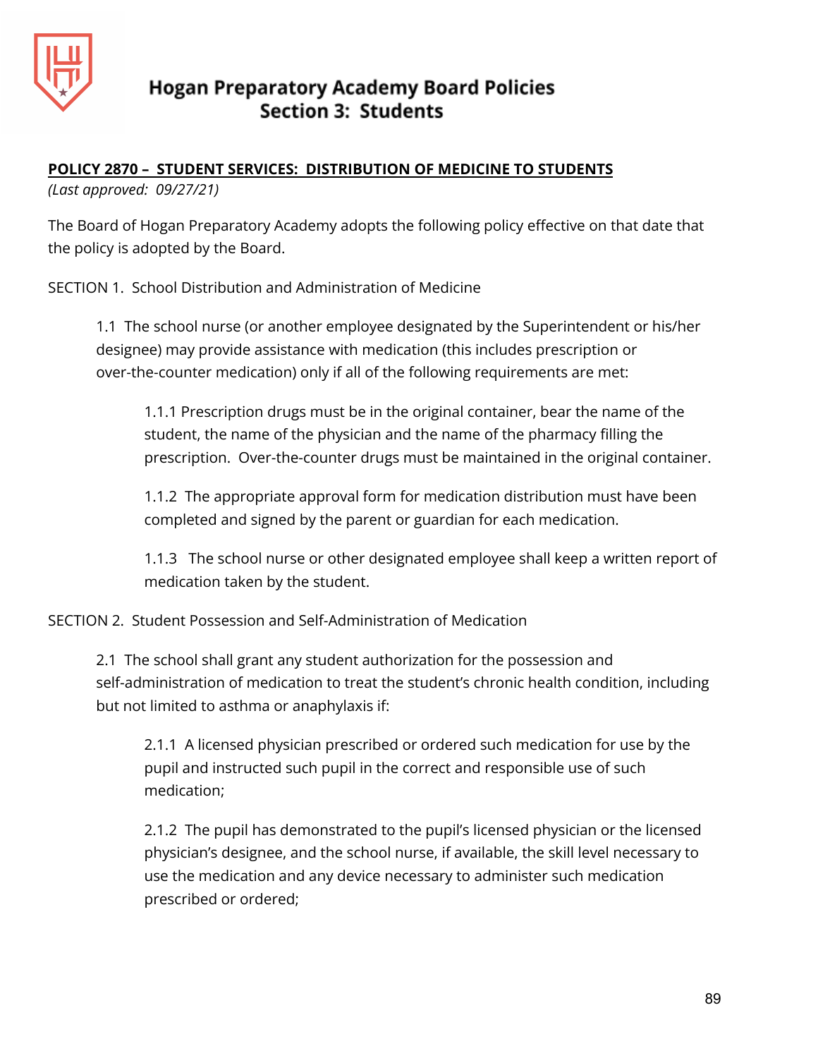# Hogan Preparatory Academy Board Policies
## Section 3: Students

**POLICY 2870 – STUDENT SERVICES: DISTRIBUTION OF MEDICINE TO STUDENTS**

*(Last approved: 09/27/21)*

The Board of Hogan Preparatory Academy adopts the following policy effective on that date that the policy is adopted by the Board.

SECTION 1. School Distribution and Administration of Medicine

1.1 The school nurse (or another employee designated by the Superintendent or his/her designee) may provide assistance with medication (this includes prescription or over-the-counter medication) only if all of the following requirements are met:

1.1.1 Prescription drugs must be in the original container, bear the name of the student, the name of the physician and the name of the pharmacy filling the prescription. Over-the-counter drugs must be maintained in the original container.

1.1.2 The appropriate approval form for medication distribution must have been completed and signed by the parent or guardian for each medication.

1.1.3 The school nurse or other designated employee shall keep a written report of medication taken by the student.

SECTION 2. Student Possession and Self-Administration of Medication

2.1 The school shall grant any student authorization for the possession and self-administration of medication to treat the student's chronic health condition, including but not limited to asthma or anaphylaxis if:

2.1.1 A licensed physician prescribed or ordered such medication for use by the pupil and instructed such pupil in the correct and responsible use of such medication;

2.1.2 The pupil has demonstrated to the pupil's licensed physician or the licensed physician's designee, and the school nurse, if available, the skill level necessary to use the medication and any device necessary to administer such medication prescribed or ordered;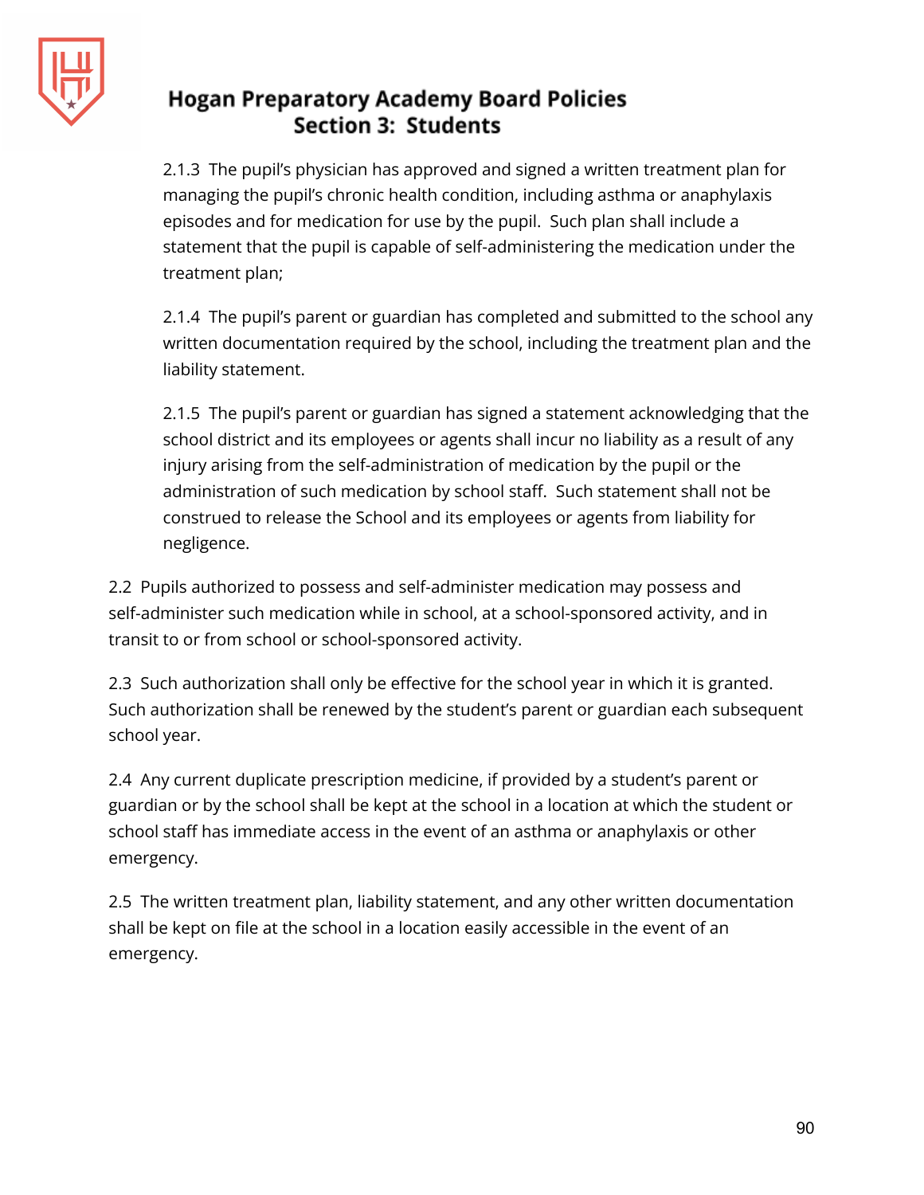2.1.3 The pupil's physician has approved and signed a written treatment plan for managing the pupil's chronic health condition, including asthma or anaphylaxis episodes and for medication for use by the pupil. Such plan shall include a statement that the pupil is capable of self-administering the medication under the treatment plan;

2.1.4 The pupil's parent or guardian has completed and submitted to the school any written documentation required by the school, including the treatment plan and the liability statement.

2.1.5 The pupil's parent or guardian has signed a statement acknowledging that the school district and its employees or agents shall incur no liability as a result of any injury arising from the self-administration of medication by the pupil or the administration of such medication by school staff. Such statement shall not be construed to release the School and its employees or agents from liability for negligence.

2.2 Pupils authorized to possess and self-administer medication may possess and self-administer such medication while in school, at a school-sponsored activity, and in transit to or from school or school-sponsored activity.

2.3 Such authorization shall only be effective for the school year in which it is granted. Such authorization shall be renewed by the student's parent or guardian each subsequent school year.

2.4 Any current duplicate prescription medicine, if provided by a student's parent or guardian or by the school shall be kept at the school in a location at which the student or school staff has immediate access in the event of an asthma or anaphylaxis or other emergency.

2.5 The written treatment plan, liability statement, and any other written documentation shall be kept on file at the school in a location easily accessible in the event of an emergency.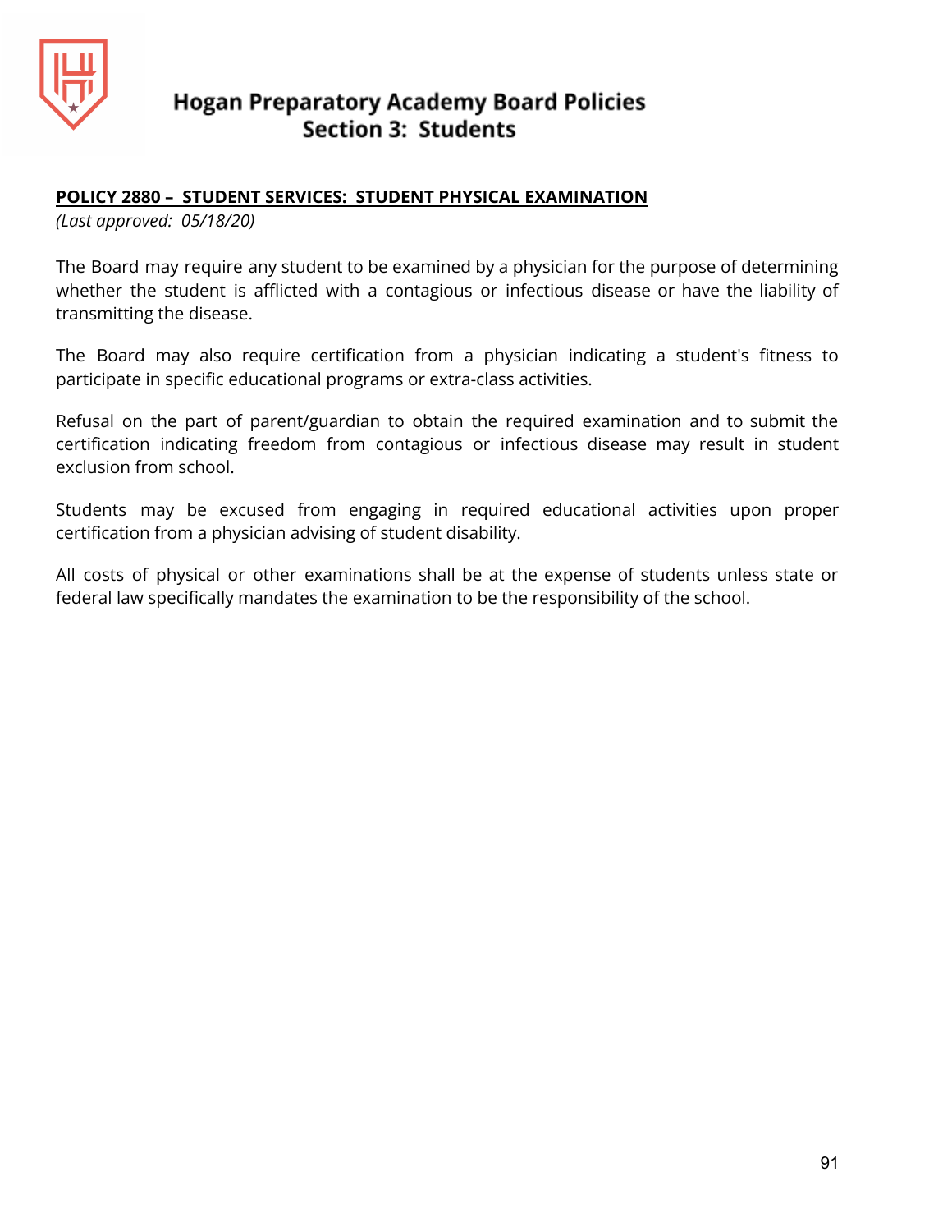# Hogan Preparatory Academy Board Policies
## Section 3: Students

**POLICY 2880 – STUDENT SERVICES: STUDENT PHYSICAL EXAMINATION**

*(Last approved: 05/18/20)*

The Board may require any student to be examined by a physician for the purpose of determining whether the student is afflicted with a contagious or infectious disease or have the liability of transmitting the disease.

The Board may also require certification from a physician indicating a student's fitness to participate in specific educational programs or extra-class activities.

Refusal on the part of parent/guardian to obtain the required examination and to submit the certification indicating freedom from contagious or infectious disease may result in student exclusion from school.

Students may be excused from engaging in required educational activities upon proper certification from a physician advising of student disability.

All costs of physical or other examinations shall be at the expense of students unless state or federal law specifically mandates the examination to be the responsibility of the school.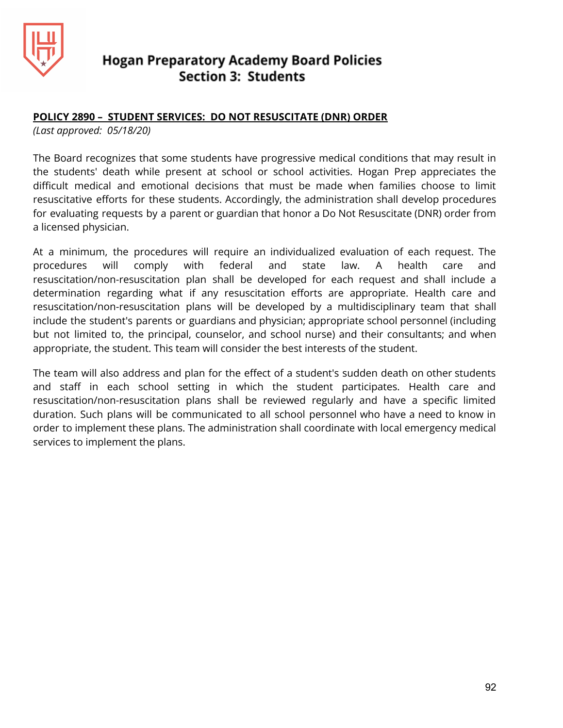# Hogan Preparatory Academy Board Policies
## Section 3: Students

**POLICY 2890 – STUDENT SERVICES: DO NOT RESUSCITATE (DNR) ORDER**

*(Last approved: 05/18/20)*

The Board recognizes that some students have progressive medical conditions that may result in the students' death while present at school or school activities. Hogan Prep appreciates the difficult medical and emotional decisions that must be made when families choose to limit resuscitative efforts for these students. Accordingly, the administration shall develop procedures for evaluating requests by a parent or guardian that honor a Do Not Resuscitate (DNR) order from a licensed physician.

At a minimum, the procedures will require an individualized evaluation of each request. The procedures will comply with federal and state law. A health care and resuscitation/non-resuscitation plan shall be developed for each request and shall include a determination regarding what if any resuscitation efforts are appropriate. Health care and resuscitation/non-resuscitation plans will be developed by a multidisciplinary team that shall include the student's parents or guardians and physician; appropriate school personnel (including but not limited to, the principal, counselor, and school nurse) and their consultants; and when appropriate, the student. This team will consider the best interests of the student.

The team will also address and plan for the effect of a student's sudden death on other students and staff in each school setting in which the student participates. Health care and resuscitation/non-resuscitation plans shall be reviewed regularly and have a specific limited duration. Such plans will be communicated to all school personnel who have a need to know in order to implement these plans. The administration shall coordinate with local emergency medical services to implement the plans.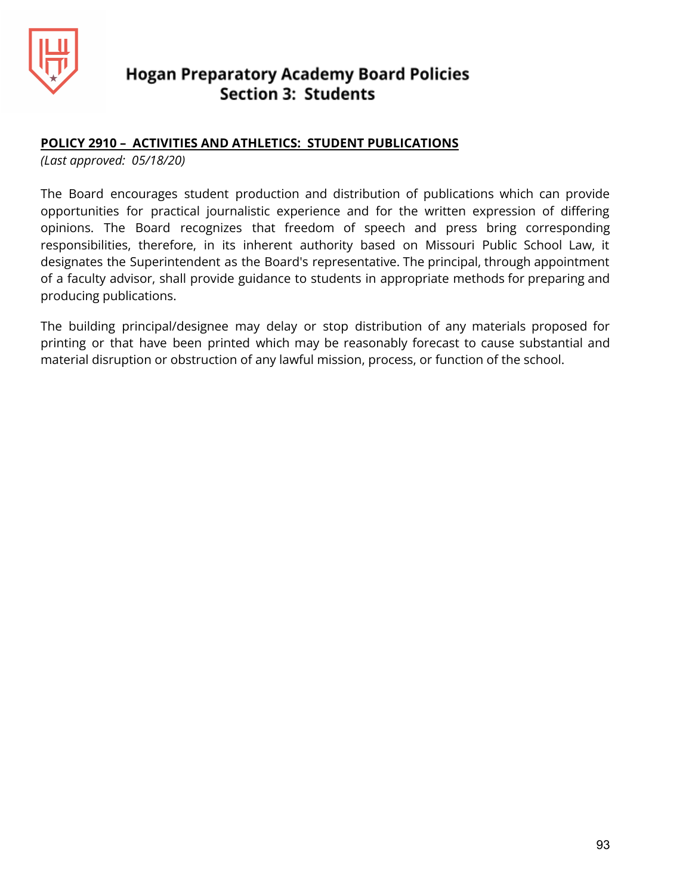## POLICY 2910 – ACTIVITIES AND ATHLETICS: STUDENT PUBLICATIONS

*(Last approved: 05/18/20)*

The Board encourages student production and distribution of publications which can provide opportunities for practical journalistic experience and for the written expression of differing opinions. The Board recognizes that freedom of speech and press bring corresponding responsibilities, therefore, in its inherent authority based on Missouri Public School Law, it designates the Superintendent as the Board's representative. The principal, through appointment of a faculty advisor, shall provide guidance to students in appropriate methods for preparing and producing publications.

The building principal/designee may delay or stop distribution of any materials proposed for printing or that have been printed which may be reasonably forecast to cause substantial and material disruption or obstruction of any lawful mission, process, or function of the school.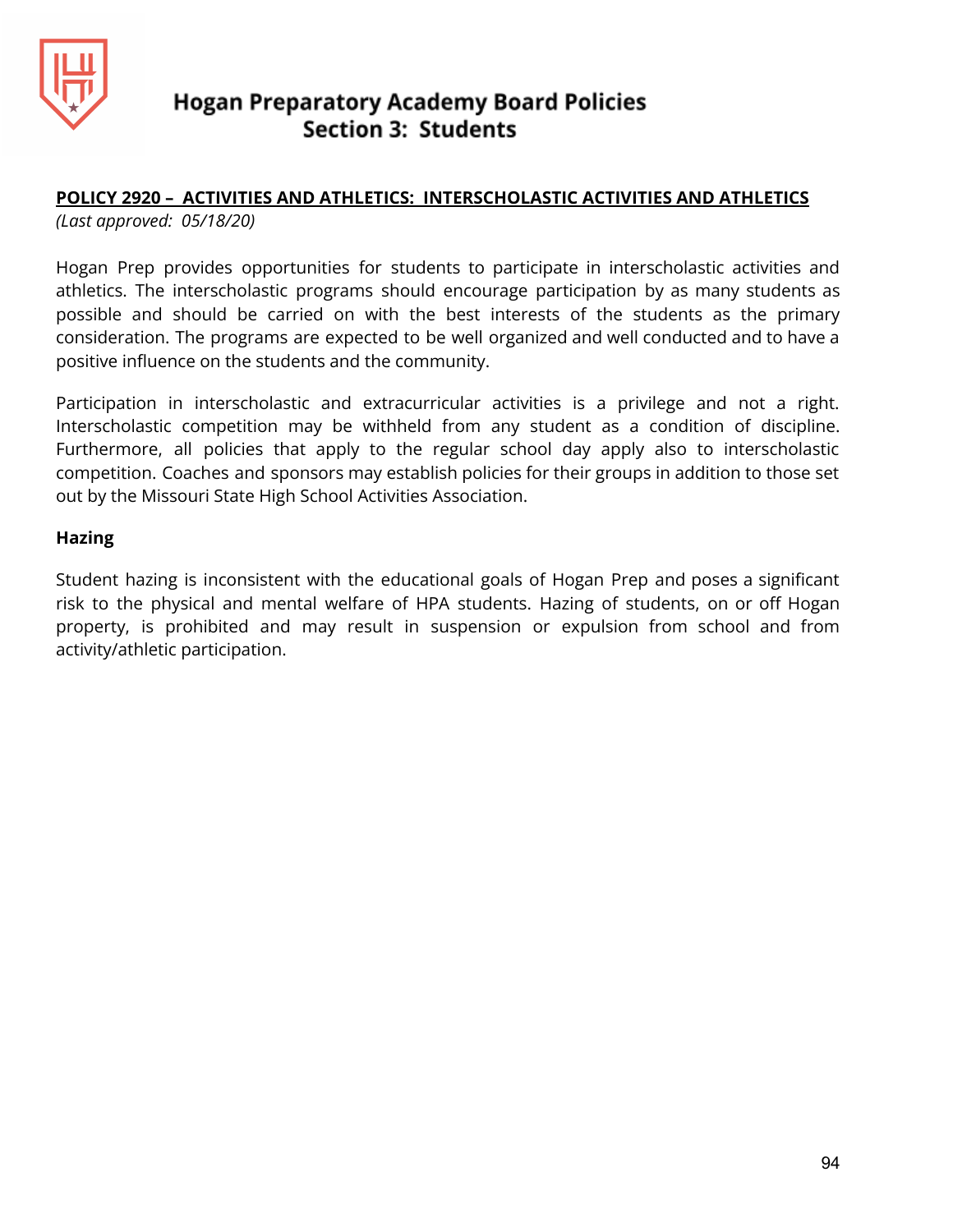## POLICY 2920 – ACTIVITIES AND ATHLETICS: INTERSCHOLASTIC ACTIVITIES AND ATHLETICS

*(Last approved: 05/18/20)*

Hogan Prep provides opportunities for students to participate in interscholastic activities and athletics. The interscholastic programs should encourage participation by as many students as possible and should be carried on with the best interests of the students as the primary consideration. The programs are expected to be well organized and well conducted and to have a positive influence on the students and the community.

Participation in interscholastic and extracurricular activities is a privilege and not a right. Interscholastic competition may be withheld from any student as a condition of discipline. Furthermore, all policies that apply to the regular school day apply also to interscholastic competition. Coaches and sponsors may establish policies for their groups in addition to those set out by the Missouri State High School Activities Association.

**Hazing**

Student hazing is inconsistent with the educational goals of Hogan Prep and poses a significant risk to the physical and mental welfare of HPA students. Hazing of students, on or off Hogan property, is prohibited and may result in suspension or expulsion from school and from activity/athletic participation.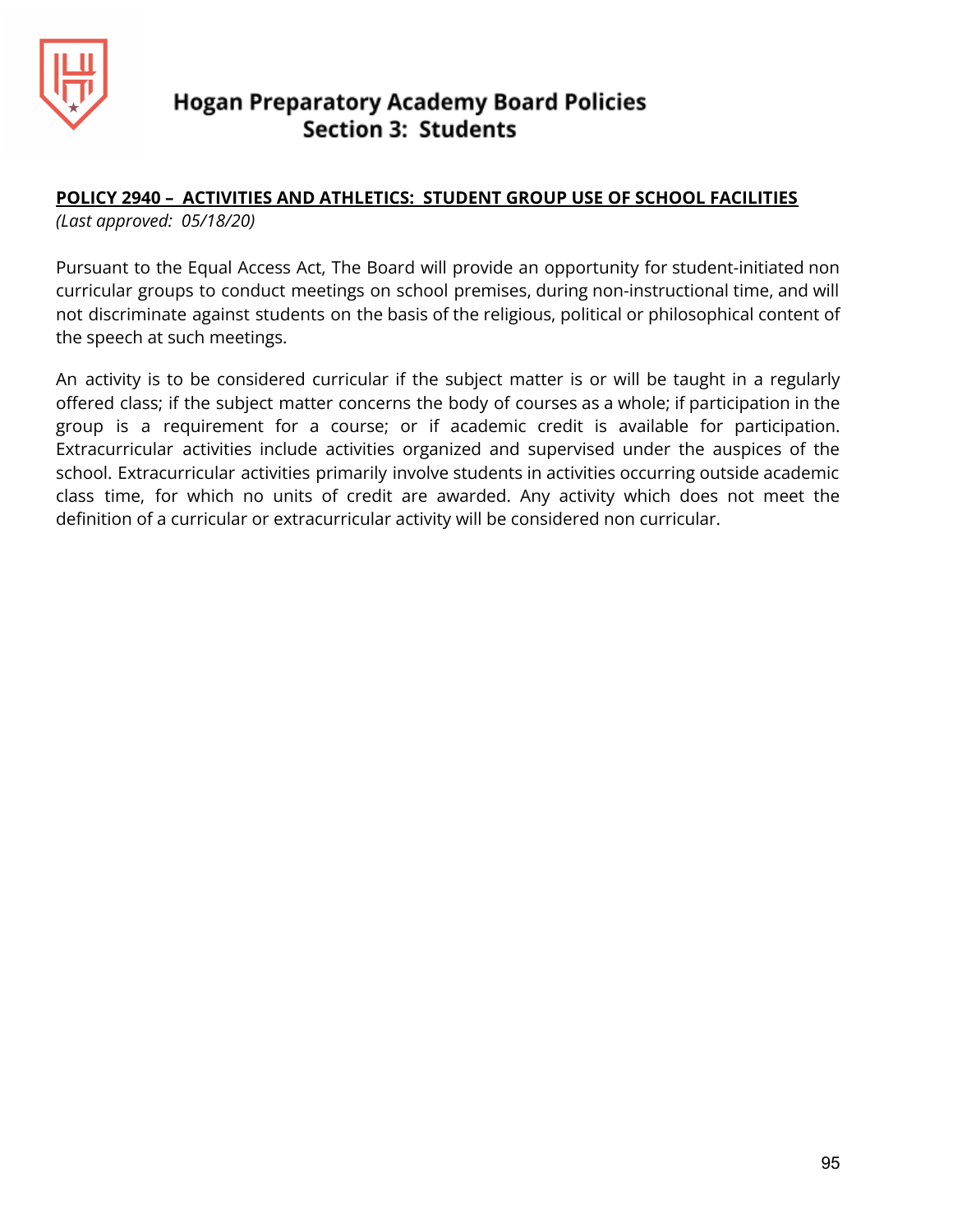# Hogan Preparatory Academy Board Policies
## Section 3: Students

**POLICY 2940 – ACTIVITIES AND ATHLETICS: STUDENT GROUP USE OF SCHOOL FACILITIES**

*(Last approved: 05/18/20)*

Pursuant to the Equal Access Act, The Board will provide an opportunity for student-initiated non curricular groups to conduct meetings on school premises, during non-instructional time, and will not discriminate against students on the basis of the religious, political or philosophical content of the speech at such meetings.

An activity is to be considered curricular if the subject matter is or will be taught in a regularly offered class; if the subject matter concerns the body of courses as a whole; if participation in the group is a requirement for a course; or if academic credit is available for participation. Extracurricular activities include activities organized and supervised under the auspices of the school. Extracurricular activities primarily involve students in activities occurring outside academic class time, for which no units of credit are awarded. Any activity which does not meet the definition of a curricular or extracurricular activity will be considered non curricular.